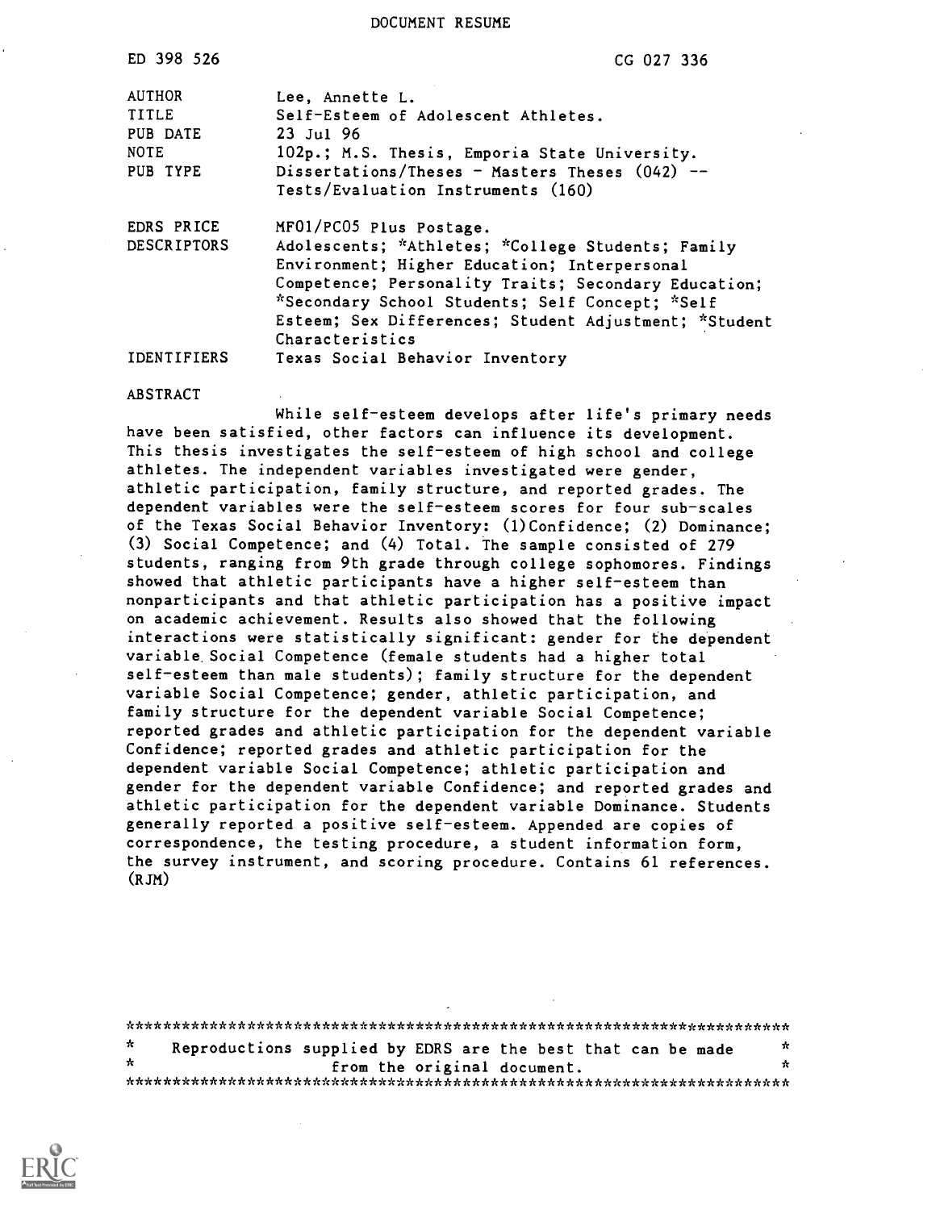# DOCUMENT RESUME

| | |
|---|---|
| ED 398 526 | CG 027 336 |
| AUTHOR | Lee, Annette L. |
| TITLE | Self-Esteem of Adolescent Athletes. |
| PUB DATE | 23 Jul 96 |
| NOTE | 102p.; M.S. Thesis, Emporia State University. |
| PUB TYPE | Dissertations/Theses - Masters Theses (042) -- Tests/Evaluation Instruments (160) |
| EDRS PRICE | MF01/PC05 Plus Postage. |
| DESCRIPTORS | Adolescents; *Athletes; *College Students; Family Environment; Higher Education; Interpersonal Competence; Personality Traits; Secondary Education; *Secondary School Students; Self Concept; *Self Esteem; Sex Differences; Student Adjustment; *Student Characteristics |
| IDENTIFIERS | Texas Social Behavior Inventory |

## ABSTRACT

While self-esteem develops after life's primary needs have been satisfied, other factors can influence its development. This thesis investigates the self-esteem of high school and college athletes. The independent variables investigated were gender, athletic participation, family structure, and reported grades. The dependent variables were the self-esteem scores for four sub-scales of the Texas Social Behavior Inventory: (1)Confidence; (2) Dominance; (3) Social Competence; and (4) Total. The sample consisted of 279 students, ranging from 9th grade through college sophomores. Findings showed that athletic participants have a higher self-esteem than nonparticipants and that athletic participation has a positive impact on academic achievement. Results also showed that the following interactions were statistically significant: gender for the dependent variable Social Competence (female students had a higher total self-esteem than male students); family structure for the dependent variable Social Competence; gender, athletic participation, and family structure for the dependent variable Social Competence; reported grades and athletic participation for the dependent variable Confidence; reported grades and athletic participation for the dependent variable Social Competence; athletic participation and gender for the dependent variable Confidence; and reported grades and athletic participation for the dependent variable Dominance. Students generally reported a positive self-esteem. Appended are copies of correspondence, the testing procedure, a student information form, the survey instrument, and scoring procedure. Contains 61 references. (RJM)

***********************************************************************
* Reproductions supplied by EDRS are the best that can be made *
* from the original document. *
***********************************************************************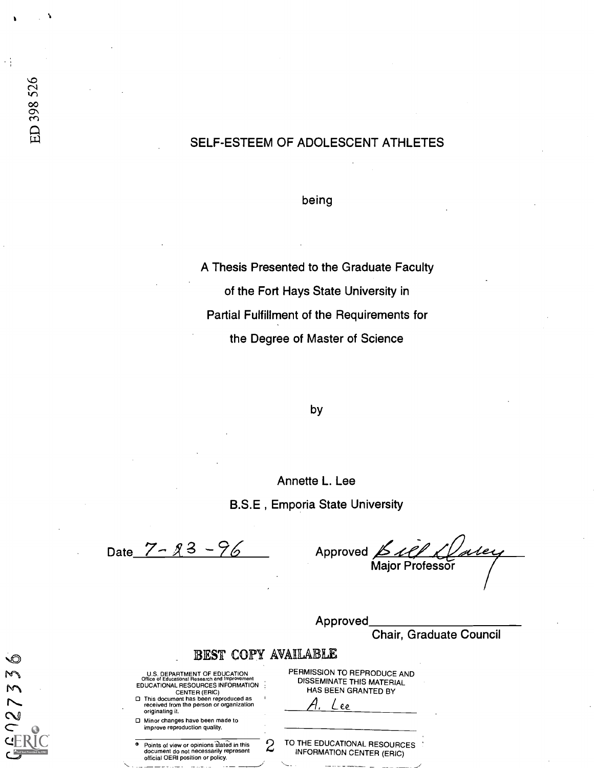ED 398 526

# SELF-ESTEEM OF ADOLESCENT ATHLETES

being

A Thesis Presented to the Graduate Faculty

of the Fort Hays State University in

Partial Fulfillment of the Requirements for

the Degree of Master of Science

by

Annette L. Lee

B.S.E , Emporia State University

Date 7-23-96

Approved Bill Daley
Major Professor

Approved ______________________
Chair, Graduate Council

BEST COPY AVAILABLE

U.S. DEPARTMENT OF EDUCATION
Office of Educational Research and Improvement
EDUCATIONAL RESOURCES INFORMATION
CENTER (ERIC)

- This document has been reproduced as received from the person or organization originating it.
- Minor changes have been made to improve reproduction quality.
- Points of view or opinions stated in this document do not necessarily represent official OERI position or policy.

PERMISSION TO REPRODUCE AND
DISSEMINATE THIS MATERIAL
HAS BEEN GRANTED BY

A. Lee

TO THE EDUCATIONAL RESOURCES
INFORMATION CENTER (ERIC)

CG027336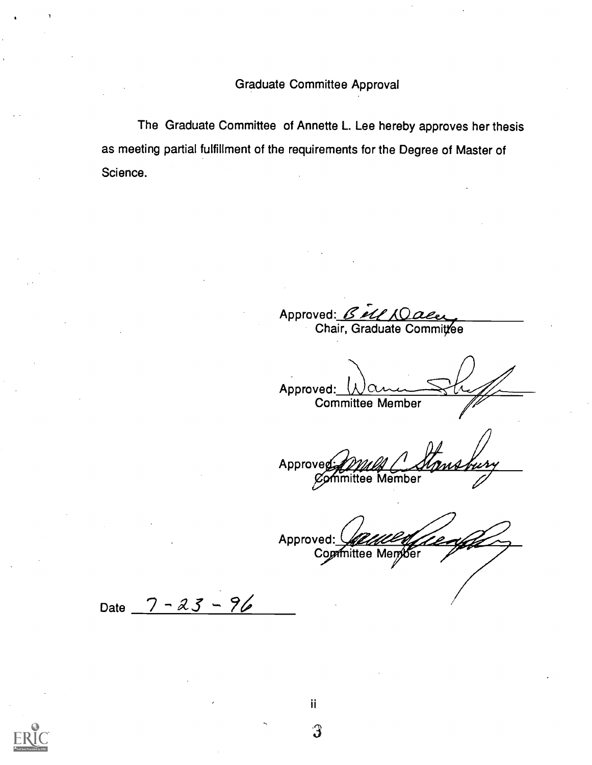# Graduate Committee Approval

The Graduate Committee of Annette L. Lee hereby approves her thesis as meeting partial fulfillment of the requirements for the Degree of Master of Science.

Approved: Bill Daer
Chair, Graduate Committee

Approved: Warren Shaff
Committee Member

Approved: James C. Stansbury
Committee Member

Approved: Jamed Leeage
Committee Member

Date 7-23-96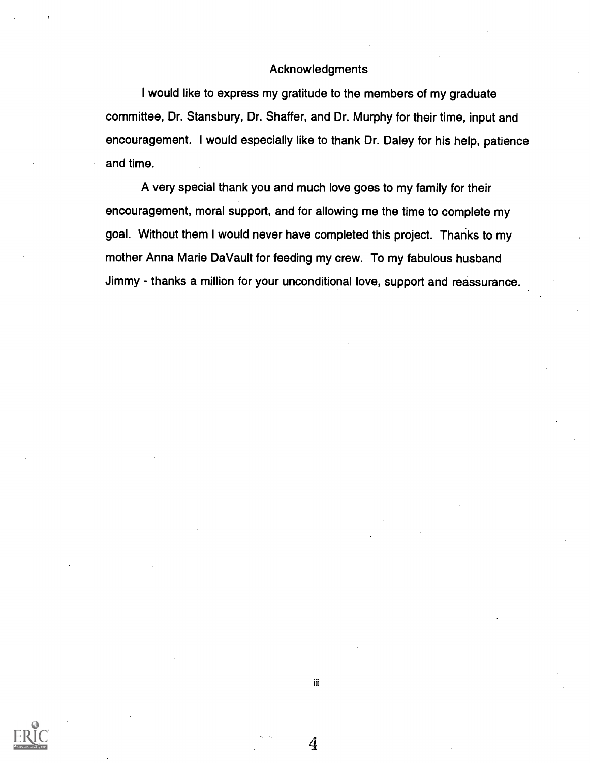# Acknowledgments

I would like to express my gratitude to the members of my graduate committee, Dr. Stansbury, Dr. Shaffer, and Dr. Murphy for their time, input and encouragement. I would especially like to thank Dr. Daley for his help, patience and time.

A very special thank you and much love goes to my family for their encouragement, moral support, and for allowing me the time to complete my goal. Without them I would never have completed this project. Thanks to my mother Anna Marie DaVault for feeding my crew. To my fabulous husband Jimmy - thanks a million for your unconditional love, support and reassurance.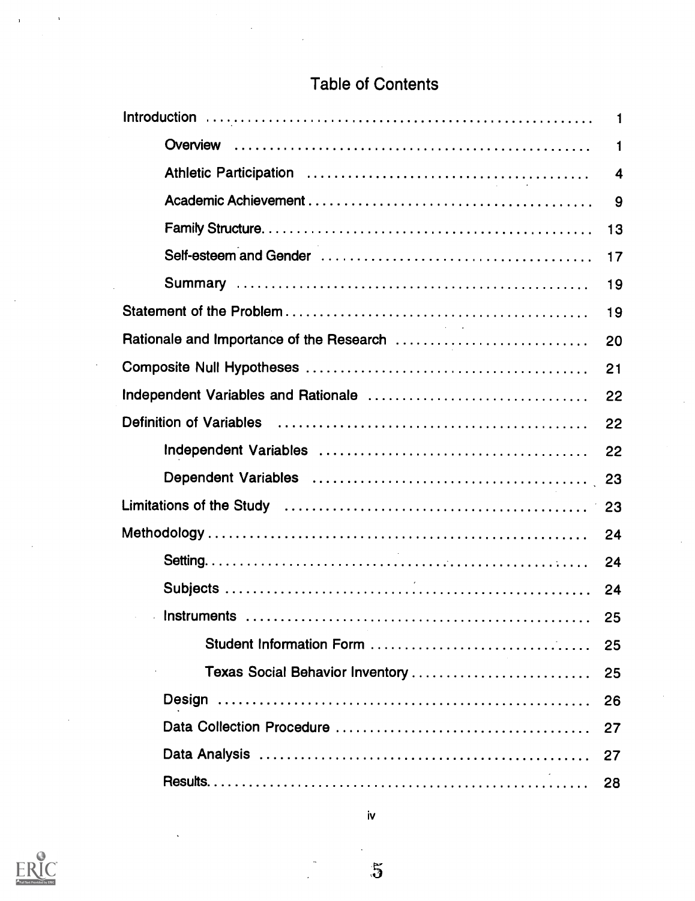# Table of Contents

| | |
|---|---|
| Introduction | 1 |
| &nbsp;&nbsp;&nbsp;&nbsp;Overview | 1 |
| &nbsp;&nbsp;&nbsp;&nbsp;Athletic Participation | 4 |
| &nbsp;&nbsp;&nbsp;&nbsp;Academic Achievement | 9 |
| &nbsp;&nbsp;&nbsp;&nbsp;Family Structure | 13 |
| &nbsp;&nbsp;&nbsp;&nbsp;Self-esteem and Gender | 17 |
| &nbsp;&nbsp;&nbsp;&nbsp;Summary | 19 |
| Statement of the Problem | 19 |
| Rationale and Importance of the Research | 20 |
| Composite Null Hypotheses | 21 |
| Independent Variables and Rationale | 22 |
| Definition of Variables | 22 |
| &nbsp;&nbsp;&nbsp;&nbsp;Independent Variables | 22 |
| &nbsp;&nbsp;&nbsp;&nbsp;Dependent Variables | 23 |
| Limitations of the Study | 23 |
| Methodology | 24 |
| &nbsp;&nbsp;&nbsp;&nbsp;Setting | 24 |
| &nbsp;&nbsp;&nbsp;&nbsp;Subjects | 24 |
| &nbsp;&nbsp;&nbsp;&nbsp;Instruments | 25 |
| &nbsp;&nbsp;&nbsp;&nbsp;&nbsp;&nbsp;&nbsp;&nbsp;Student Information Form | 25 |
| &nbsp;&nbsp;&nbsp;&nbsp;&nbsp;&nbsp;&nbsp;&nbsp;Texas Social Behavior Inventory | 25 |
| &nbsp;&nbsp;&nbsp;&nbsp;Design | 26 |
| &nbsp;&nbsp;&nbsp;&nbsp;Data Collection Procedure | 27 |
| &nbsp;&nbsp;&nbsp;&nbsp;Data Analysis | 27 |
| &nbsp;&nbsp;&nbsp;&nbsp;Results | 28 |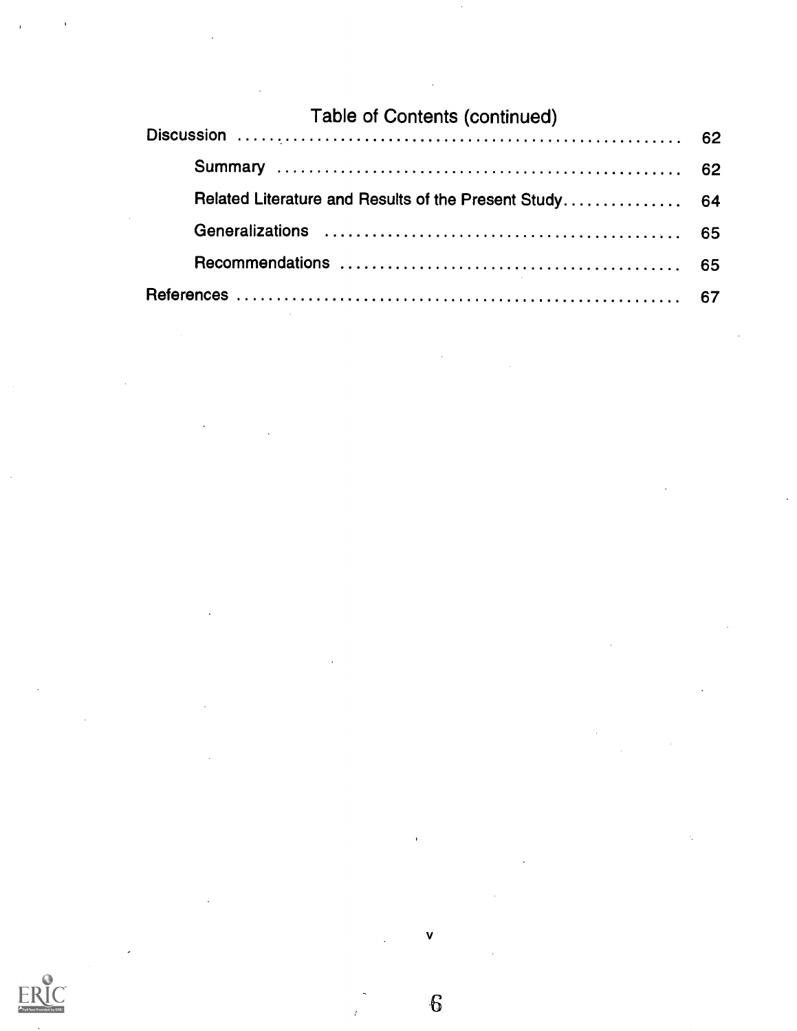## Table of Contents (continued)

Discussion .................................................... 62

- Summary .................................................... 62
- Related Literature and Results of the Present Study ............... 64
- Generalizations .................................................... 65
- Recommendations .................................................... 65

References .................................................... 67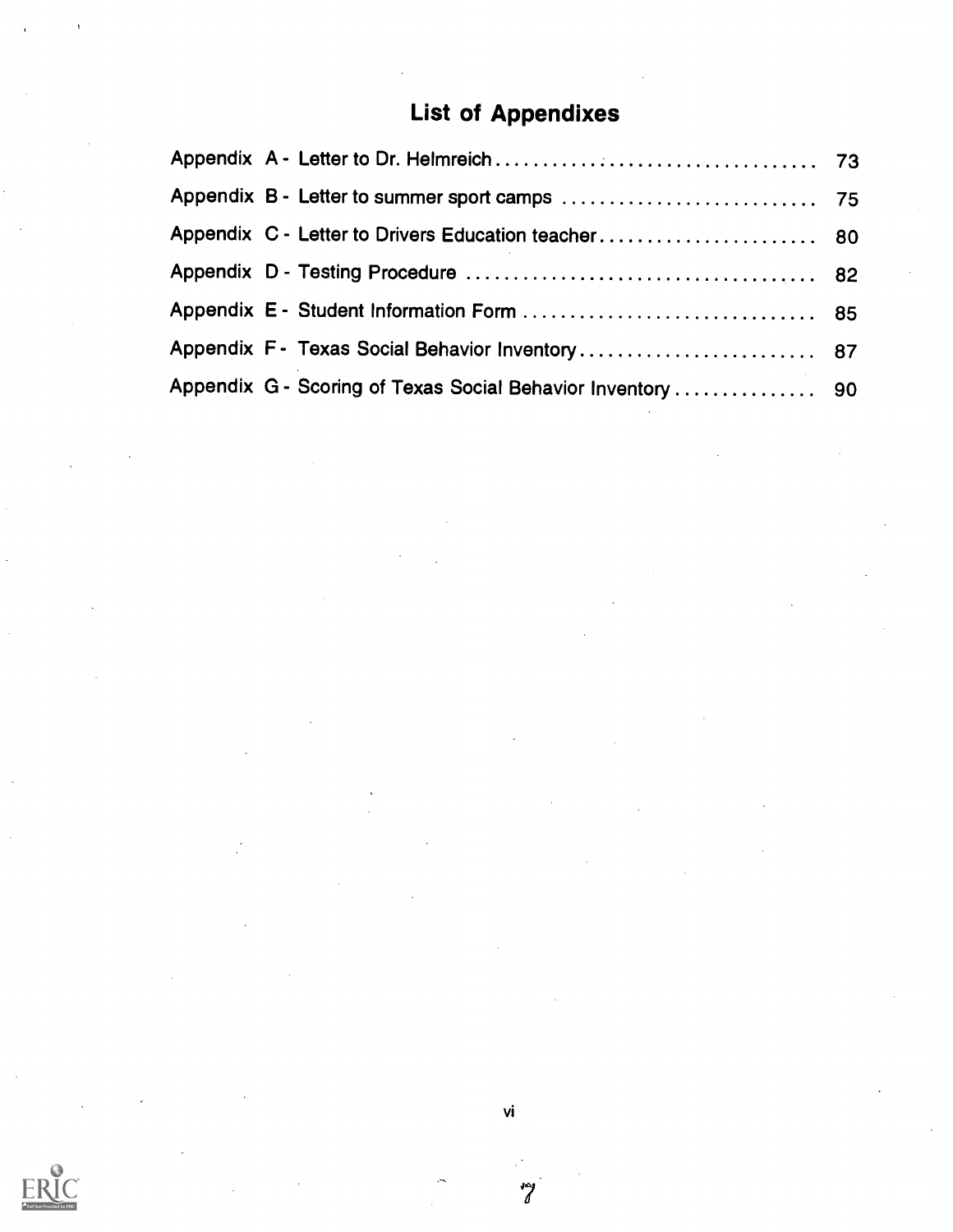## List of Appendixes

| | |
|---|---|
| Appendix A - Letter to Dr. Helmreich | 73 |
| Appendix B - Letter to summer sport camps | 75 |
| Appendix C - Letter to Drivers Education teacher | 80 |
| Appendix D - Testing Procedure | 82 |
| Appendix E - Student Information Form | 85 |
| Appendix F - Texas Social Behavior Inventory | 87 |
| Appendix G - Scoring of Texas Social Behavior Inventory | 90 |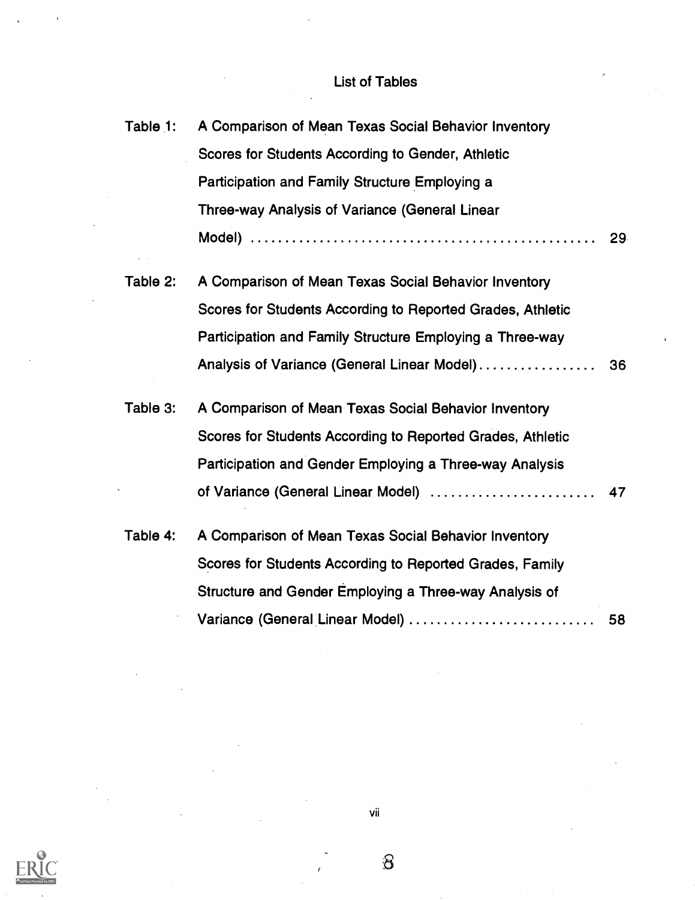# List of Tables

Table 1: A Comparison of Mean Texas Social Behavior Inventory Scores for Students According to Gender, Athletic Participation and Family Structure Employing a Three-way Analysis of Variance (General Linear Model) ................................................ 29

Table 2: A Comparison of Mean Texas Social Behavior Inventory Scores for Students According to Reported Grades, Athletic Participation and Family Structure Employing a Three-way Analysis of Variance (General Linear Model)................. 36

Table 3: A Comparison of Mean Texas Social Behavior Inventory Scores for Students According to Reported Grades, Athletic Participation and Gender Employing a Three-way Analysis of Variance (General Linear Model) ........................ 47

Table 4: A Comparison of Mean Texas Social Behavior Inventory Scores for Students According to Reported Grades, Family Structure and Gender Employing a Three-way Analysis of Variance (General Linear Model) .......................... 58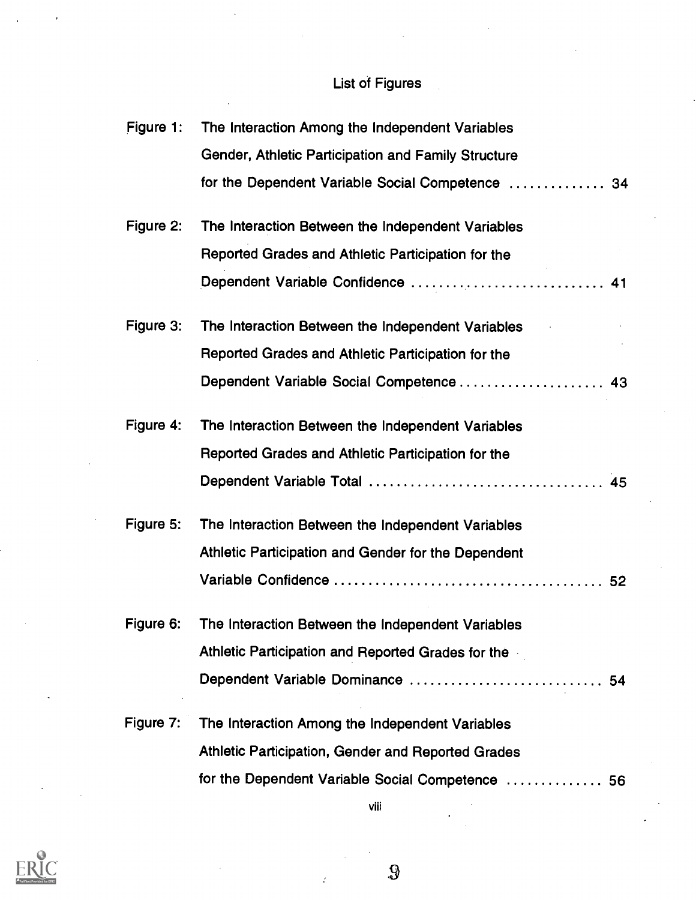# List of Figures

Figure 1: The Interaction Among the Independent Variables Gender, Athletic Participation and Family Structure for the Dependent Variable Social Competence .............. 34

Figure 2: The Interaction Between the Independent Variables Reported Grades and Athletic Participation for the Dependent Variable Confidence ............................ 41

Figure 3: The Interaction Between the Independent Variables Reported Grades and Athletic Participation for the Dependent Variable Social Competence ..................... 43

Figure 4: The Interaction Between the Independent Variables Reported Grades and Athletic Participation for the Dependent Variable Total .................................. 45

Figure 5: The Interaction Between the Independent Variables Athletic Participation and Gender for the Dependent Variable Confidence ....................................... 52

Figure 6: The Interaction Between the Independent Variables Athletic Participation and Reported Grades for the Dependent Variable Dominance ............................ 54

Figure 7: The Interaction Among the Independent Variables Athletic Participation, Gender and Reported Grades for the Dependent Variable Social Competence .............. 56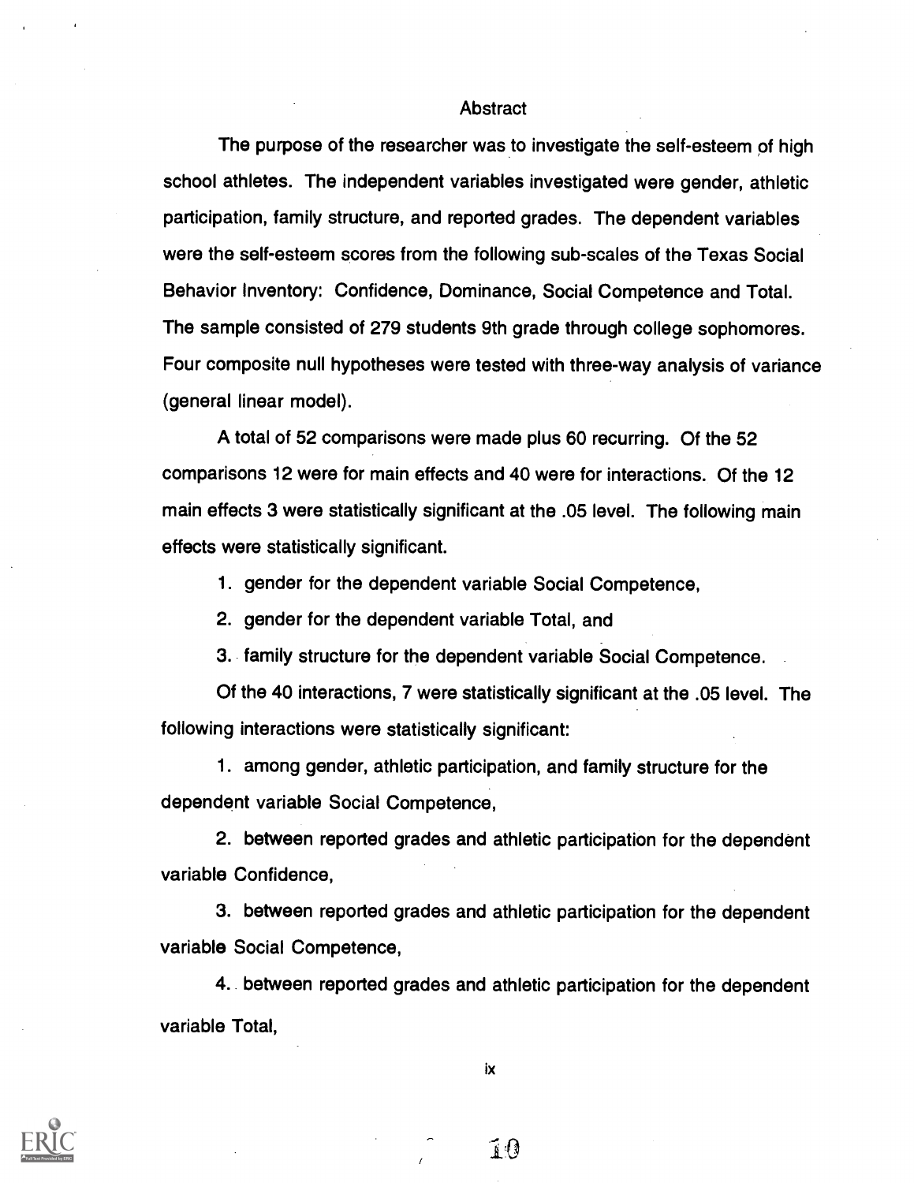## Abstract

The purpose of the researcher was to investigate the self-esteem of high school athletes. The independent variables investigated were gender, athletic participation, family structure, and reported grades. The dependent variables were the self-esteem scores from the following sub-scales of the Texas Social Behavior Inventory: Confidence, Dominance, Social Competence and Total. The sample consisted of 279 students 9th grade through college sophomores. Four composite null hypotheses were tested with three-way analysis of variance (general linear model).

A total of 52 comparisons were made plus 60 recurring. Of the 52 comparisons 12 were for main effects and 40 were for interactions. Of the 12 main effects 3 were statistically significant at the .05 level. The following main effects were statistically significant.

1. gender for the dependent variable Social Competence,
2. gender for the dependent variable Total, and
3. family structure for the dependent variable Social Competence.

Of the 40 interactions, 7 were statistically significant at the .05 level. The following interactions were statistically significant:

1. among gender, athletic participation, and family structure for the dependent variable Social Competence,
2. between reported grades and athletic participation for the dependent variable Confidence,
3. between reported grades and athletic participation for the dependent variable Social Competence,
4. between reported grades and athletic participation for the dependent variable Total,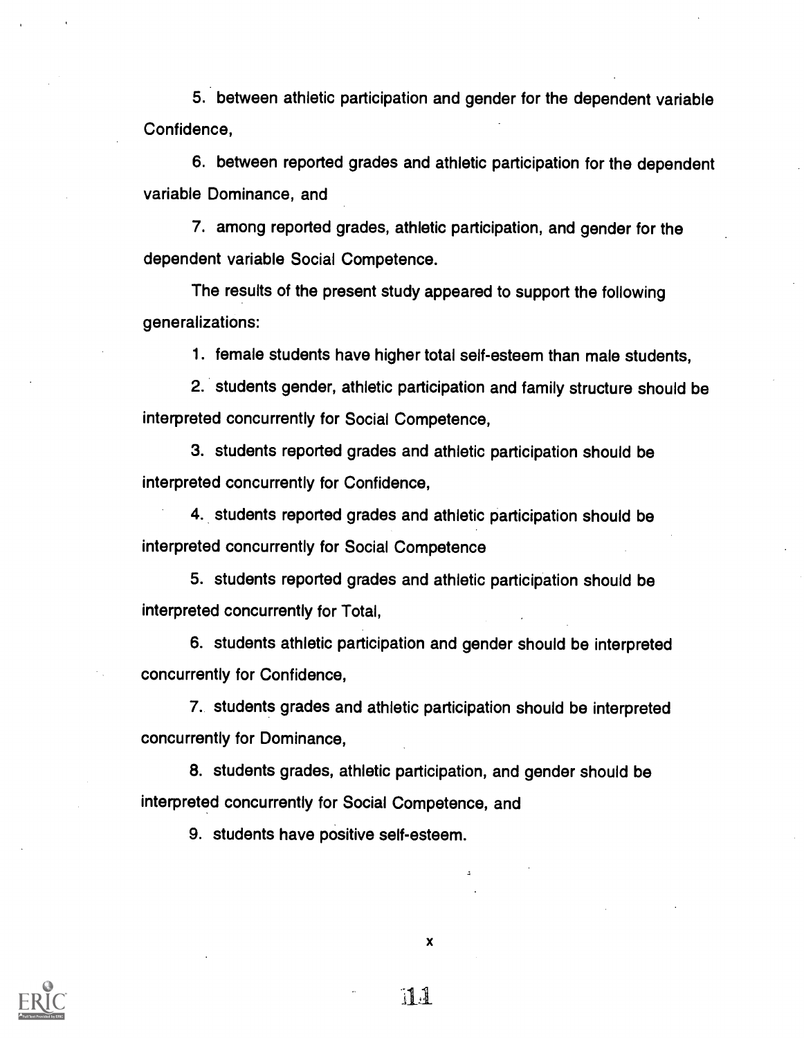5. between athletic participation and gender for the dependent variable Confidence,

6. between reported grades and athletic participation for the dependent variable Dominance, and

7. among reported grades, athletic participation, and gender for the dependent variable Social Competence.

The results of the present study appeared to support the following generalizations:

1. female students have higher total self-esteem than male students,

2. students gender, athletic participation and family structure should be interpreted concurrently for Social Competence,

3. students reported grades and athletic participation should be interpreted concurrently for Confidence,

4. students reported grades and athletic participation should be interpreted concurrently for Social Competence

5. students reported grades and athletic participation should be interpreted concurrently for Total,

6. students athletic participation and gender should be interpreted concurrently for Confidence,

7. students grades and athletic participation should be interpreted concurrently for Dominance,

8. students grades, athletic participation, and gender should be interpreted concurrently for Social Competence, and

9. students have positive self-esteem.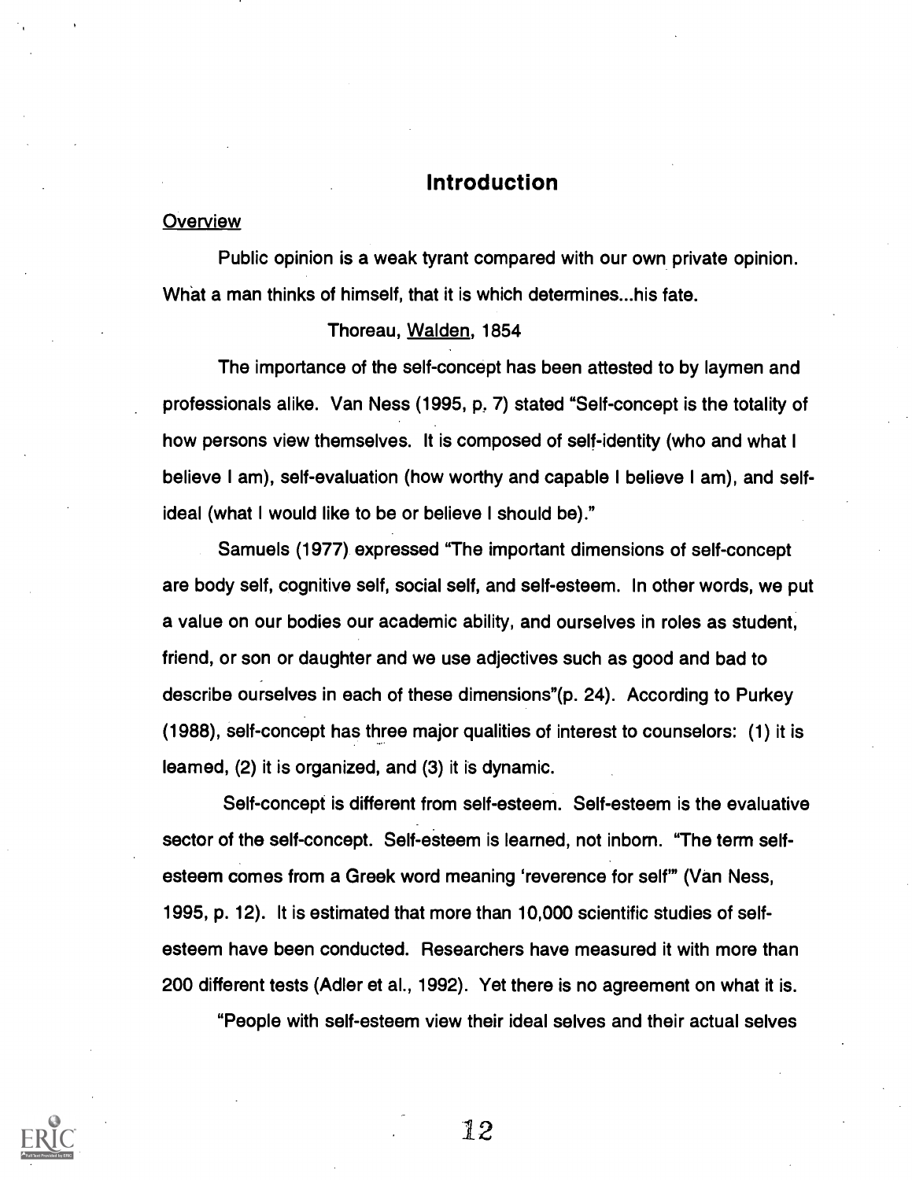# Introduction

Overview

Public opinion is a weak tyrant compared with our own private opinion. What a man thinks of himself, that it is which determines...his fate.

Thoreau, Walden, 1854

The importance of the self-concept has been attested to by laymen and professionals alike. Van Ness (1995, p. 7) stated "Self-concept is the totality of how persons view themselves. It is composed of self-identity (who and what I believe I am), self-evaluation (how worthy and capable I believe I am), and self-ideal (what I would like to be or believe I should be)."

Samuels (1977) expressed "The important dimensions of self-concept are body self, cognitive self, social self, and self-esteem. In other words, we put a value on our bodies our academic ability, and ourselves in roles as student, friend, or son or daughter and we use adjectives such as good and bad to describe ourselves in each of these dimensions"(p. 24). According to Purkey (1988), self-concept has three major qualities of interest to counselors: (1) it is learned, (2) it is organized, and (3) it is dynamic.

Self-concept is different from self-esteem. Self-esteem is the evaluative sector of the self-concept. Self-esteem is learned, not inborn. "The term self-esteem comes from a Greek word meaning 'reverence for self'" (Van Ness, 1995, p. 12). It is estimated that more than 10,000 scientific studies of self-esteem have been conducted. Researchers have measured it with more than 200 different tests (Adler et al., 1992). Yet there is no agreement on what it is.

"People with self-esteem view their ideal selves and their actual selves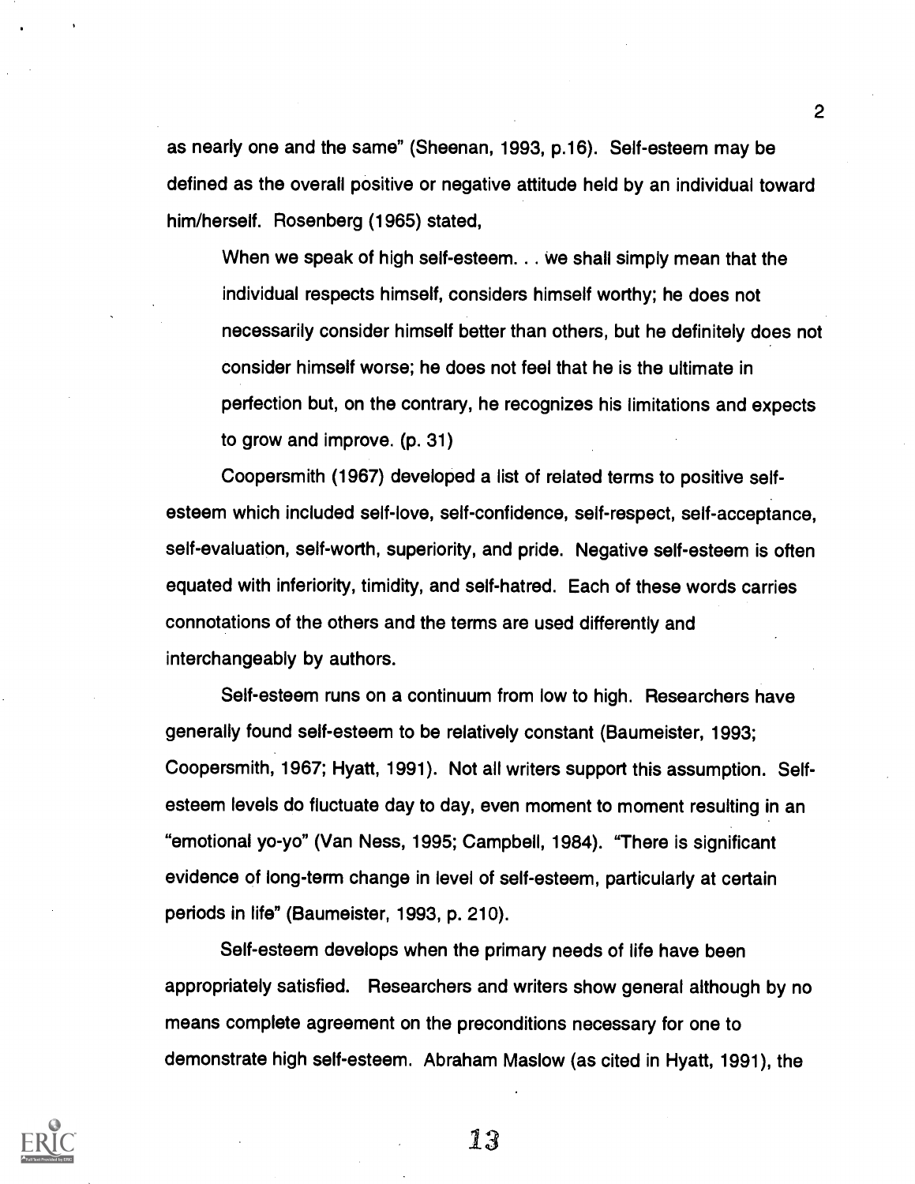as nearly one and the same" (Sheenan, 1993, p.16). Self-esteem may be defined as the overall positive or negative attitude held by an individual toward him/herself. Rosenberg (1965) stated,

> When we speak of high self-esteem. . . we shall simply mean that the individual respects himself, considers himself worthy; he does not necessarily consider himself better than others, but he definitely does not consider himself worse; he does not feel that he is the ultimate in perfection but, on the contrary, he recognizes his limitations and expects to grow and improve. (p. 31)

Coopersmith (1967) developed a list of related terms to positive self-esteem which included self-love, self-confidence, self-respect, self-acceptance, self-evaluation, self-worth, superiority, and pride. Negative self-esteem is often equated with inferiority, timidity, and self-hatred. Each of these words carries connotations of the others and the terms are used differently and interchangeably by authors.

Self-esteem runs on a continuum from low to high. Researchers have generally found self-esteem to be relatively constant (Baumeister, 1993; Coopersmith, 1967; Hyatt, 1991). Not all writers support this assumption. Self-esteem levels do fluctuate day to day, even moment to moment resulting in an "emotional yo-yo" (Van Ness, 1995; Campbell, 1984). "There is significant evidence of long-term change in level of self-esteem, particularly at certain periods in life" (Baumeister, 1993, p. 210).

Self-esteem develops when the primary needs of life have been appropriately satisfied. Researchers and writers show general although by no means complete agreement on the preconditions necessary for one to demonstrate high self-esteem. Abraham Maslow (as cited in Hyatt, 1991), the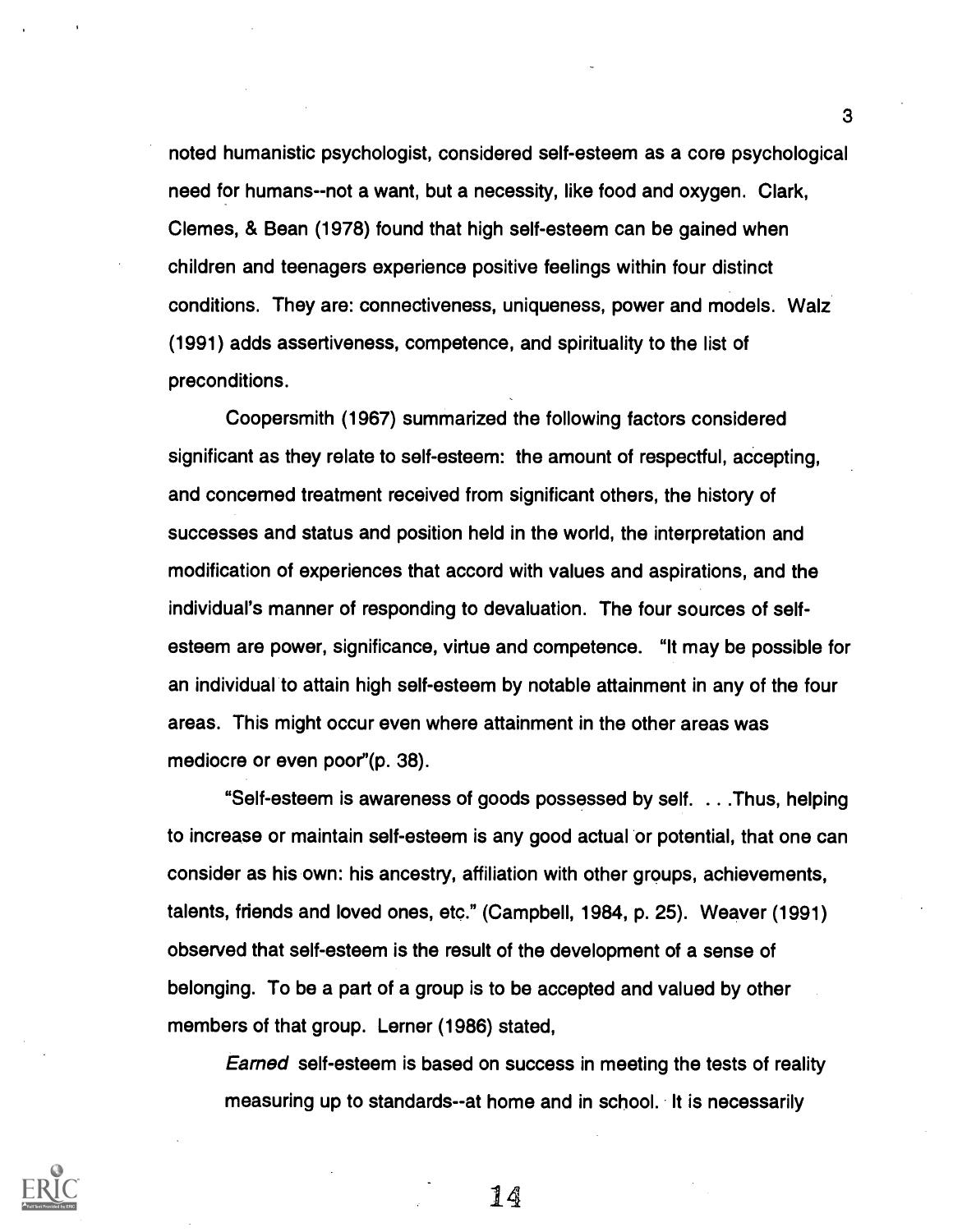noted humanistic psychologist, considered self-esteem as a core psychological need for humans--not a want, but a necessity, like food and oxygen. Clark, Clemes, & Bean (1978) found that high self-esteem can be gained when children and teenagers experience positive feelings within four distinct conditions. They are: connectiveness, uniqueness, power and models. Walz (1991) adds assertiveness, competence, and spirituality to the list of preconditions.

Coopersmith (1967) summarized the following factors considered significant as they relate to self-esteem: the amount of respectful, accepting, and concerned treatment received from significant others, the history of successes and status and position held in the world, the interpretation and modification of experiences that accord with values and aspirations, and the individual's manner of responding to devaluation. The four sources of self-esteem are power, significance, virtue and competence. "It may be possible for an individual to attain high self-esteem by notable attainment in any of the four areas. This might occur even where attainment in the other areas was mediocre or even poor"(p. 38).

"Self-esteem is awareness of goods possessed by self. . . .Thus, helping to increase or maintain self-esteem is any good actual or potential, that one can consider as his own: his ancestry, affiliation with other groups, achievements, talents, friends and loved ones, etc." (Campbell, 1984, p. 25). Weaver (1991) observed that self-esteem is the result of the development of a sense of belonging. To be a part of a group is to be accepted and valued by other members of that group. Lerner (1986) stated,

> *Earned* self-esteem is based on success in meeting the tests of reality measuring up to standards--at home and in school. It is necessarily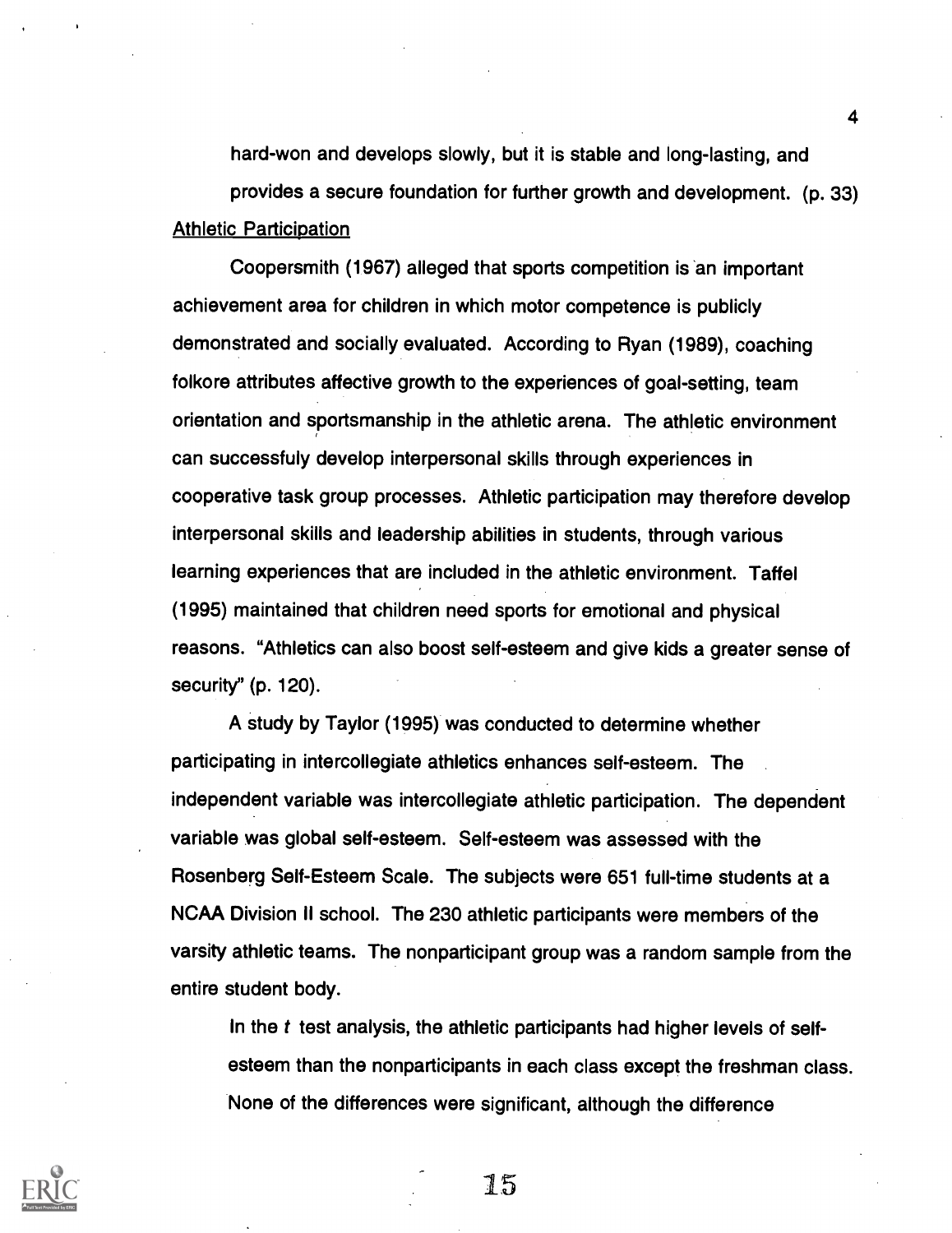hard-won and develops slowly, but it is stable and long-lasting, and provides a secure foundation for further growth and development. (p. 33)

Athletic Participation

Coopersmith (1967) alleged that sports competition is an important achievement area for children in which motor competence is publicly demonstrated and socially evaluated. According to Ryan (1989), coaching folkore attributes affective growth to the experiences of goal-setting, team orientation and sportsmanship in the athletic arena. The athletic environment can successfuly develop interpersonal skills through experiences in cooperative task group processes. Athletic participation may therefore develop interpersonal skills and leadership abilities in students, through various learning experiences that are included in the athletic environment. Taffel (1995) maintained that children need sports for emotional and physical reasons. "Athletics can also boost self-esteem and give kids a greater sense of security" (p. 120).

A study by Taylor (1995) was conducted to determine whether participating in intercollegiate athletics enhances self-esteem. The independent variable was intercollegiate athletic participation. The dependent variable was global self-esteem. Self-esteem was assessed with the Rosenberg Self-Esteem Scale. The subjects were 651 full-time students at a NCAA Division II school. The 230 athletic participants were members of the varsity athletic teams. The nonparticipant group was a random sample from the entire student body.

> In the *t* test analysis, the athletic participants had higher levels of self-esteem than the nonparticipants in each class except the freshman class. None of the differences were significant, although the difference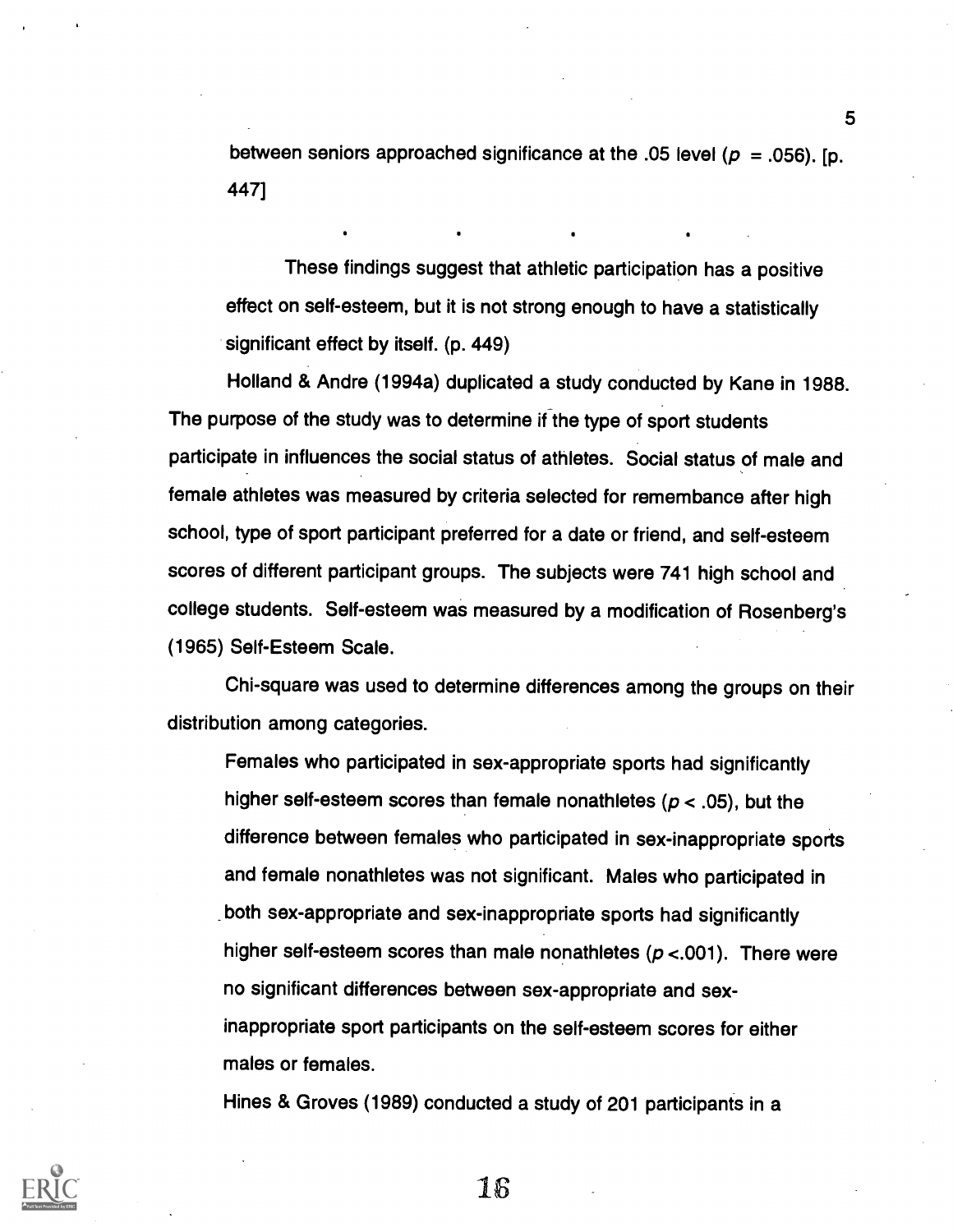between seniors approached significance at the .05 level ($p$ = .056). [p. 447]

. . . .

These findings suggest that athletic participation has a positive effect on self-esteem, but it is not strong enough to have a statistically significant effect by itself. (p. 449)

Holland & Andre (1994a) duplicated a study conducted by Kane in 1988. The purpose of the study was to determine if the type of sport students participate in influences the social status of athletes. Social status of male and female athletes was measured by criteria selected for remembance after high school, type of sport participant preferred for a date or friend, and self-esteem scores of different participant groups. The subjects were 741 high school and college students. Self-esteem was measured by a modification of Rosenberg's (1965) Self-Esteem Scale.

Chi-square was used to determine differences among the groups on their distribution among categories.

> Females who participated in sex-appropriate sports had significantly higher self-esteem scores than female nonathletes ($p < .05$), but the difference between females who participated in sex-inappropriate sports and female nonathletes was not significant. Males who participated in both sex-appropriate and sex-inappropriate sports had significantly higher self-esteem scores than male nonathletes ($p < .001$). There were no significant differences between sex-appropriate and sex-inappropriate sport participants on the self-esteem scores for either males or females.

Hines & Groves (1989) conducted a study of 201 participants in a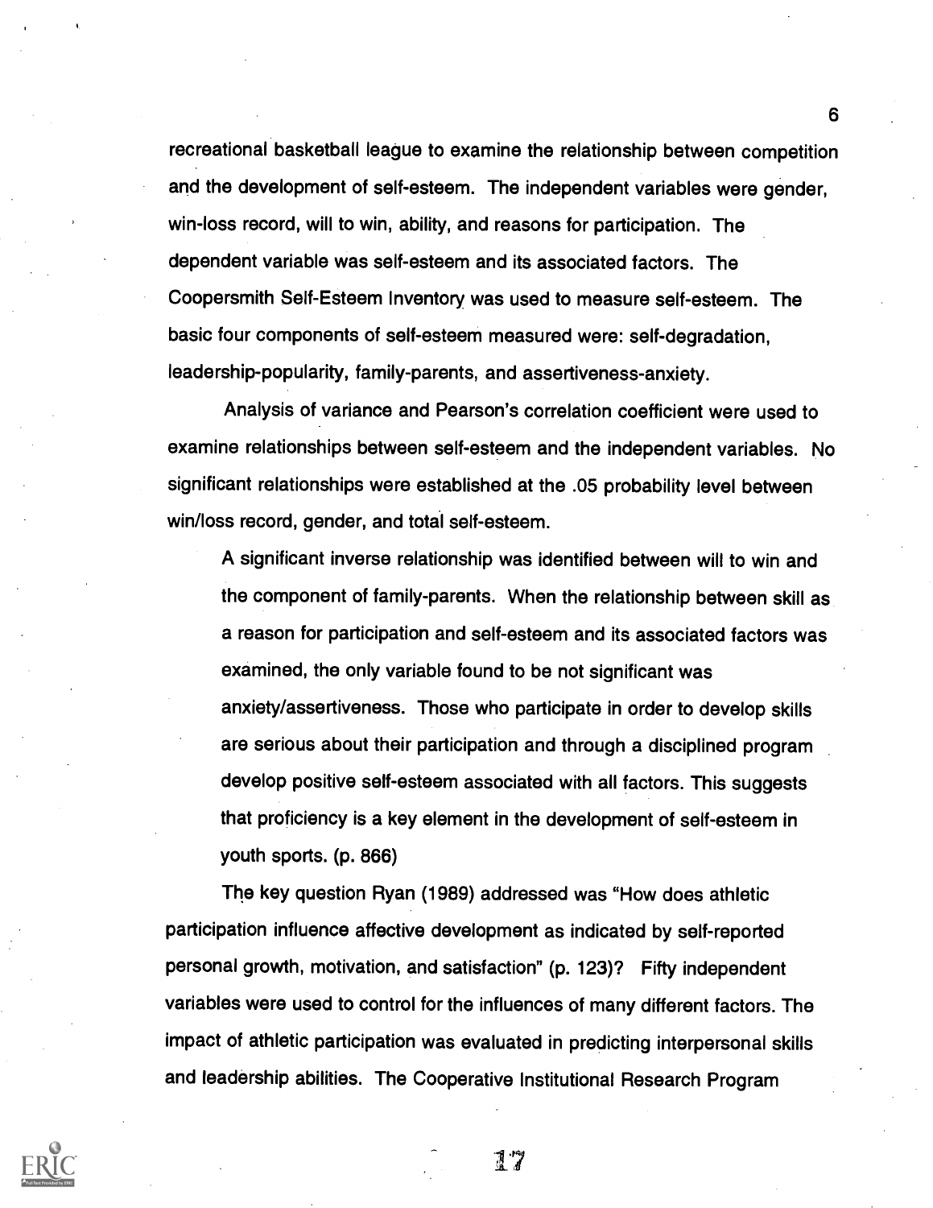recreational basketball league to examine the relationship between competition and the development of self-esteem. The independent variables were gender, win-loss record, will to win, ability, and reasons for participation. The dependent variable was self-esteem and its associated factors. The Coopersmith Self-Esteem Inventory was used to measure self-esteem. The basic four components of self-esteem measured were: self-degradation, leadership-popularity, family-parents, and assertiveness-anxiety.

Analysis of variance and Pearson's correlation coefficient were used to examine relationships between self-esteem and the independent variables. No significant relationships were established at the .05 probability level between win/loss record, gender, and total self-esteem.

> A significant inverse relationship was identified between will to win and the component of family-parents. When the relationship between skill as a reason for participation and self-esteem and its associated factors was examined, the only variable found to be not significant was anxiety/assertiveness. Those who participate in order to develop skills are serious about their participation and through a disciplined program develop positive self-esteem associated with all factors. This suggests that proficiency is a key element in the development of self-esteem in youth sports. (p. 866)

The key question Ryan (1989) addressed was "How does athletic participation influence affective development as indicated by self-reported personal growth, motivation, and satisfaction" (p. 123)? Fifty independent variables were used to control for the influences of many different factors. The impact of athletic participation was evaluated in predicting interpersonal skills and leadership abilities. The Cooperative Institutional Research Program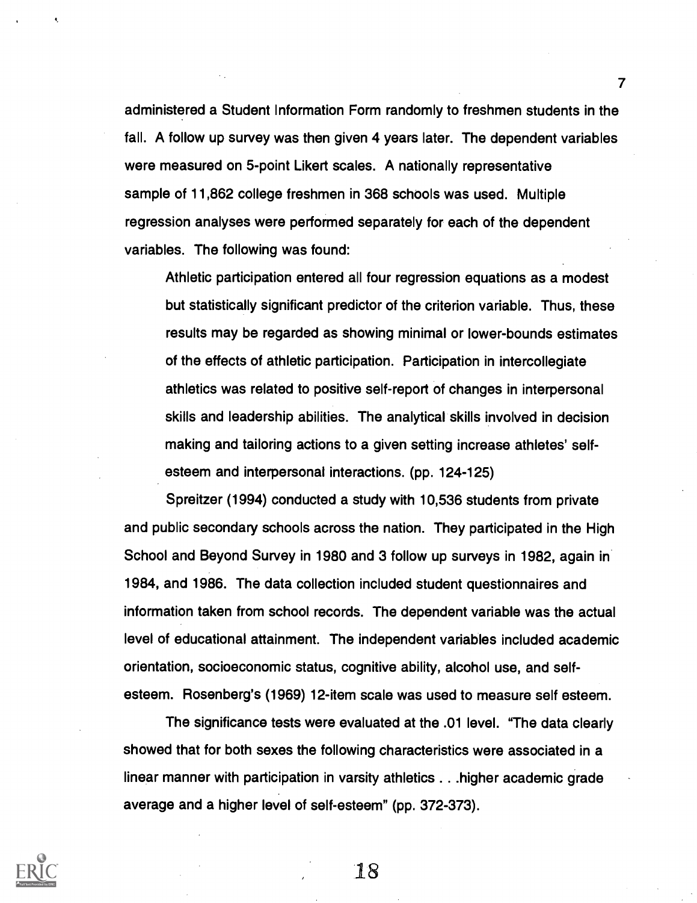administered a Student Information Form randomly to freshmen students in the fall. A follow up survey was then given 4 years later. The dependent variables were measured on 5-point Likert scales. A nationally representative sample of 11,862 college freshmen in 368 schools was used. Multiple regression analyses were performed separately for each of the dependent variables. The following was found:

> Athletic participation entered all four regression equations as a modest but statistically significant predictor of the criterion variable. Thus, these results may be regarded as showing minimal or lower-bounds estimates of the effects of athletic participation. Participation in intercollegiate athletics was related to positive self-report of changes in interpersonal skills and leadership abilities. The analytical skills involved in decision making and tailoring actions to a given setting increase athletes' self-esteem and interpersonal interactions. (pp. 124-125)

Spreitzer (1994) conducted a study with 10,536 students from private and public secondary schools across the nation. They participated in the High School and Beyond Survey in 1980 and 3 follow up surveys in 1982, again in 1984, and 1986. The data collection included student questionnaires and information taken from school records. The dependent variable was the actual level of educational attainment. The independent variables included academic orientation, socioeconomic status, cognitive ability, alcohol use, and self-esteem. Rosenberg's (1969) 12-item scale was used to measure self esteem.

The significance tests were evaluated at the .01 level. "The data clearly showed that for both sexes the following characteristics were associated in a linear manner with participation in varsity athletics . . .higher academic grade average and a higher level of self-esteem" (pp. 372-373).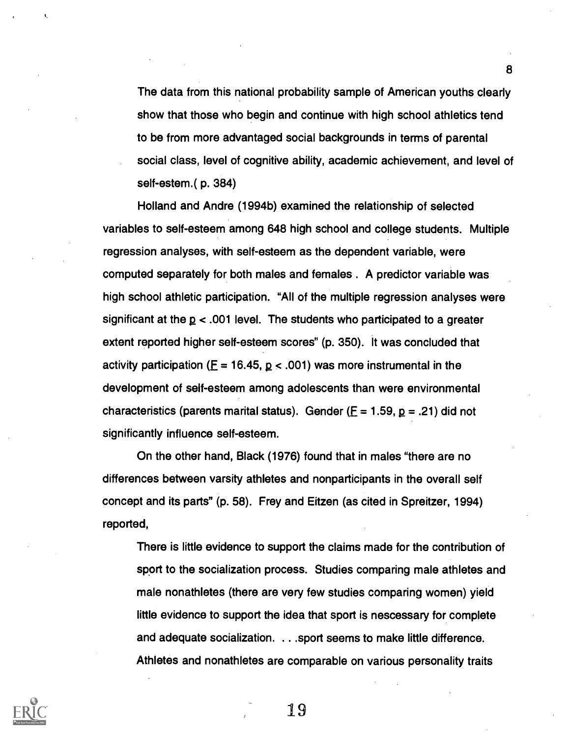The data from this national probability sample of American youths clearly show that those who begin and continue with high school athletics tend to be from more advantaged social backgrounds in terms of parental social class, level of cognitive ability, academic achievement, and level of self-estem.( p. 384)

Holland and Andre (1994b) examined the relationship of selected variables to self-esteem among 648 high school and college students. Multiple regression analyses, with self-esteem as the dependent variable, were computed separately for both males and females . A predictor variable was high school athletic participation. "All of the multiple regression analyses were significant at the $p < .001$ level. The students who participated to a greater extent reported higher self-esteem scores" (p. 350). It was concluded that activity participation ($F = 16.45$, $p < .001$) was more instrumental in the development of self-esteem among adolescents than were environmental characteristics (parents marital status). Gender ($F = 1.59$, $p = .21$) did not significantly influence self-esteem.

On the other hand, Black (1976) found that in males "there are no differences between varsity athletes and nonparticipants in the overall self concept and its parts" (p. 58). Frey and Eitzen (as cited in Spreitzer, 1994) reported,

> There is little evidence to support the claims made for the contribution of sport to the socialization process. Studies comparing male athletes and male nonathletes (there are very few studies comparing women) yield little evidence to support the idea that sport is nescessary for complete and adequate socialization. . . .sport seems to make little difference. Athletes and nonathletes are comparable on various personality traits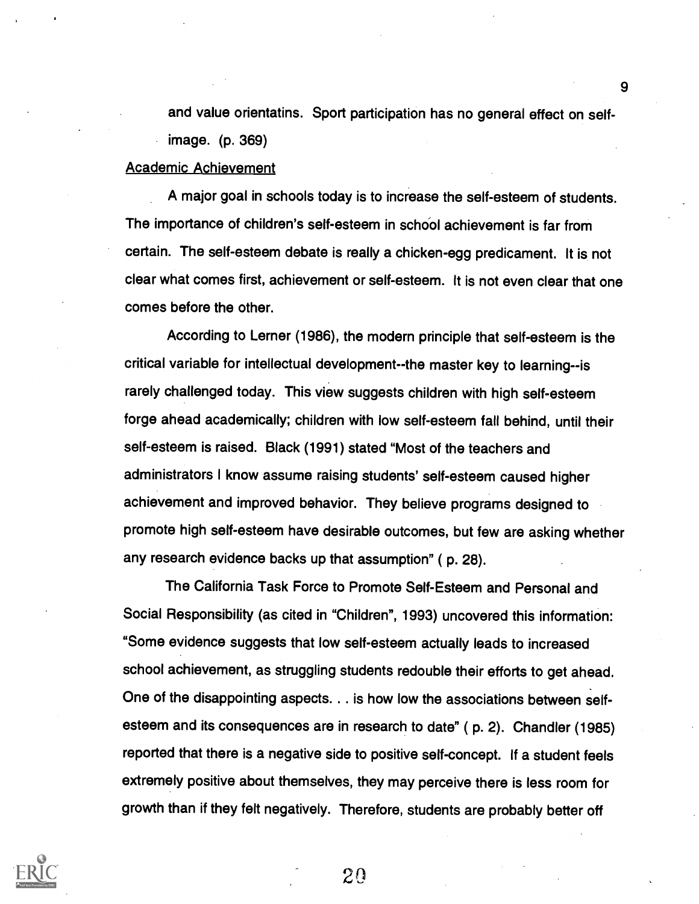and value orientatins. Sport participation has no general effect on self-image. (p. 369)

Academic Achievement

A major goal in schools today is to increase the self-esteem of students. The importance of children's self-esteem in school achievement is far from certain. The self-esteem debate is really a chicken-egg predicament. It is not clear what comes first, achievement or self-esteem. It is not even clear that one comes before the other.

According to Lerner (1986), the modern principle that self-esteem is the critical variable for intellectual development--the master key to learning--is rarely challenged today. This view suggests children with high self-esteem forge ahead academically; children with low self-esteem fall behind, until their self-esteem is raised. Black (1991) stated "Most of the teachers and administrators I know assume raising students' self-esteem caused higher achievement and improved behavior. They believe programs designed to promote high self-esteem have desirable outcomes, but few are asking whether any research evidence backs up that assumption" ( p. 28).

The California Task Force to Promote Self-Esteem and Personal and Social Responsibility (as cited in "Children", 1993) uncovered this information: "Some evidence suggests that low self-esteem actually leads to increased school achievement, as struggling students redouble their efforts to get ahead. One of the disappointing aspects. . . is how low the associations between self-esteem and its consequences are in research to date" ( p. 2). Chandler (1985) reported that there is a negative side to positive self-concept. If a student feels extremely positive about themselves, they may perceive there is less room for growth than if they felt negatively. Therefore, students are probably better off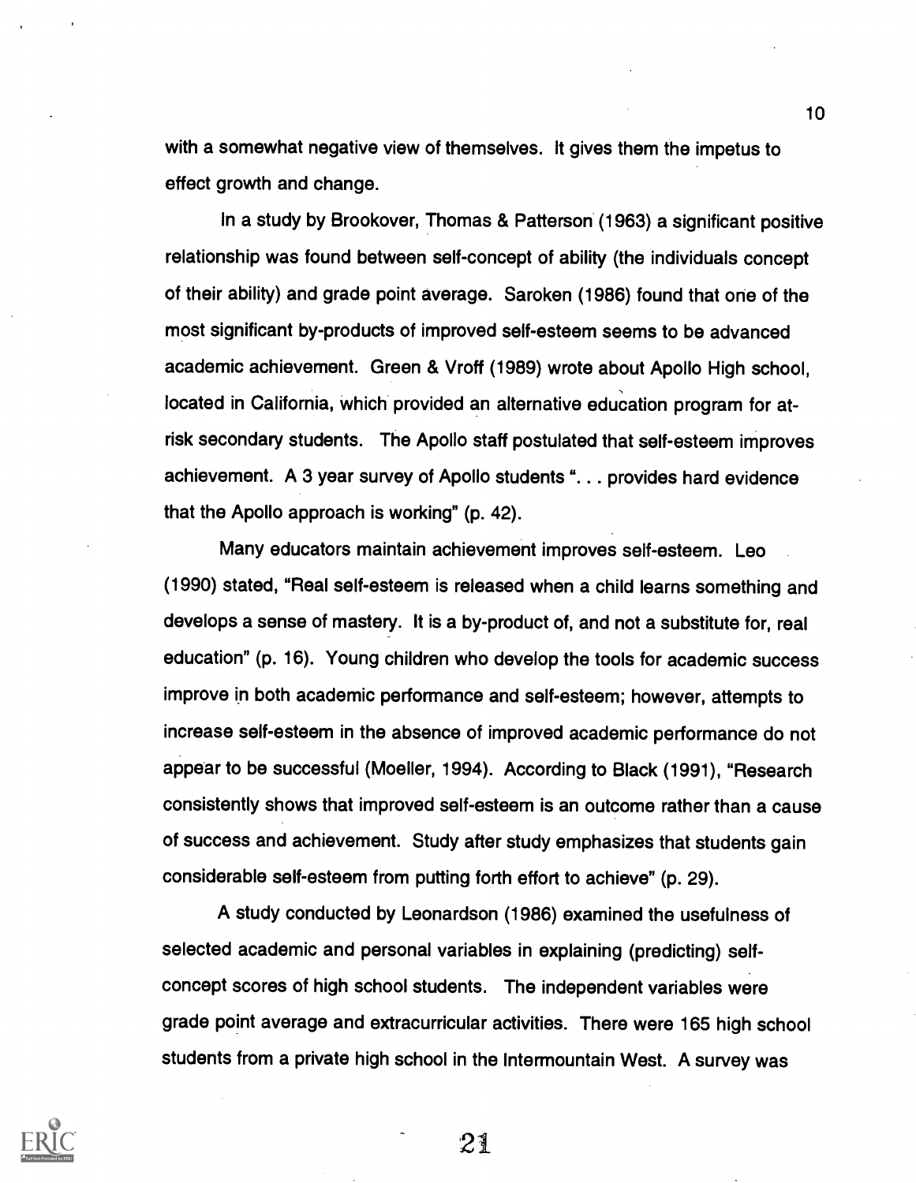with a somewhat negative view of themselves. It gives them the impetus to effect growth and change.

In a study by Brookover, Thomas & Patterson (1963) a significant positive relationship was found between self-concept of ability (the individuals concept of their ability) and grade point average. Saroken (1986) found that one of the most significant by-products of improved self-esteem seems to be advanced academic achievement. Green & Vroff (1989) wrote about Apollo High school, located in California, which provided an alternative education program for at-risk secondary students. The Apollo staff postulated that self-esteem improves achievement. A 3 year survey of Apollo students ". . . provides hard evidence that the Apollo approach is working" (p. 42).

Many educators maintain achievement improves self-esteem. Leo (1990) stated, "Real self-esteem is released when a child learns something and develops a sense of mastery. It is a by-product of, and not a substitute for, real education" (p. 16). Young children who develop the tools for academic success improve in both academic performance and self-esteem; however, attempts to increase self-esteem in the absence of improved academic performance do not appear to be successful (Moeller, 1994). According to Black (1991), "Research consistently shows that improved self-esteem is an outcome rather than a cause of success and achievement. Study after study emphasizes that students gain considerable self-esteem from putting forth effort to achieve" (p. 29).

A study conducted by Leonardson (1986) examined the usefulness of selected academic and personal variables in explaining (predicting) self-concept scores of high school students. The independent variables were grade point average and extracurricular activities. There were 165 high school students from a private high school in the Intermountain West. A survey was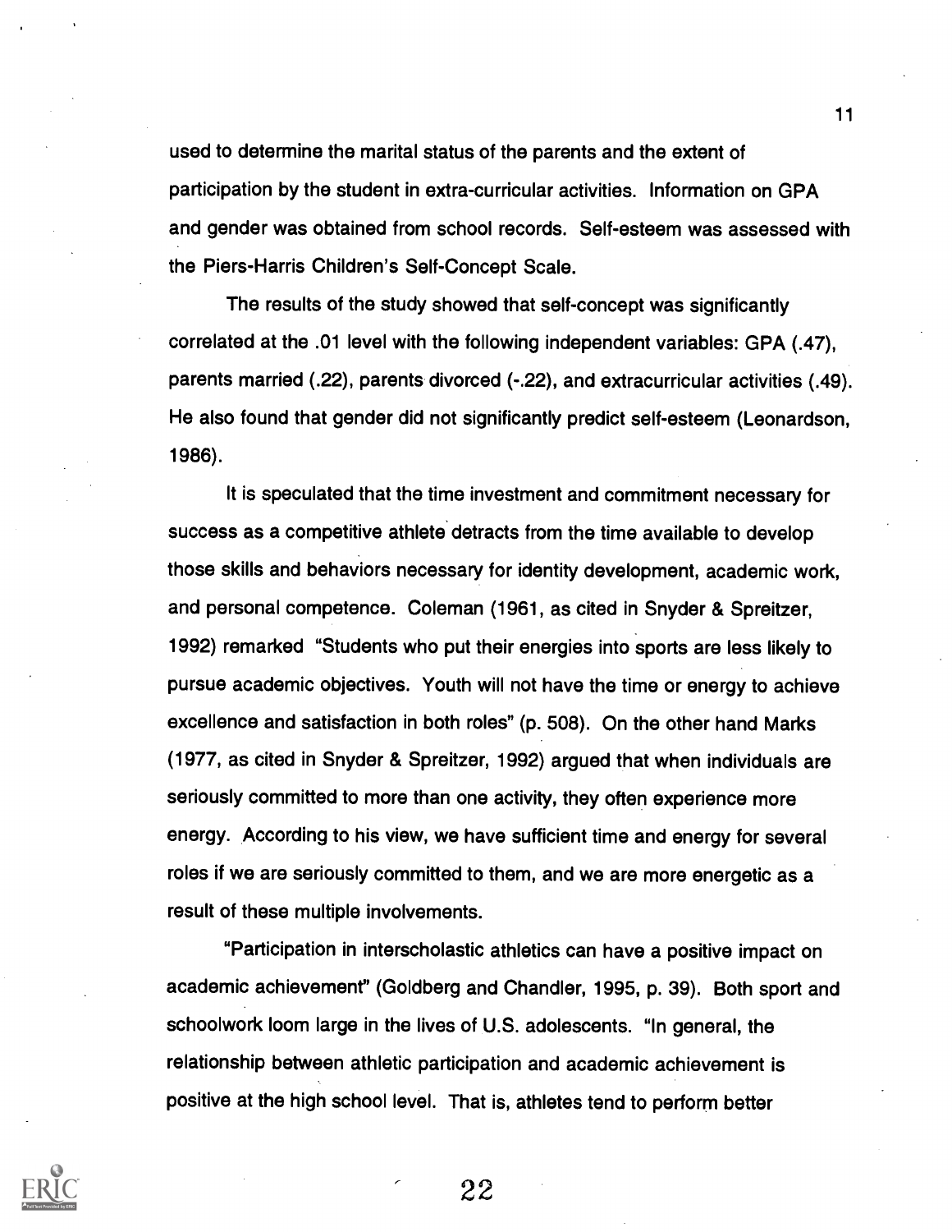used to determine the marital status of the parents and the extent of participation by the student in extra-curricular activities. Information on GPA and gender was obtained from school records. Self-esteem was assessed with the Piers-Harris Children's Self-Concept Scale.

The results of the study showed that self-concept was significantly correlated at the .01 level with the following independent variables: GPA (.47), parents married (.22), parents divorced (-.22), and extracurricular activities (.49). He also found that gender did not significantly predict self-esteem (Leonardson, 1986).

It is speculated that the time investment and commitment necessary for success as a competitive athlete detracts from the time available to develop those skills and behaviors necessary for identity development, academic work, and personal competence. Coleman (1961, as cited in Snyder & Spreitzer, 1992) remarked "Students who put their energies into sports are less likely to pursue academic objectives. Youth will not have the time or energy to achieve excellence and satisfaction in both roles" (p. 508). On the other hand Marks (1977, as cited in Snyder & Spreitzer, 1992) argued that when individuals are seriously committed to more than one activity, they often experience more energy. According to his view, we have sufficient time and energy for several roles if we are seriously committed to them, and we are more energetic as a result of these multiple involvements.

"Participation in interscholastic athletics can have a positive impact on academic achievement" (Goldberg and Chandler, 1995, p. 39). Both sport and schoolwork loom large in the lives of U.S. adolescents. "In general, the relationship between athletic participation and academic achievement is positive at the high school level. That is, athletes tend to perform better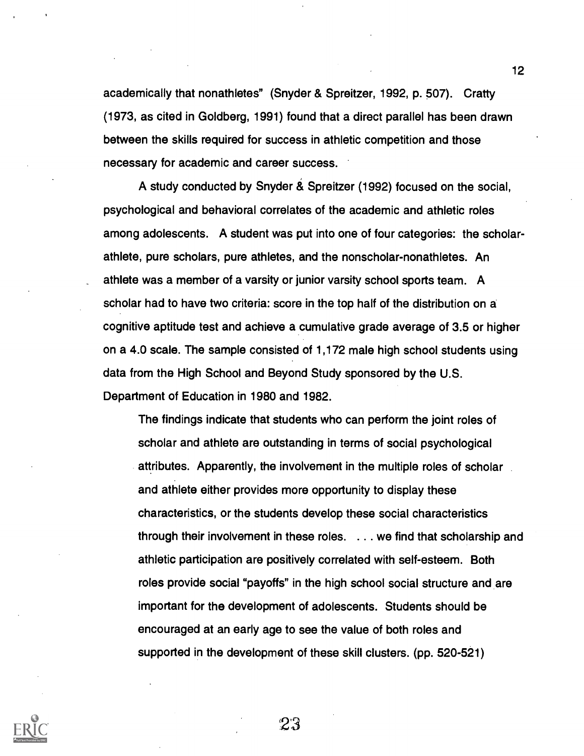academically that nonathletes" (Snyder & Spreitzer, 1992, p. 507). Cratty (1973, as cited in Goldberg, 1991) found that a direct parallel has been drawn between the skills required for success in athletic competition and those necessary for academic and career success.

A study conducted by Snyder & Spreitzer (1992) focused on the social, psychological and behavioral correlates of the academic and athletic roles among adolescents. A student was put into one of four categories: the scholar-athlete, pure scholars, pure athletes, and the nonscholar-nonathletes. An athlete was a member of a varsity or junior varsity school sports team. A scholar had to have two criteria: score in the top half of the distribution on a cognitive aptitude test and achieve a cumulative grade average of 3.5 or higher on a 4.0 scale. The sample consisted of 1,172 male high school students using data from the High School and Beyond Study sponsored by the U.S. Department of Education in 1980 and 1982.

> The findings indicate that students who can perform the joint roles of scholar and athlete are outstanding in terms of social psychological attributes. Apparently, the involvement in the multiple roles of scholar and athlete either provides more opportunity to display these characteristics, or the students develop these social characteristics through their involvement in these roles. . . . we find that scholarship and athletic participation are positively correlated with self-esteem. Both roles provide social "payoffs" in the high school social structure and are important for the development of adolescents. Students should be encouraged at an early age to see the value of both roles and supported in the development of these skill clusters. (pp. 520-521)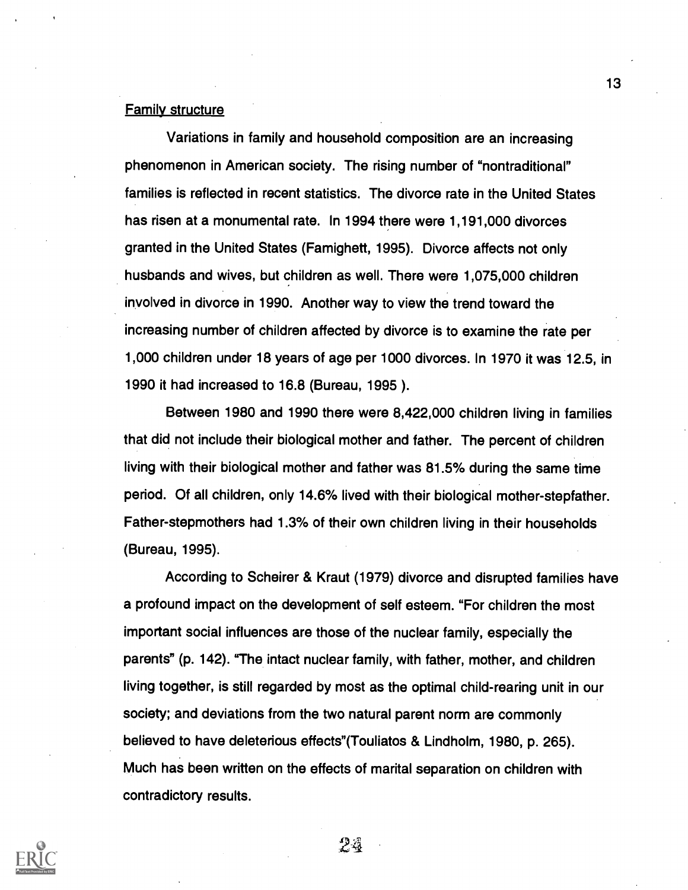Family structure

Variations in family and household composition are an increasing phenomenon in American society. The rising number of "nontraditional" families is reflected in recent statistics. The divorce rate in the United States has risen at a monumental rate. In 1994 there were 1,191,000 divorces granted in the United States (Famighett, 1995). Divorce affects not only husbands and wives, but children as well. There were 1,075,000 children involved in divorce in 1990. Another way to view the trend toward the increasing number of children affected by divorce is to examine the rate per 1,000 children under 18 years of age per 1000 divorces. In 1970 it was 12.5, in 1990 it had increased to 16.8 (Bureau, 1995 ).

Between 1980 and 1990 there were 8,422,000 children living in families that did not include their biological mother and father. The percent of children living with their biological mother and father was 81.5% during the same time period. Of all children, only 14.6% lived with their biological mother-stepfather. Father-stepmothers had 1.3% of their own children living in their households (Bureau, 1995).

According to Scheirer & Kraut (1979) divorce and disrupted families have a profound impact on the development of self esteem. "For children the most important social influences are those of the nuclear family, especially the parents" (p. 142). "The intact nuclear family, with father, mother, and children living together, is still regarded by most as the optimal child-rearing unit in our society; and deviations from the two natural parent norm are commonly believed to have deleterious effects"(Touliatos & Lindholm, 1980, p. 265). Much has been written on the effects of marital separation on children with contradictory results.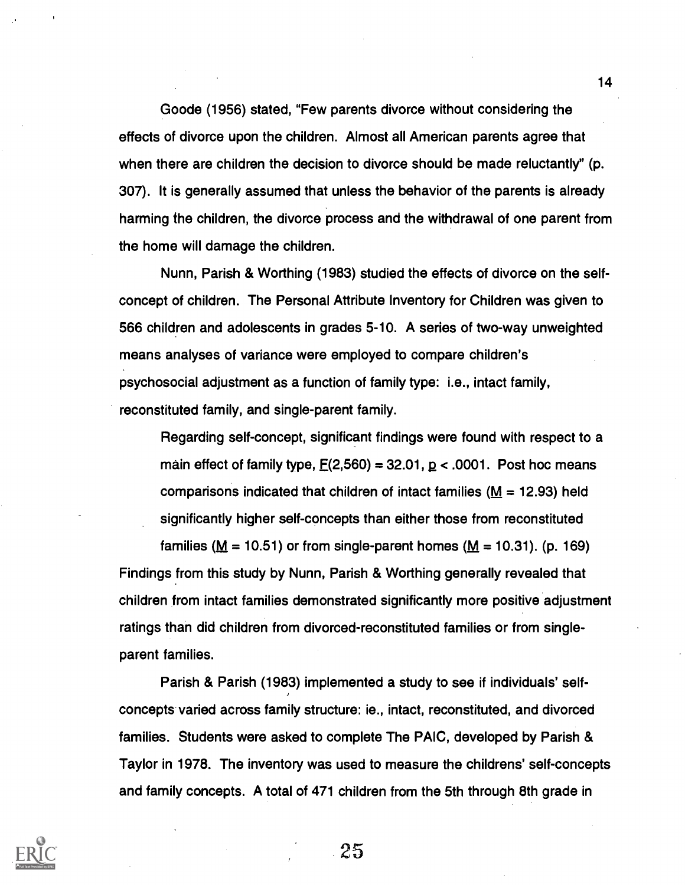Goode (1956) stated, "Few parents divorce without considering the effects of divorce upon the children. Almost all American parents agree that when there are children the decision to divorce should be made reluctantly" (p. 307). It is generally assumed that unless the behavior of the parents is already harming the children, the divorce process and the withdrawal of one parent from the home will damage the children.

Nunn, Parish & Worthing (1983) studied the effects of divorce on the self-concept of children. The Personal Attribute Inventory for Children was given to 566 children and adolescents in grades 5-10. A series of two-way unweighted means analyses of variance were employed to compare children's psychosocial adjustment as a function of family type: i.e., intact family, reconstituted family, and single-parent family.

> Regarding self-concept, significant findings were found with respect to a main effect of family type, $F(2,560) = 32.01$, $p < .0001$. Post hoc means comparisons indicated that children of intact families ($M = 12.93$) held significantly higher self-concepts than either those from reconstituted families ($M = 10.51$) or from single-parent homes ($M = 10.31$). (p. 169)

Findings from this study by Nunn, Parish & Worthing generally revealed that children from intact families demonstrated significantly more positive adjustment ratings than did children from divorced-reconstituted families or from single-parent families.

Parish & Parish (1983) implemented a study to see if individuals' self-concepts varied across family structure: ie., intact, reconstituted, and divorced families. Students were asked to complete The PAIC, developed by Parish & Taylor in 1978. The inventory was used to measure the childrens' self-concepts and family concepts. A total of 471 children from the 5th through 8th grade in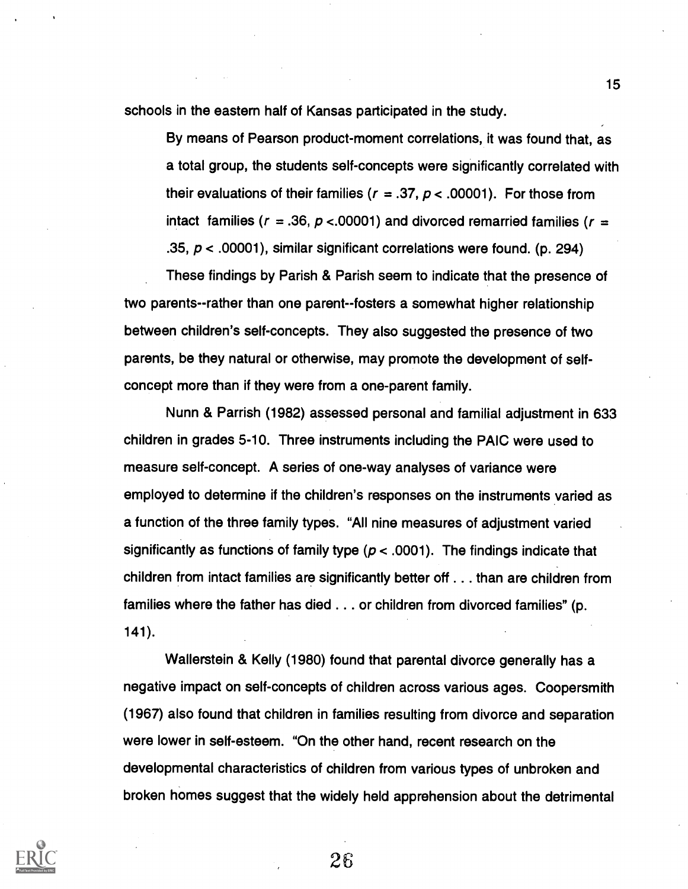schools in the eastern half of Kansas participated in the study.

> By means of Pearson product-moment correlations, it was found that, as a total group, the students self-concepts were significantly correlated with their evaluations of their families ($r$ = .37, $p < .00001$). For those from intact families ($r$ = .36, $p < .00001$) and divorced remarried families ($r$ = .35, $p < .00001$), similar significant correlations were found. (p. 294)

These findings by Parish & Parish seem to indicate that the presence of two parents--rather than one parent--fosters a somewhat higher relationship between children's self-concepts. They also suggested the presence of two parents, be they natural or otherwise, may promote the development of self-concept more than if they were from a one-parent family.

Nunn & Parrish (1982) assessed personal and familial adjustment in 633 children in grades 5-10. Three instruments including the PAIC were used to measure self-concept. A series of one-way analyses of variance were employed to determine if the children's responses on the instruments varied as a function of the three family types. "All nine measures of adjustment varied significantly as functions of family type ($p < .0001$). The findings indicate that children from intact families are significantly better off . . . than are children from families where the father has died . . . or children from divorced families" (p. 141).

Wallerstein & Kelly (1980) found that parental divorce generally has a negative impact on self-concepts of children across various ages. Coopersmith (1967) also found that children in families resulting from divorce and separation were lower in self-esteem. "On the other hand, recent research on the developmental characteristics of children from various types of unbroken and broken homes suggest that the widely held apprehension about the detrimental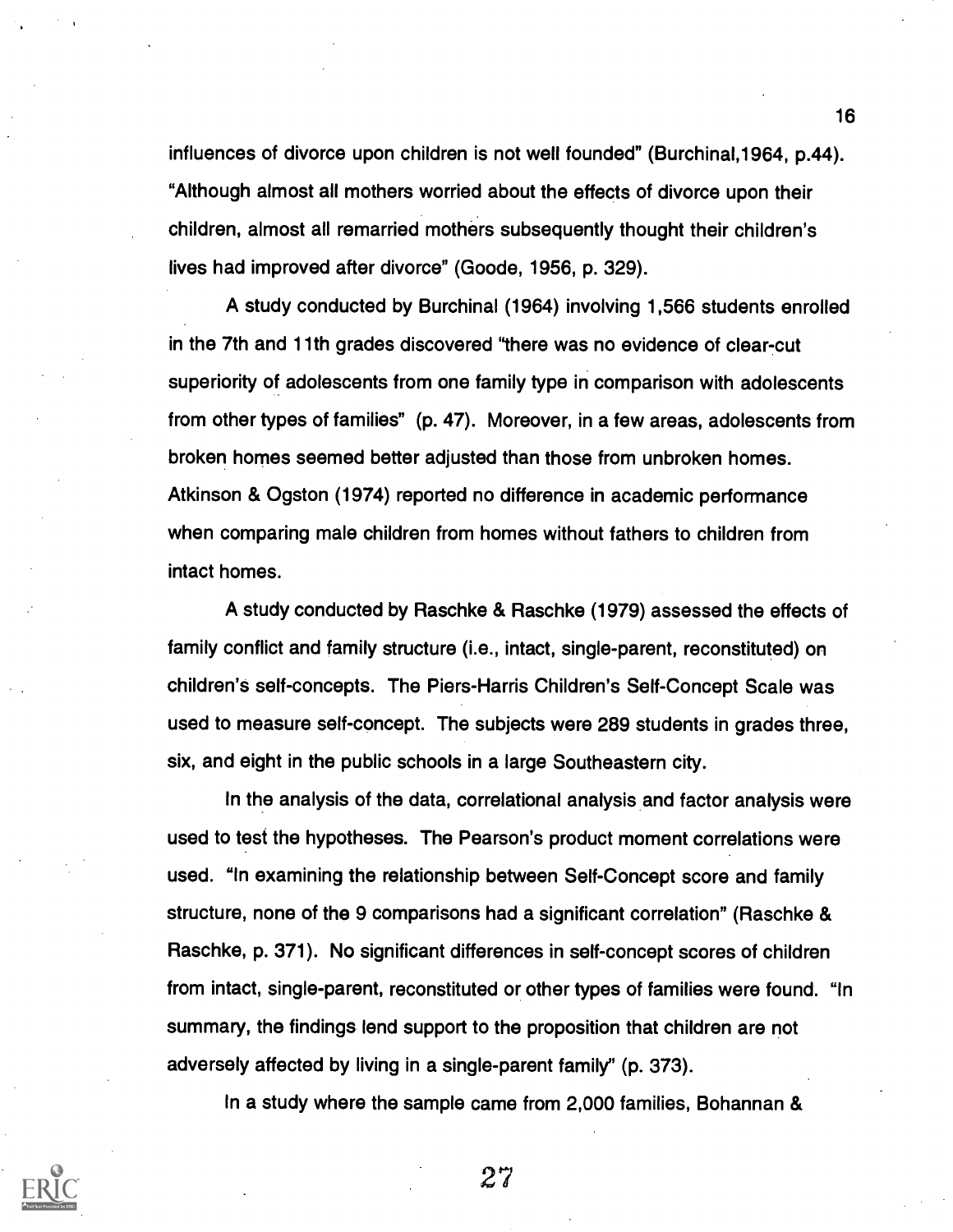influences of divorce upon children is not well founded" (Burchinal,1964, p.44). "Although almost all mothers worried about the effects of divorce upon their children, almost all remarried mothers subsequently thought their children's lives had improved after divorce" (Goode, 1956, p. 329).

A study conducted by Burchinal (1964) involving 1,566 students enrolled in the 7th and 11th grades discovered "there was no evidence of clear-cut superiority of adolescents from one family type in comparison with adolescents from other types of families" (p. 47). Moreover, in a few areas, adolescents from broken homes seemed better adjusted than those from unbroken homes. Atkinson & Ogston (1974) reported no difference in academic performance when comparing male children from homes without fathers to children from intact homes.

A study conducted by Raschke & Raschke (1979) assessed the effects of family conflict and family structure (i.e., intact, single-parent, reconstituted) on children's self-concepts. The Piers-Harris Children's Self-Concept Scale was used to measure self-concept. The subjects were 289 students in grades three, six, and eight in the public schools in a large Southeastern city.

In the analysis of the data, correlational analysis and factor analysis were used to test the hypotheses. The Pearson's product moment correlations were used. "In examining the relationship between Self-Concept score and family structure, none of the 9 comparisons had a significant correlation" (Raschke & Raschke, p. 371). No significant differences in self-concept scores of children from intact, single-parent, reconstituted or other types of families were found. "In summary, the findings lend support to the proposition that children are not adversely affected by living in a single-parent family" (p. 373).

In a study where the sample came from 2,000 families, Bohannan &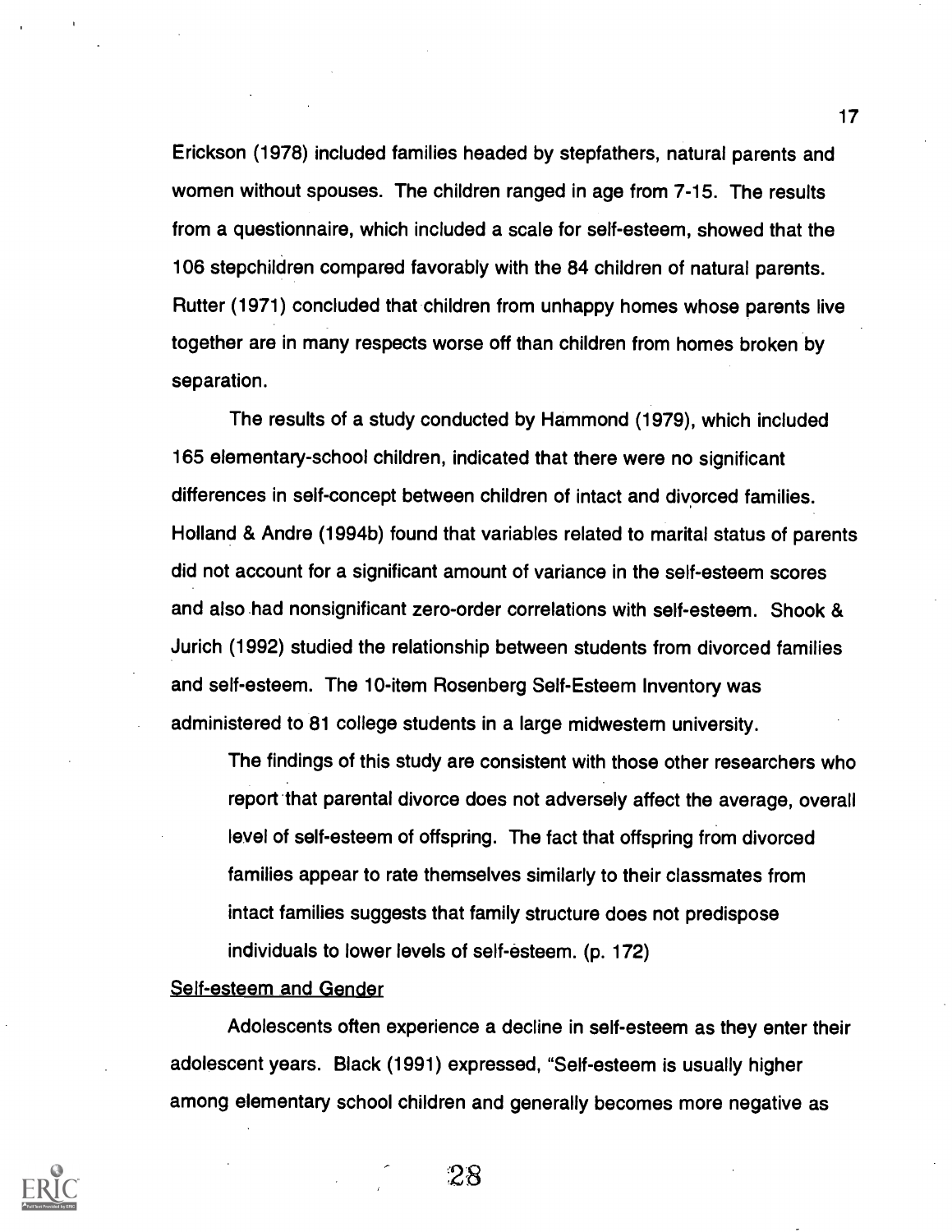Erickson (1978) included families headed by stepfathers, natural parents and women without spouses. The children ranged in age from 7-15. The results from a questionnaire, which included a scale for self-esteem, showed that the 106 stepchildren compared favorably with the 84 children of natural parents. Rutter (1971) concluded that children from unhappy homes whose parents live together are in many respects worse off than children from homes broken by separation.

The results of a study conducted by Hammond (1979), which included 165 elementary-school children, indicated that there were no significant differences in self-concept between children of intact and divorced families. Holland & Andre (1994b) found that variables related to marital status of parents did not account for a significant amount of variance in the self-esteem scores and also had nonsignificant zero-order correlations with self-esteem. Shook & Jurich (1992) studied the relationship between students from divorced families and self-esteem. The 10-item Rosenberg Self-Esteem Inventory was administered to 81 college students in a large midwestern university.

> The findings of this study are consistent with those other researchers who report that parental divorce does not adversely affect the average, overall level of self-esteem of offspring. The fact that offspring from divorced families appear to rate themselves similarly to their classmates from intact families suggests that family structure does not predispose individuals to lower levels of self-esteem. (p. 172)

<u>Self-esteem and Gender</u>

Adolescents often experience a decline in self-esteem as they enter their adolescent years. Black (1991) expressed, "Self-esteem is usually higher among elementary school children and generally becomes more negative as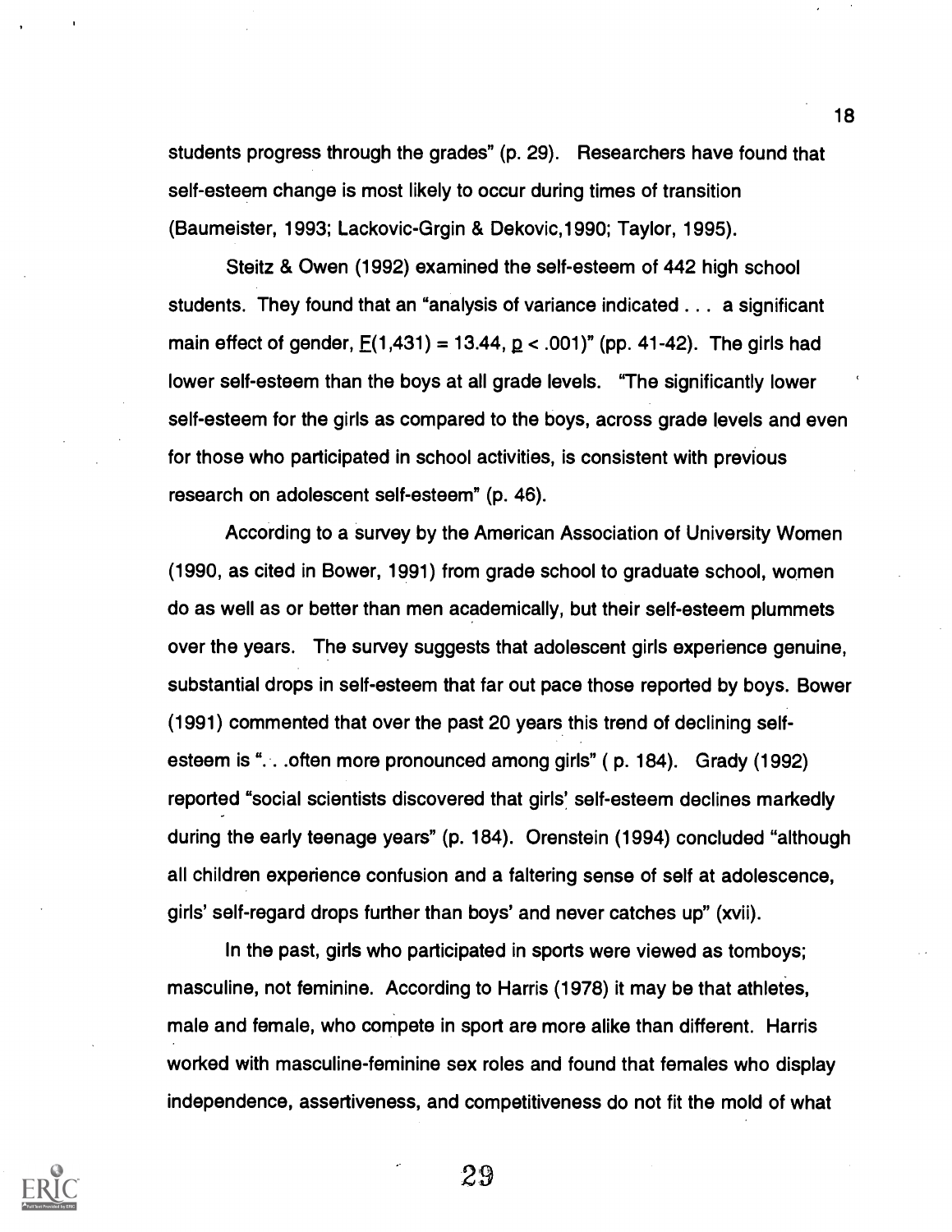students progress through the grades" (p. 29). Researchers have found that self-esteem change is most likely to occur during times of transition (Baumeister, 1993; Lackovic-Grgin & Dekovic,1990; Taylor, 1995).

Steitz & Owen (1992) examined the self-esteem of 442 high school students. They found that an "analysis of variance indicated . . . a significant main effect of gender, $F(1,431) = 13.44$, $p < .001$)" (pp. 41-42). The girls had lower self-esteem than the boys at all grade levels. "The significantly lower self-esteem for the girls as compared to the boys, across grade levels and even for those who participated in school activities, is consistent with previous research on adolescent self-esteem" (p. 46).

According to a survey by the American Association of University Women (1990, as cited in Bower, 1991) from grade school to graduate school, women do as well as or better than men academically, but their self-esteem plummets over the years. The survey suggests that adolescent girls experience genuine, substantial drops in self-esteem that far out pace those reported by boys. Bower (1991) commented that over the past 20 years this trend of declining self-esteem is ". . .often more pronounced among girls" ( p. 184). Grady (1992) reported "social scientists discovered that girls' self-esteem declines markedly during the early teenage years" (p. 184). Orenstein (1994) concluded "although all children experience confusion and a faltering sense of self at adolescence, girls' self-regard drops further than boys' and never catches up" (xvii).

In the past, girls who participated in sports were viewed as tomboys; masculine, not feminine. According to Harris (1978) it may be that athletes, male and female, who compete in sport are more alike than different. Harris worked with masculine-feminine sex roles and found that females who display independence, assertiveness, and competitiveness do not fit the mold of what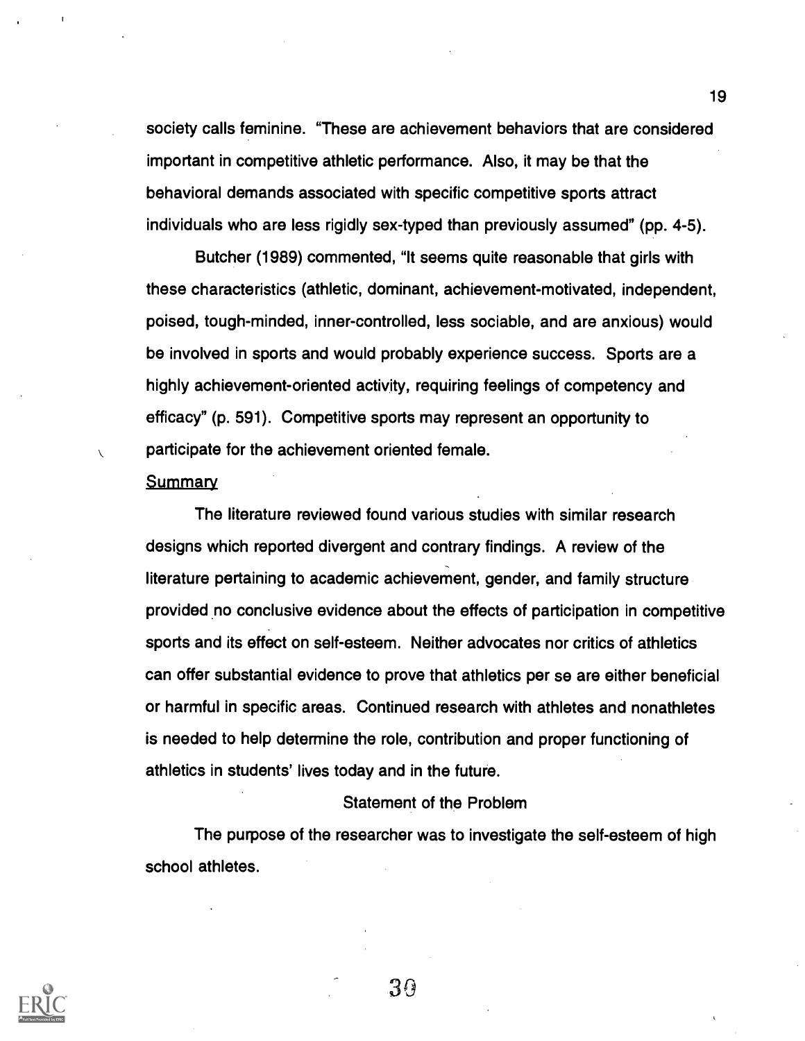society calls feminine. "These are achievement behaviors that are considered important in competitive athletic performance. Also, it may be that the behavioral demands associated with specific competitive sports attract individuals who are less rigidly sex-typed than previously assumed" (pp. 4-5).

Butcher (1989) commented, "It seems quite reasonable that girls with these characteristics (athletic, dominant, achievement-motivated, independent, poised, tough-minded, inner-controlled, less sociable, and are anxious) would be involved in sports and would probably experience success. Sports are a highly achievement-oriented activity, requiring feelings of competency and efficacy" (p. 591). Competitive sports may represent an opportunity to participate for the achievement oriented female.

Summary

The literature reviewed found various studies with similar research designs which reported divergent and contrary findings. A review of the literature pertaining to academic achievement, gender, and family structure provided no conclusive evidence about the effects of participation in competitive sports and its effect on self-esteem. Neither advocates nor critics of athletics can offer substantial evidence to prove that athletics per se are either beneficial or harmful in specific areas. Continued research with athletes and nonathletes is needed to help determine the role, contribution and proper functioning of athletics in students' lives today and in the future.

## Statement of the Problem

The purpose of the researcher was to investigate the self-esteem of high school athletes.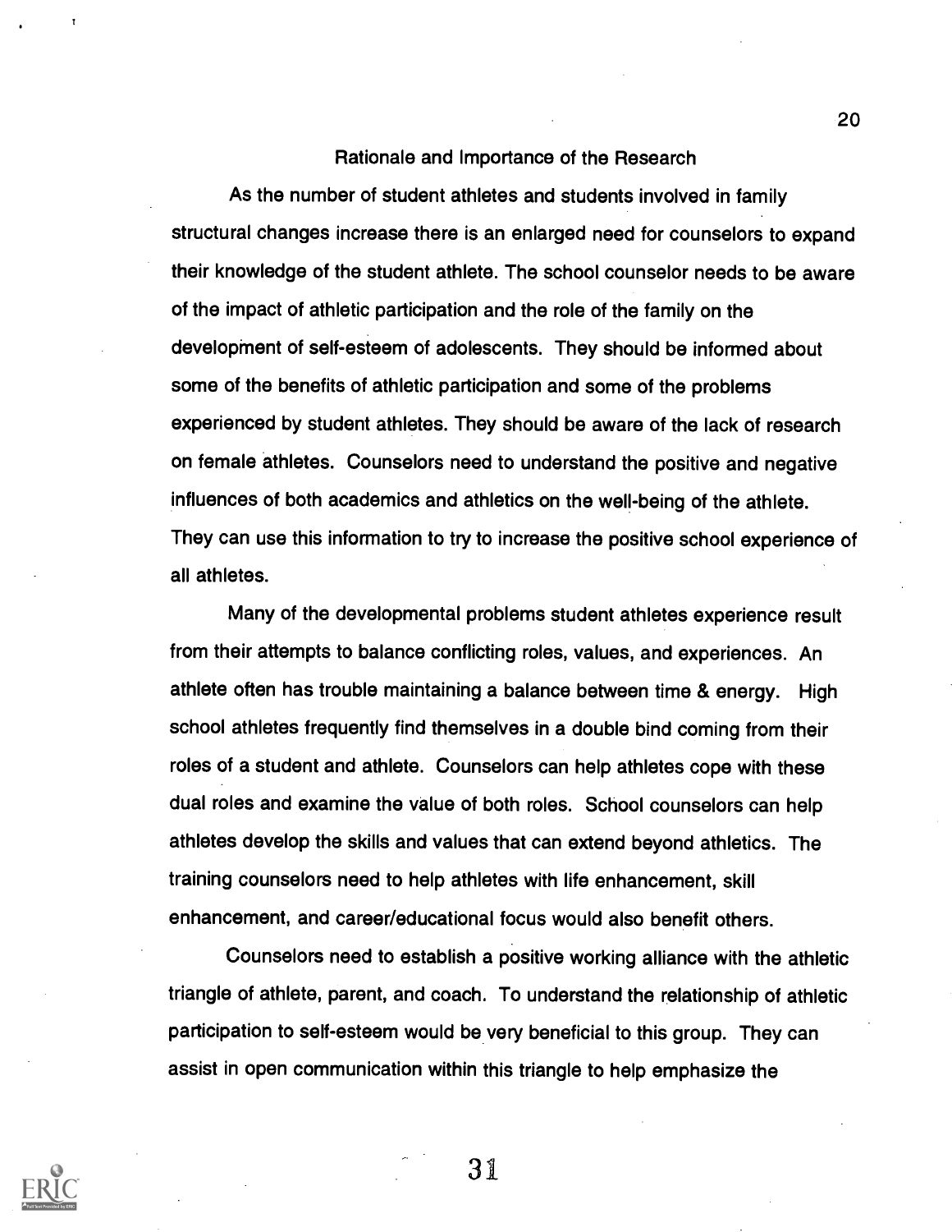## Rationale and Importance of the Research

As the number of student athletes and students involved in family structural changes increase there is an enlarged need for counselors to expand their knowledge of the student athlete. The school counselor needs to be aware of the impact of athletic participation and the role of the family on the development of self-esteem of adolescents. They should be informed about some of the benefits of athletic participation and some of the problems experienced by student athletes. They should be aware of the lack of research on female athletes. Counselors need to understand the positive and negative influences of both academics and athletics on the well-being of the athlete. They can use this information to try to increase the positive school experience of all athletes.

Many of the developmental problems student athletes experience result from their attempts to balance conflicting roles, values, and experiences. An athlete often has trouble maintaining a balance between time & energy. High school athletes frequently find themselves in a double bind coming from their roles of a student and athlete. Counselors can help athletes cope with these dual roles and examine the value of both roles. School counselors can help athletes develop the skills and values that can extend beyond athletics. The training counselors need to help athletes with life enhancement, skill enhancement, and career/educational focus would also benefit others.

Counselors need to establish a positive working alliance with the athletic triangle of athlete, parent, and coach. To understand the relationship of athletic participation to self-esteem would be very beneficial to this group. They can assist in open communication within this triangle to help emphasize the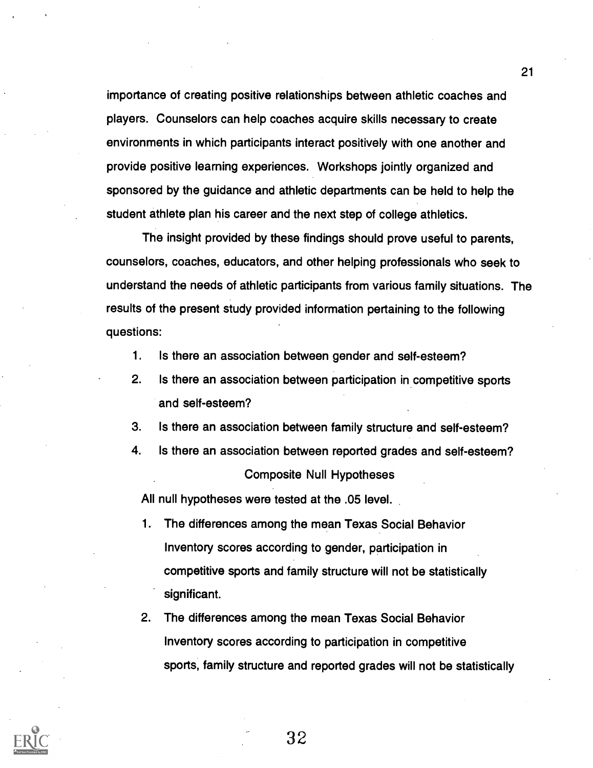importance of creating positive relationships between athletic coaches and players. Counselors can help coaches acquire skills necessary to create environments in which participants interact positively with one another and provide positive learning experiences. Workshops jointly organized and sponsored by the guidance and athletic departments can be held to help the student athlete plan his career and the next step of college athletics.

The insight provided by these findings should prove useful to parents, counselors, coaches, educators, and other helping professionals who seek to understand the needs of athletic participants from various family situations. The results of the present study provided information pertaining to the following questions:

1. Is there an association between gender and self-esteem?
2. Is there an association between participation in competitive sports and self-esteem?
3. Is there an association between family structure and self-esteem?
4. Is there an association between reported grades and self-esteem?

## Composite Null Hypotheses

All null hypotheses were tested at the .05 level.

1. The differences among the mean Texas Social Behavior Inventory scores according to gender, participation in competitive sports and family structure will not be statistically significant.
2. The differences among the mean Texas Social Behavior Inventory scores according to participation in competitive sports, family structure and reported grades will not be statistically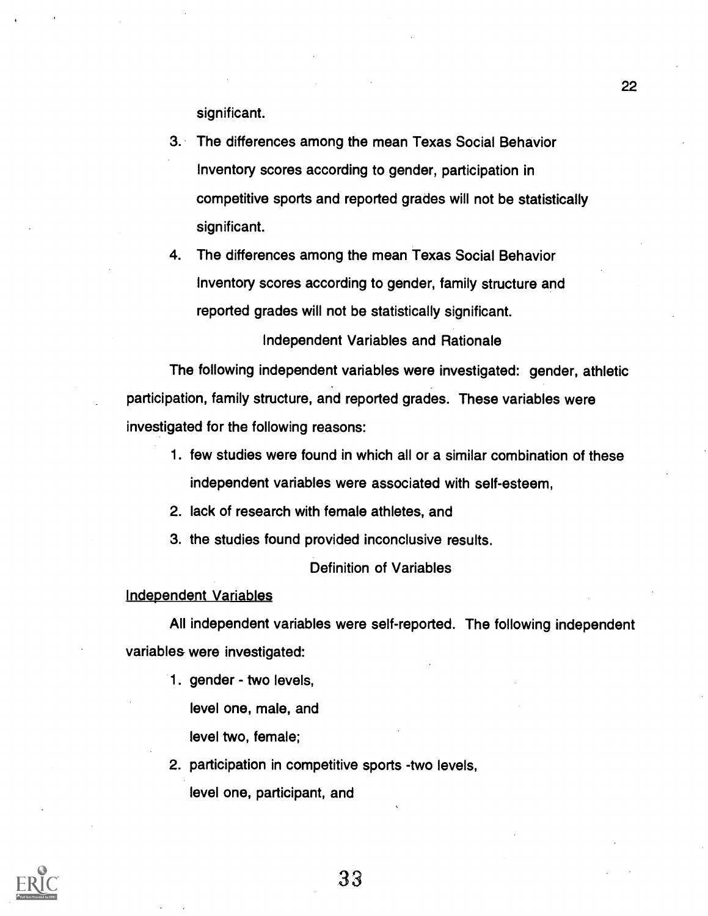significant.

3. The differences among the mean Texas Social Behavior Inventory scores according to gender, participation in competitive sports and reported grades will not be statistically significant.
4. The differences among the mean Texas Social Behavior Inventory scores according to gender, family structure and reported grades will not be statistically significant.

### Independent Variables and Rationale

The following independent variables were investigated: gender, athletic participation, family structure, and reported grades. These variables were investigated for the following reasons:

1. few studies were found in which all or a similar combination of these independent variables were associated with self-esteem,
2. lack of research with female athletes, and
3. the studies found provided inconclusive results.

### Definition of Variables

#### Independent Variables

All independent variables were self-reported. The following independent variables were investigated:

1. gender - two levels,
   level one, male, and
   level two, female;
2. participation in competitive sports -two levels,
   level one, participant, and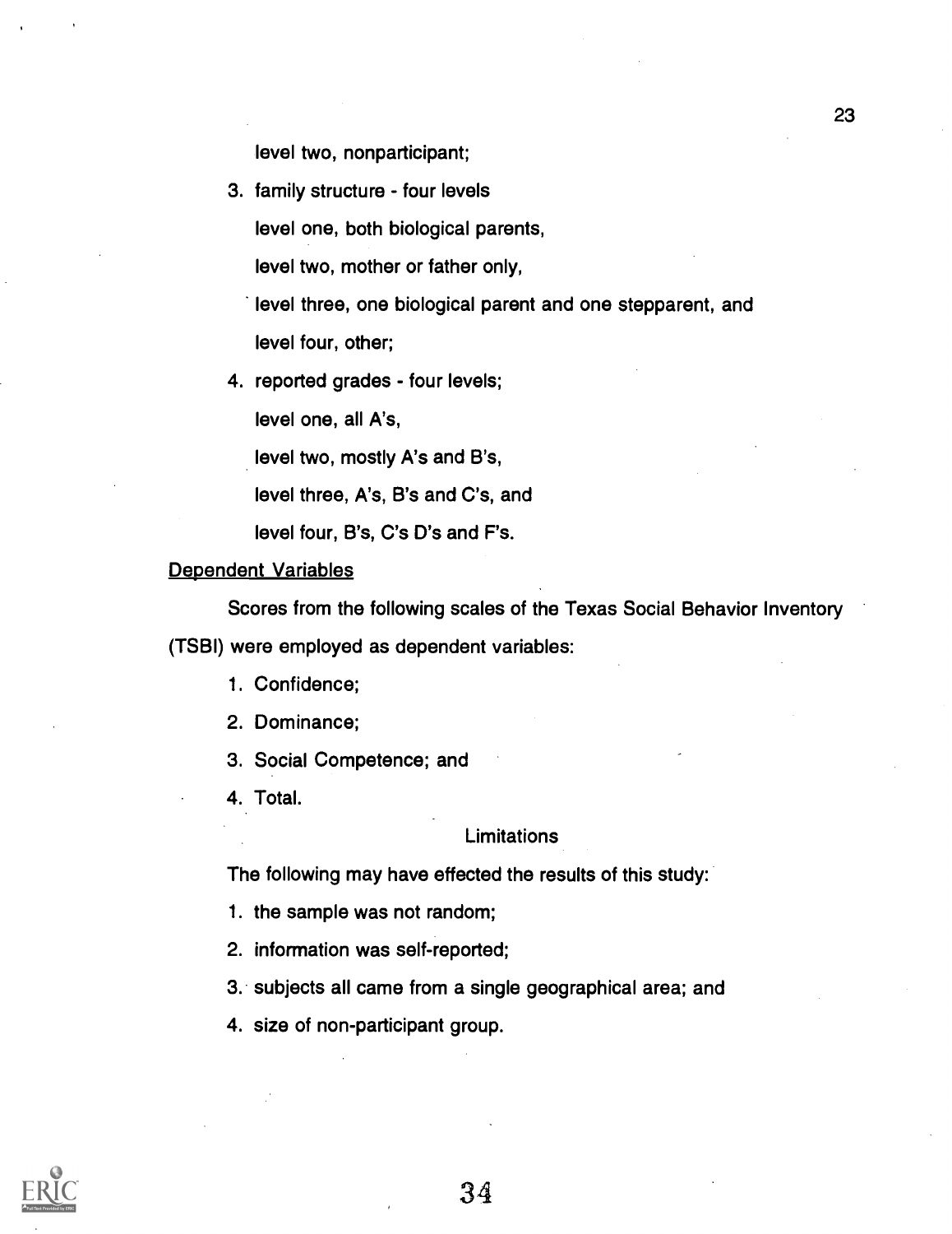level two, nonparticipant;

3. family structure - four levels

   level one, both biological parents,

   level two, mother or father only,

   level three, one biological parent and one stepparent, and

   level four, other;

4. reported grades - four levels;

   level one, all A's,

   level two, mostly A's and B's,

   level three, A's, B's and C's, and

   level four, B's, C's D's and F's.

<u>Dependent Variables</u>

Scores from the following scales of the Texas Social Behavior Inventory (TSBI) were employed as dependent variables:

1. Confidence;
2. Dominance;
3. Social Competence; and
4. Total.

### Limitations

The following may have effected the results of this study:

1. the sample was not random;
2. information was self-reported;
3. subjects all came from a single geographical area; and
4. size of non-participant group.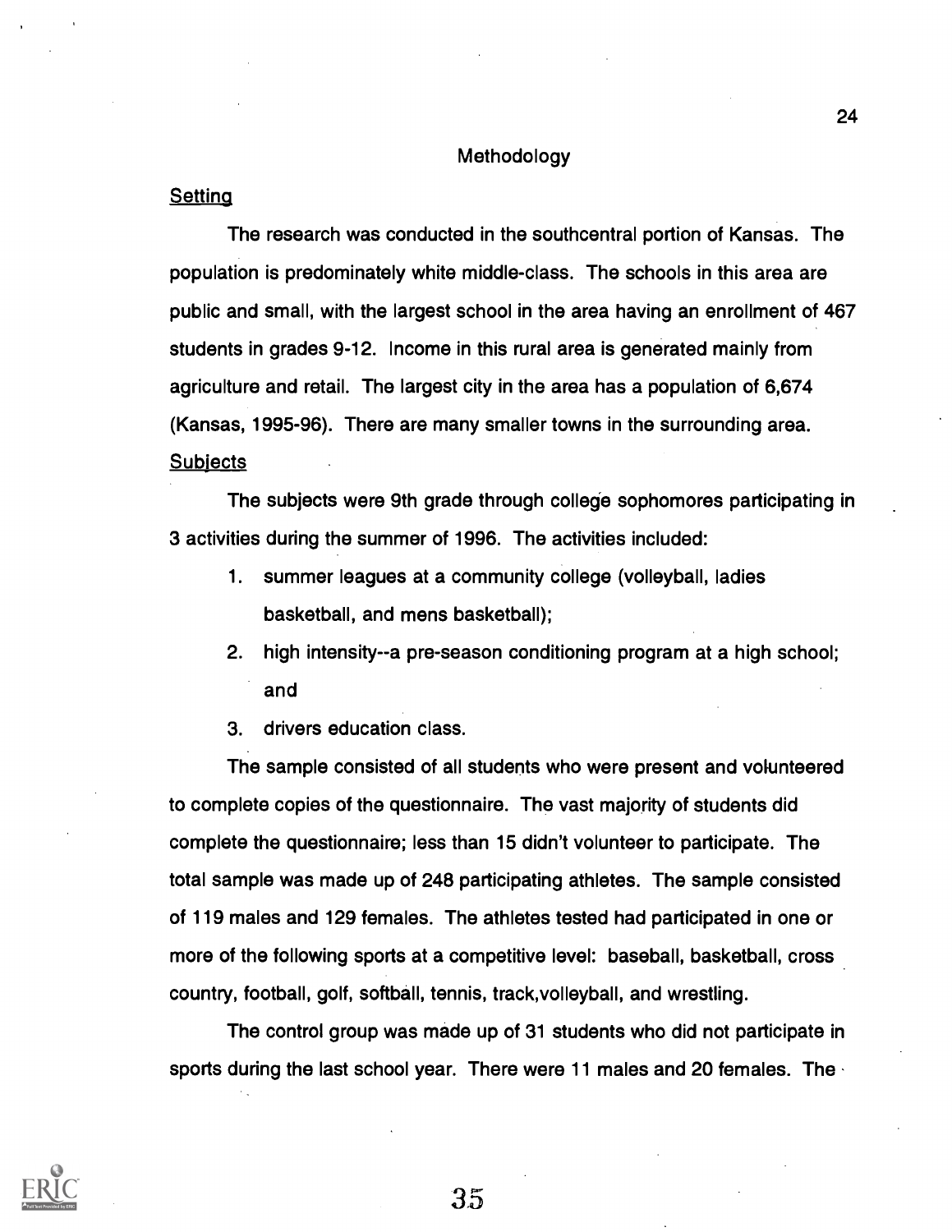## Methodology

### Setting

The research was conducted in the southcentral portion of Kansas. The population is predominately white middle-class. The schools in this area are public and small, with the largest school in the area having an enrollment of 467 students in grades 9-12. Income in this rural area is generated mainly from agriculture and retail. The largest city in the area has a population of 6,674 (Kansas, 1995-96). There are many smaller towns in the surrounding area.

### Subjects

The subjects were 9th grade through college sophomores participating in 3 activities during the summer of 1996. The activities included:

1. summer leagues at a community college (volleyball, ladies basketball, and mens basketball);
2. high intensity--a pre-season conditioning program at a high school; and
3. drivers education class.

The sample consisted of all students who were present and volunteered to complete copies of the questionnaire. The vast majority of students did complete the questionnaire; less than 15 didn't volunteer to participate. The total sample was made up of 248 participating athletes. The sample consisted of 119 males and 129 females. The athletes tested had participated in one or more of the following sports at a competitive level: baseball, basketball, cross country, football, golf, softball, tennis, track,volleyball, and wrestling.

The control group was made up of 31 students who did not participate in sports during the last school year. There were 11 males and 20 females. The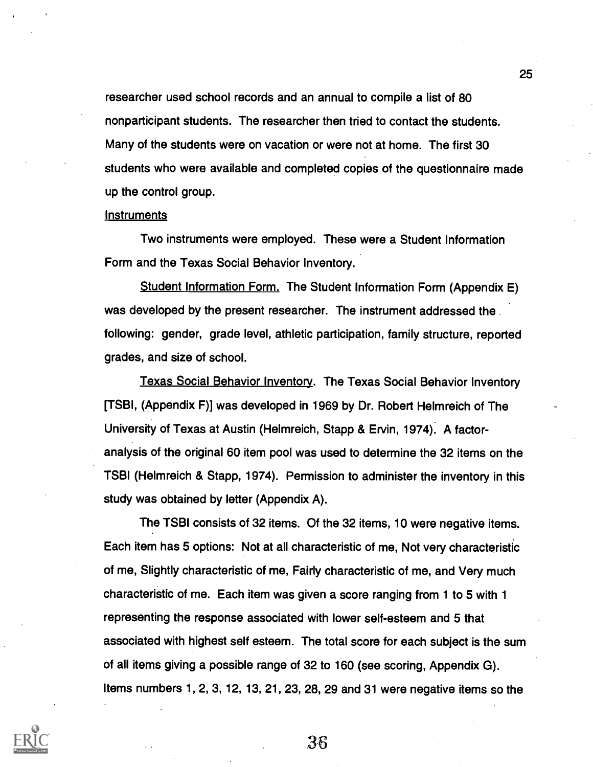researcher used school records and an annual to compile a list of 80 nonparticipant students. The researcher then tried to contact the students. Many of the students were on vacation or were not at home. The first 30 students who were available and completed copies of the questionnaire made up the control group.

Instruments

Two instruments were employed. These were a Student Information Form and the Texas Social Behavior Inventory.

Student Information Form. The Student Information Form (Appendix E) was developed by the present researcher. The instrument addressed the following: gender, grade level, athletic participation, family structure, reported grades, and size of school.

Texas Social Behavior Inventory. The Texas Social Behavior Inventory [TSBI, (Appendix F)] was developed in 1969 by Dr. Robert Helmreich of The University of Texas at Austin (Helmreich, Stapp & Ervin, 1974). A factor-analysis of the original 60 item pool was used to determine the 32 items on the TSBI (Helmreich & Stapp, 1974). Permission to administer the inventory in this study was obtained by letter (Appendix A).

The TSBI consists of 32 items. Of the 32 items, 10 were negative items. Each item has 5 options: Not at all characteristic of me, Not very characteristic of me, Slightly characteristic of me, Fairly characteristic of me, and Very much characteristic of me. Each item was given a score ranging from 1 to 5 with 1 representing the response associated with lower self-esteem and 5 that associated with highest self esteem. The total score for each subject is the sum of all items giving a possible range of 32 to 160 (see scoring, Appendix G). Items numbers 1, 2, 3, 12, 13, 21, 23, 28, 29 and 31 were negative items so the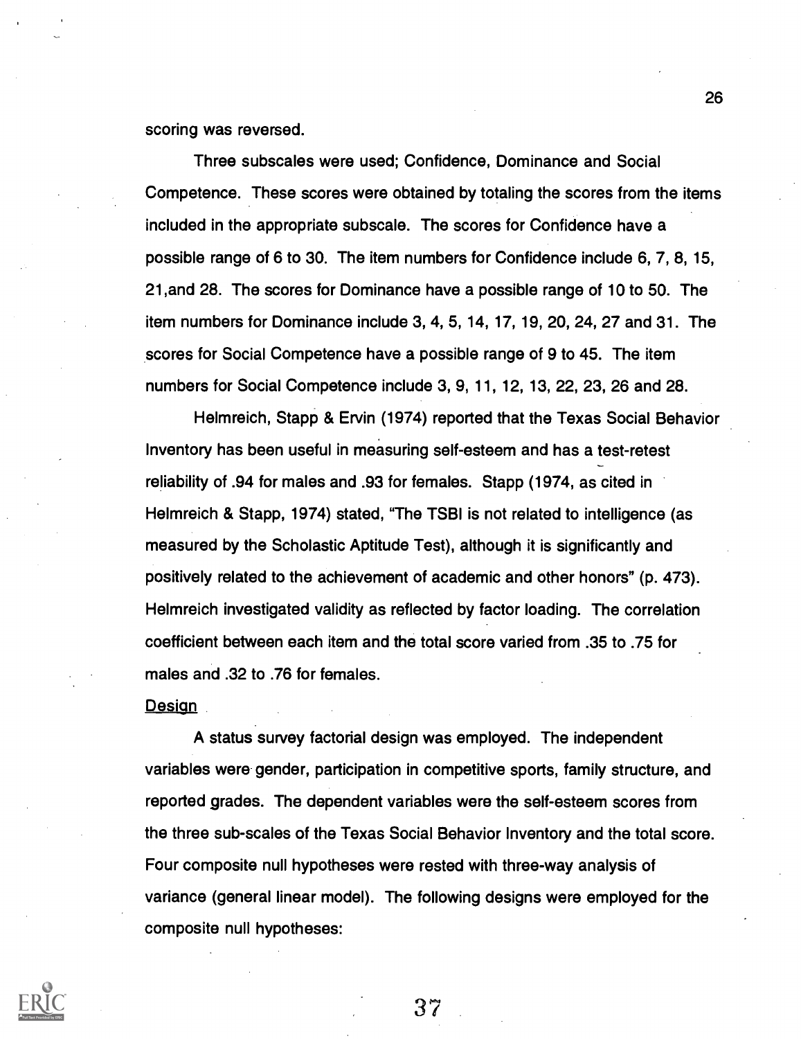scoring was reversed.

Three subscales were used; Confidence, Dominance and Social Competence. These scores were obtained by totaling the scores from the items included in the appropriate subscale. The scores for Confidence have a possible range of 6 to 30. The item numbers for Confidence include 6, 7, 8, 15, 21,and 28. The scores for Dominance have a possible range of 10 to 50. The item numbers for Dominance include 3, 4, 5, 14, 17, 19, 20, 24, 27 and 31. The scores for Social Competence have a possible range of 9 to 45. The item numbers for Social Competence include 3, 9, 11, 12, 13, 22, 23, 26 and 28.

Helmreich, Stapp & Ervin (1974) reported that the Texas Social Behavior Inventory has been useful in measuring self-esteem and has a test-retest reliability of .94 for males and .93 for females. Stapp (1974, as cited in Helmreich & Stapp, 1974) stated, "The TSBI is not related to intelligence (as measured by the Scholastic Aptitude Test), although it is significantly and positively related to the achievement of academic and other honors" (p. 473). Helmreich investigated validity as reflected by factor loading. The correlation coefficient between each item and the total score varied from .35 to .75 for males and .32 to .76 for females.

Design

A status survey factorial design was employed. The independent variables were gender, participation in competitive sports, family structure, and reported grades. The dependent variables were the self-esteem scores from the three sub-scales of the Texas Social Behavior Inventory and the total score. Four composite null hypotheses were rested with three-way analysis of variance (general linear model). The following designs were employed for the composite null hypotheses: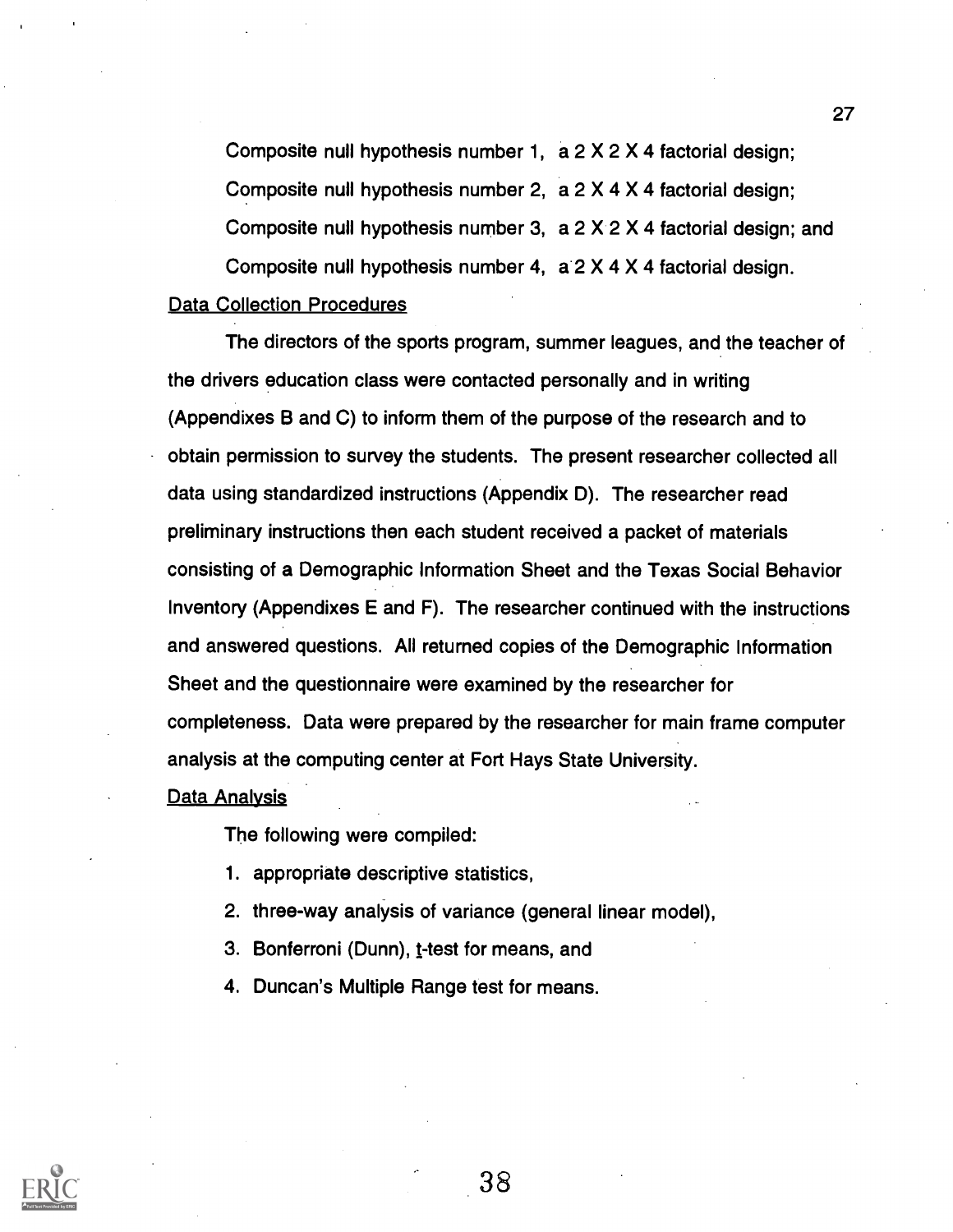Composite null hypothesis number 1, a 2 X 2 X 4 factorial design;

Composite null hypothesis number 2, a 2 X 4 X 4 factorial design;

Composite null hypothesis number 3, a 2 X 2 X 4 factorial design; and

Composite null hypothesis number 4, a 2 X 4 X 4 factorial design.

## Data Collection Procedures

The directors of the sports program, summer leagues, and the teacher of the drivers education class were contacted personally and in writing (Appendixes B and C) to inform them of the purpose of the research and to obtain permission to survey the students. The present researcher collected all data using standardized instructions (Appendix D). The researcher read preliminary instructions then each student received a packet of materials consisting of a Demographic Information Sheet and the Texas Social Behavior Inventory (Appendixes E and F). The researcher continued with the instructions and answered questions. All returned copies of the Demographic Information Sheet and the questionnaire were examined by the researcher for completeness. Data were prepared by the researcher for main frame computer analysis at the computing center at Fort Hays State University.

## Data Analysis

The following were compiled:

1. appropriate descriptive statistics,
2. three-way analysis of variance (general linear model),
3. Bonferroni (Dunn), *t*-test for means, and
4. Duncan's Multiple Range test for means.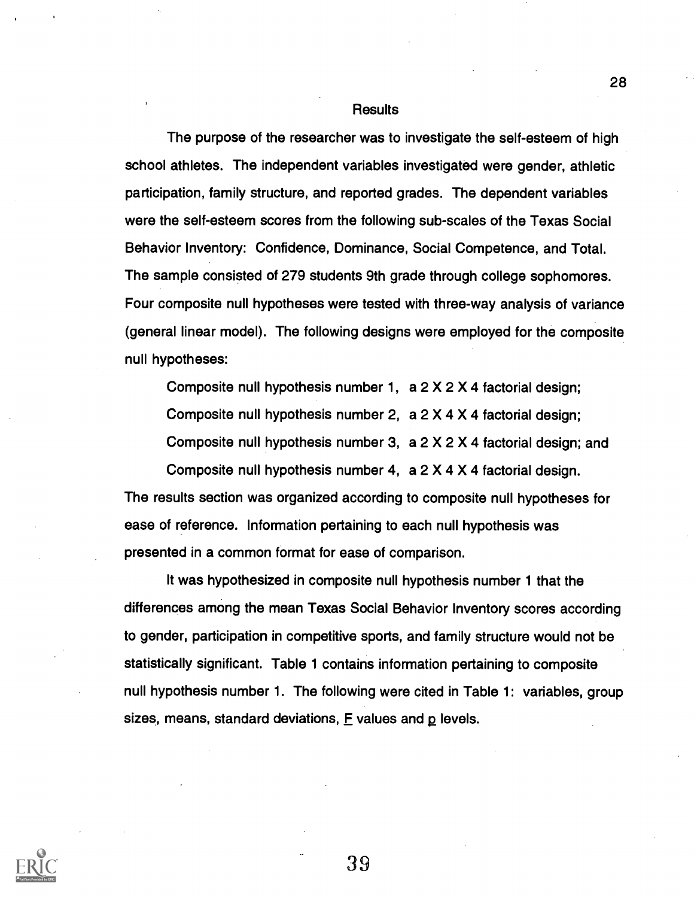## Results

The purpose of the researcher was to investigate the self-esteem of high school athletes. The independent variables investigated were gender, athletic participation, family structure, and reported grades. The dependent variables were the self-esteem scores from the following sub-scales of the Texas Social Behavior Inventory: Confidence, Dominance, Social Competence, and Total. The sample consisted of 279 students 9th grade through college sophomores. Four composite null hypotheses were tested with three-way analysis of variance (general linear model). The following designs were employed for the composite null hypotheses:

Composite null hypothesis number 1, a 2 X 2 X 4 factorial design;
Composite null hypothesis number 2, a 2 X 4 X 4 factorial design;
Composite null hypothesis number 3, a 2 X 2 X 4 factorial design; and
Composite null hypothesis number 4, a 2 X 4 X 4 factorial design.

The results section was organized according to composite null hypotheses for ease of reference. Information pertaining to each null hypothesis was presented in a common format for ease of comparison.

It was hypothesized in composite null hypothesis number 1 that the differences among the mean Texas Social Behavior Inventory scores according to gender, participation in competitive sports, and family structure would not be statistically significant. Table 1 contains information pertaining to composite null hypothesis number 1. The following were cited in Table 1: variables, group sizes, means, standard deviations, $F$ values and $p$ levels.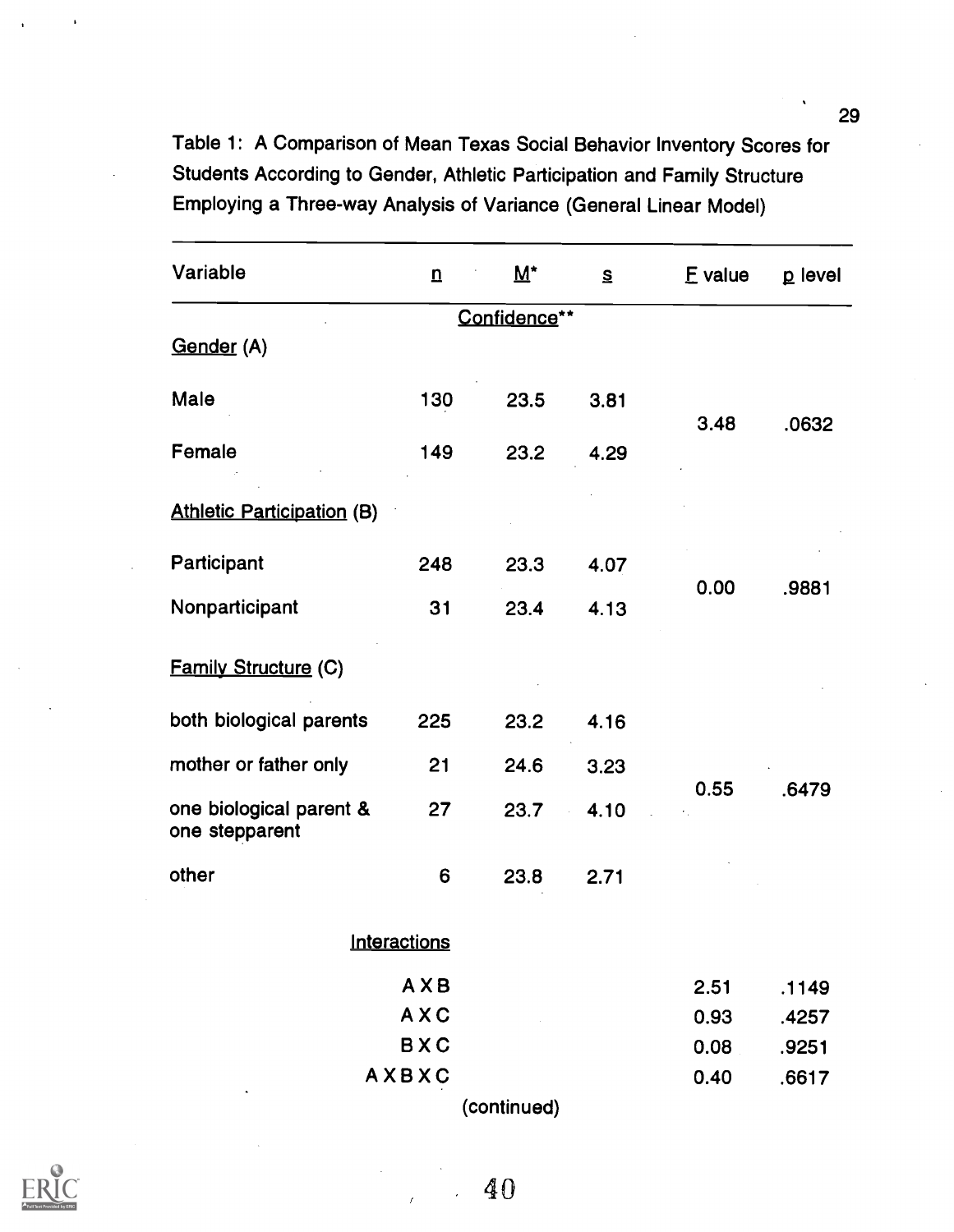Table 1: A Comparison of Mean Texas Social Behavior Inventory Scores for Students According to Gender, Athletic Participation and Family Structure Employing a Three-way Analysis of Variance (General Linear Model)

| Variable | n | M* | s | F value | p level |
|---|---|---|---|---|---|
| | | Confidence** | | | |
| Gender (A) | | | | | |
| Male | 130 | 23.5 | 3.81 | 3.48 | .0632 |
| Female | 149 | 23.2 | 4.29 | | |
| Athletic Participation (B) | | | | | |
| Participant | 248 | 23.3 | 4.07 | 0.00 | .9881 |
| Nonparticipant | 31 | 23.4 | 4.13 | | |
| Family Structure (C) | | | | | |
| both biological parents | 225 | 23.2 | 4.16 | | |
| mother or father only | 21 | 24.6 | 3.23 | 0.55 | .6479 |
| one biological parent & one stepparent | 27 | 23.7 | 4.10 | | |
| other | 6 | 23.8 | 2.71 | | |
| Interactions | | | | | |
| A X B | | | | 2.51 | .1149 |
| A X C | | | | 0.93 | .4257 |
| B X C | | | | 0.08 | .9251 |
| A X B X C | | | | 0.40 | .6617 |

(continued)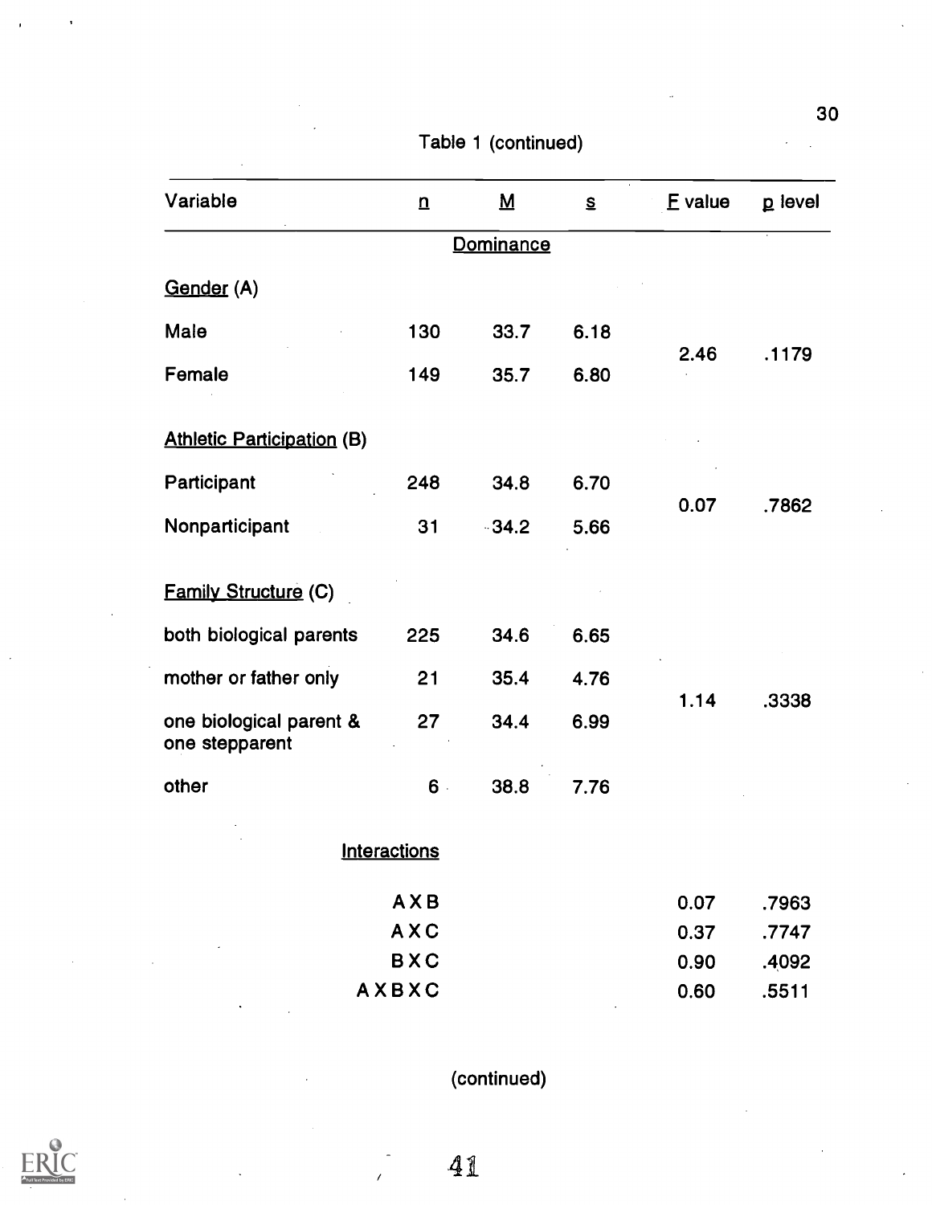Table 1 (continued)

| Variable | n | M | s | F value | p level |
|---|---|---|---|---|---|
| | | Dominance | | | |
| Gender (A) | | | | | |
| Male | 130 | 33.7 | 6.18 | 2.46 | .1179 |
| Female | 149 | 35.7 | 6.80 | | |
| Athletic Participation (B) | | | | | |
| Participant | 248 | 34.8 | 6.70 | 0.07 | .7862 |
| Nonparticipant | 31 | 34.2 | 5.66 | | |
| Family Structure (C) | | | | | |
| both biological parents | 225 | 34.6 | 6.65 | 1.14 | .3338 |
| mother or father only | 21 | 35.4 | 4.76 | | |
| one biological parent & one stepparent | 27 | 34.4 | 6.99 | | |
| other | 6 | 38.8 | 7.76 | | |
| Interactions | | | | | |
| A X B | | | | 0.07 | .7963 |
| A X C | | | | 0.37 | .7747 |
| B X C | | | | 0.90 | .4092 |
| A X B X C | | | | 0.60 | .5511 |

(continued)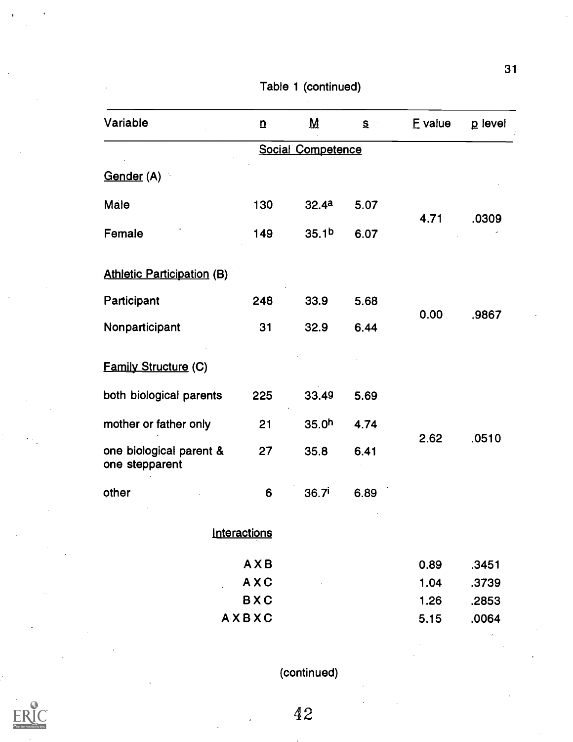Table 1 (continued)

| Variable | n | M | s | F value | p level |
|---|---|---|---|---|---|
| | | Social Competence | | | |
| Gender (A) | | | | | |
| Male | 130 | 32.4[a] | 5.07 | 4.71 | .0309 |
| Female | 149 | 35.1[b] | 6.07 | | |
| Athletic Participation (B) | | | | | |
| Participant | 248 | 33.9 | 5.68 | 0.00 | .9867 |
| Nonparticipant | 31 | 32.9 | 6.44 | | |
| Family Structure (C) | | | | | |
| both biological parents | 225 | 33.4[g] | 5.69 | 2.62 | .0510 |
| mother or father only | 21 | 35.0[h] | 4.74 | | |
| one biological parent & one stepparent | 27 | 35.8 | 6.41 | | |
| other | 6 | 36.7[i] | 6.89 | | |
| Interactions | | | | | |
| A X B | | | | 0.89 | .3451 |
| A X C | | | | 1.04 | .3739 |
| B X C | | | | 1.26 | .2853 |
| A X B X C | | | | 5.15 | .0064 |

(continued)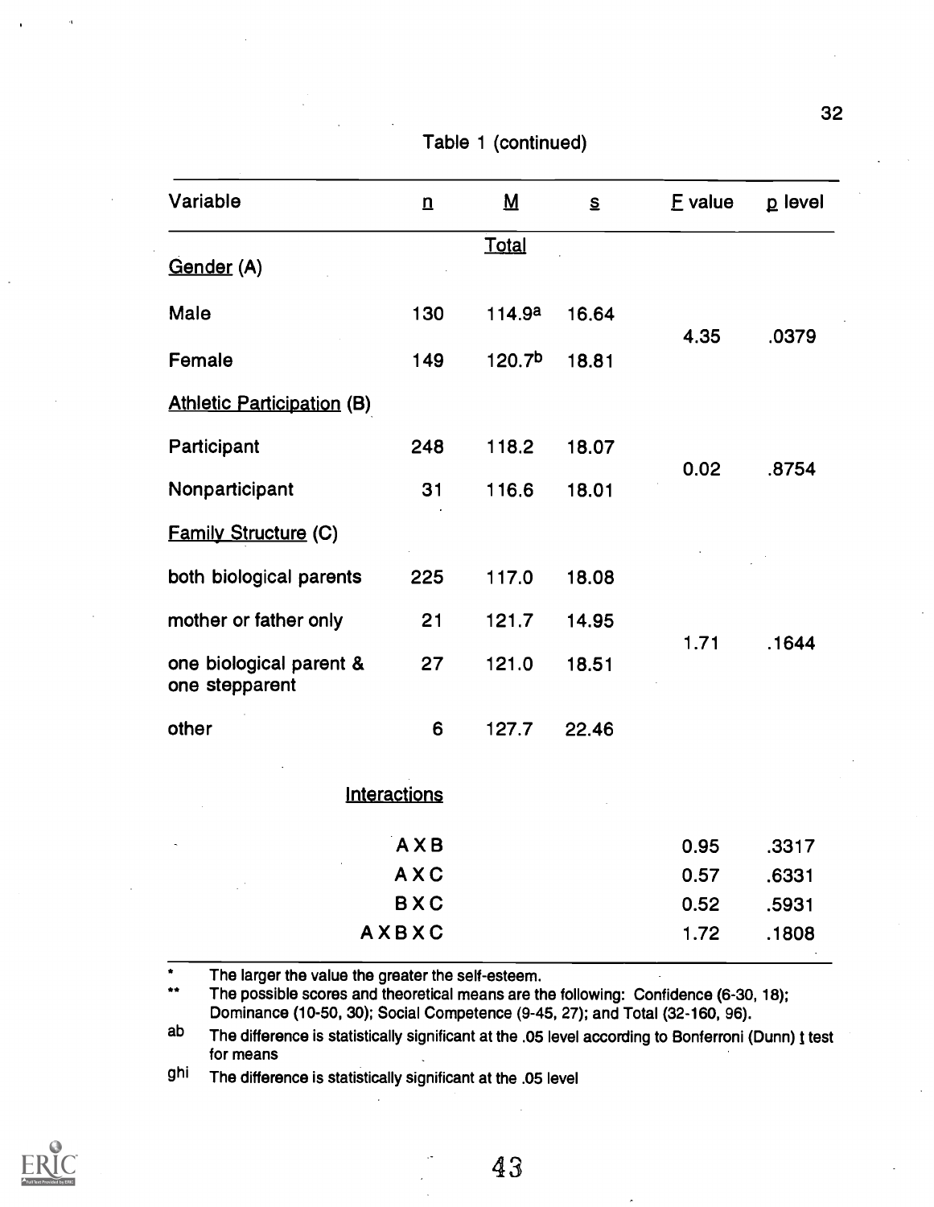Table 1 (continued)

| Variable | n | M | s | F value | p level |
|---|---|---|---|---|---|
| | | Total | | | |
| Gender (A) | | | | | |
| Male | 130 | 114.9[a] | 16.64 | 4.35 | .0379 |
| Female | 149 | 120.7[b] | 18.81 | | |
| Athletic Participation (B) | | | | | |
| Participant | 248 | 118.2 | 18.07 | 0.02 | .8754 |
| Nonparticipant | 31 | 116.6 | 18.01 | | |
| Family Structure (C) | | | | | |
| both biological parents | 225 | 117.0 | 18.08 | 1.71 | .1644 |
| mother or father only | 21 | 121.7 | 14.95 | | |
| one biological parent & one stepparent | 27 | 121.0 | 18.51 | | |
| other | 6 | 127.7 | 22.46 | | |
| Interactions | | | | | |
| A X B | | | | 0.95 | .3317 |
| A X C | | | | 0.57 | .6331 |
| B X C | | | | 0.52 | .5931 |
| A X B X C | | | | 1.72 | .1808 |

\* The larger the value the greater the self-esteem.

\*\* The possible scores and theoretical means are the following: Confidence (6-30, 18); Dominance (10-50, 30); Social Competence (9-45, 27); and Total (32-160, 96).

ab The difference is statistically significant at the .05 level according to Bonferroni (Dunn) t test for means

ghi The difference is statistically significant at the .05 level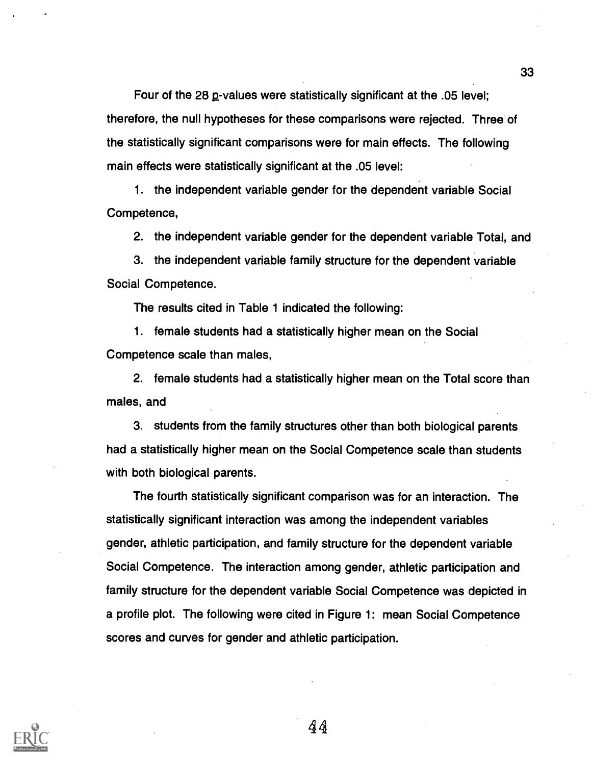Four of the 28 p-values were statistically significant at the .05 level; therefore, the null hypotheses for these comparisons were rejected. Three of the statistically significant comparisons were for main effects. The following main effects were statistically significant at the .05 level:

1. the independent variable gender for the dependent variable Social Competence,
2. the independent variable gender for the dependent variable Total, and
3. the independent variable family structure for the dependent variable Social Competence.

The results cited in Table 1 indicated the following:

1. female students had a statistically higher mean on the Social Competence scale than males,
2. female students had a statistically higher mean on the Total score than males, and
3. students from the family structures other than both biological parents had a statistically higher mean on the Social Competence scale than students with both biological parents.

The fourth statistically significant comparison was for an interaction. The statistically significant interaction was among the independent variables gender, athletic participation, and family structure for the dependent variable Social Competence. The interaction among gender, athletic participation and family structure for the dependent variable Social Competence was depicted in a profile plot. The following were cited in Figure 1: mean Social Competence scores and curves for gender and athletic participation.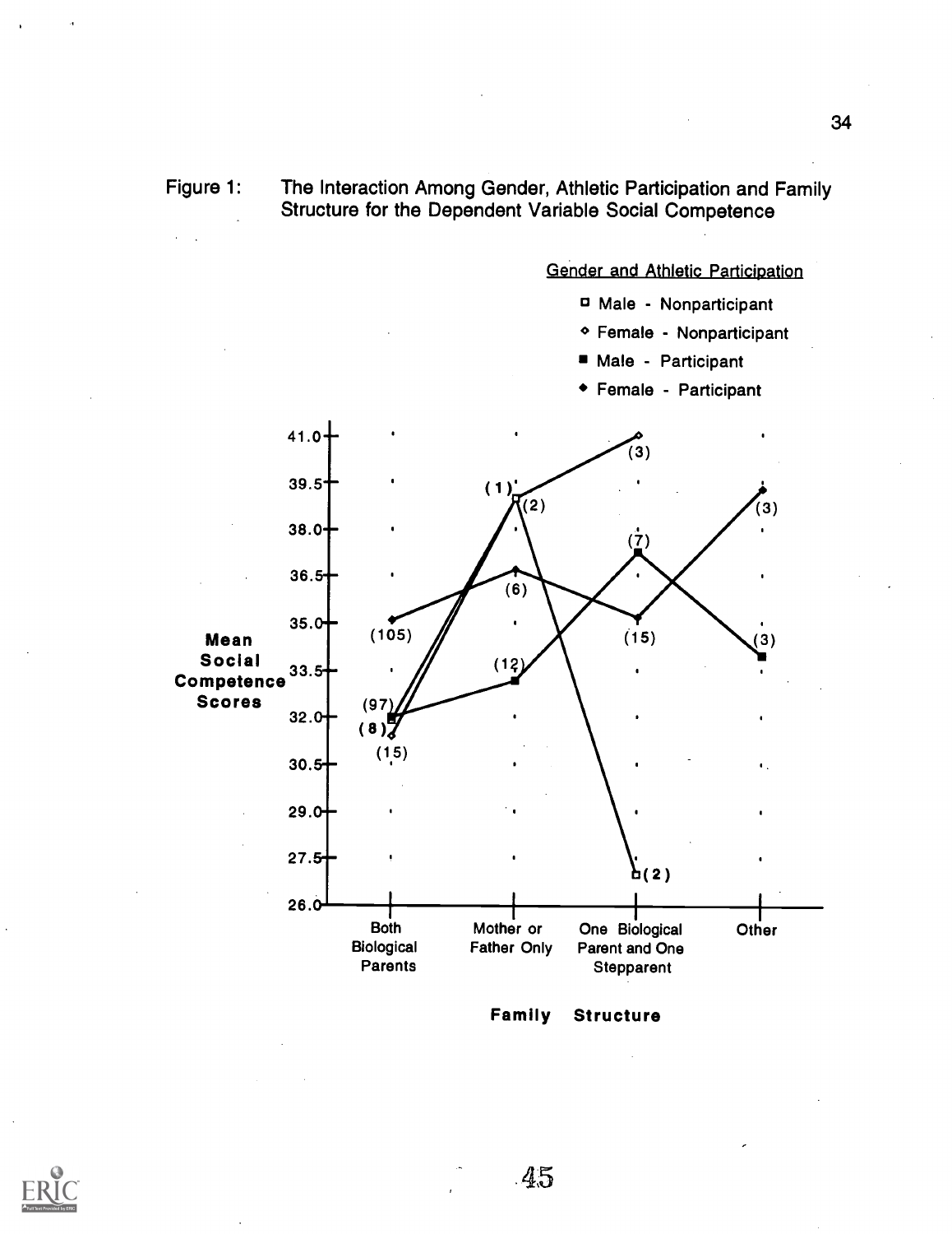Figure 1: The Interaction Among Gender, Athletic Participation and Family Structure for the Dependent Variable Social Competence

Gender and Athletic Participation

- □ Male - Nonparticipant
- ◇ Female - Nonparticipant
- ■ Male - Participant
- ◆ Female - Participant

Mean Social Competence Scores

Family Structure: Both Biological Parents; Mother or Father Only; One Biological Parent and One Stepparent; Other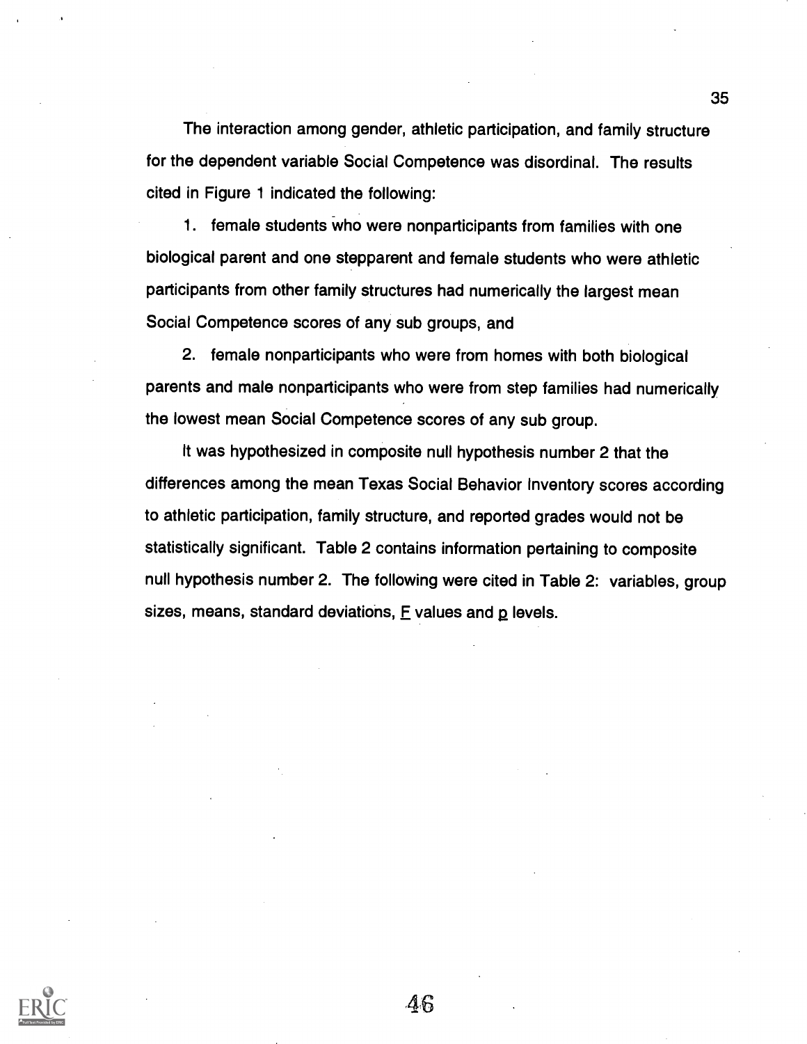The interaction among gender, athletic participation, and family structure for the dependent variable Social Competence was disordinal. The results cited in Figure 1 indicated the following:

1. female students who were nonparticipants from families with one biological parent and one stepparent and female students who were athletic participants from other family structures had numerically the largest mean Social Competence scores of any sub groups, and

2. female nonparticipants who were from homes with both biological parents and male nonparticipants who were from step families had numerically the lowest mean Social Competence scores of any sub group.

It was hypothesized in composite null hypothesis number 2 that the differences among the mean Texas Social Behavior Inventory scores according to athletic participation, family structure, and reported grades would not be statistically significant. Table 2 contains information pertaining to composite null hypothesis number 2. The following were cited in Table 2: variables, group sizes, means, standard deviations, $F$ values and $p$ levels.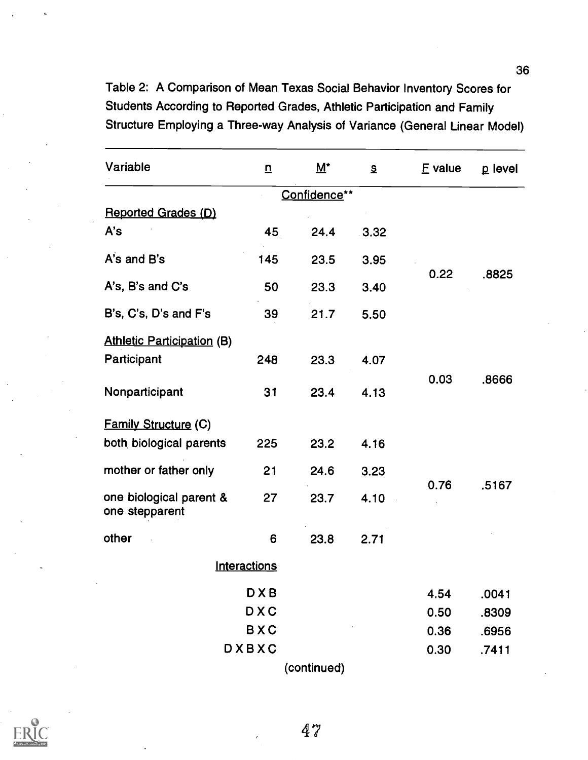Table 2: A Comparison of Mean Texas Social Behavior Inventory Scores for Students According to Reported Grades, Athletic Participation and Family Structure Employing a Three-way Analysis of Variance (General Linear Model)

| Variable | n | M* | s | F value | p level |
|---|---|---|---|---|---|
| | | Confidence** | | | |
| Reported Grades (D) | | | | | |
| A's | 45 | 24.4 | 3.32 | | |
| A's and B's | 145 | 23.5 | 3.95 | 0.22 | .8825 |
| A's, B's and C's | 50 | 23.3 | 3.40 | | |
| B's, C's, D's and F's | 39 | 21.7 | 5.50 | | |
| Athletic Participation (B) | | | | | |
| Participant | 248 | 23.3 | 4.07 | 0.03 | .8666 |
| Nonparticipant | 31 | 23.4 | 4.13 | | |
| Family Structure (C) | | | | | |
| both biological parents | 225 | 23.2 | 4.16 | | |
| mother or father only | 21 | 24.6 | 3.23 | 0.76 | .5167 |
| one biological parent & one stepparent | 27 | 23.7 | 4.10 | | |
| other | 6 | 23.8 | 2.71 | | |
| Interactions | | | | | |
| D X B | | | | 4.54 | .0041 |
| D X C | | | | 0.50 | .8309 |
| B X C | | | | 0.36 | .6956 |
| D X B X C | | | | 0.30 | .7411 |

(continued)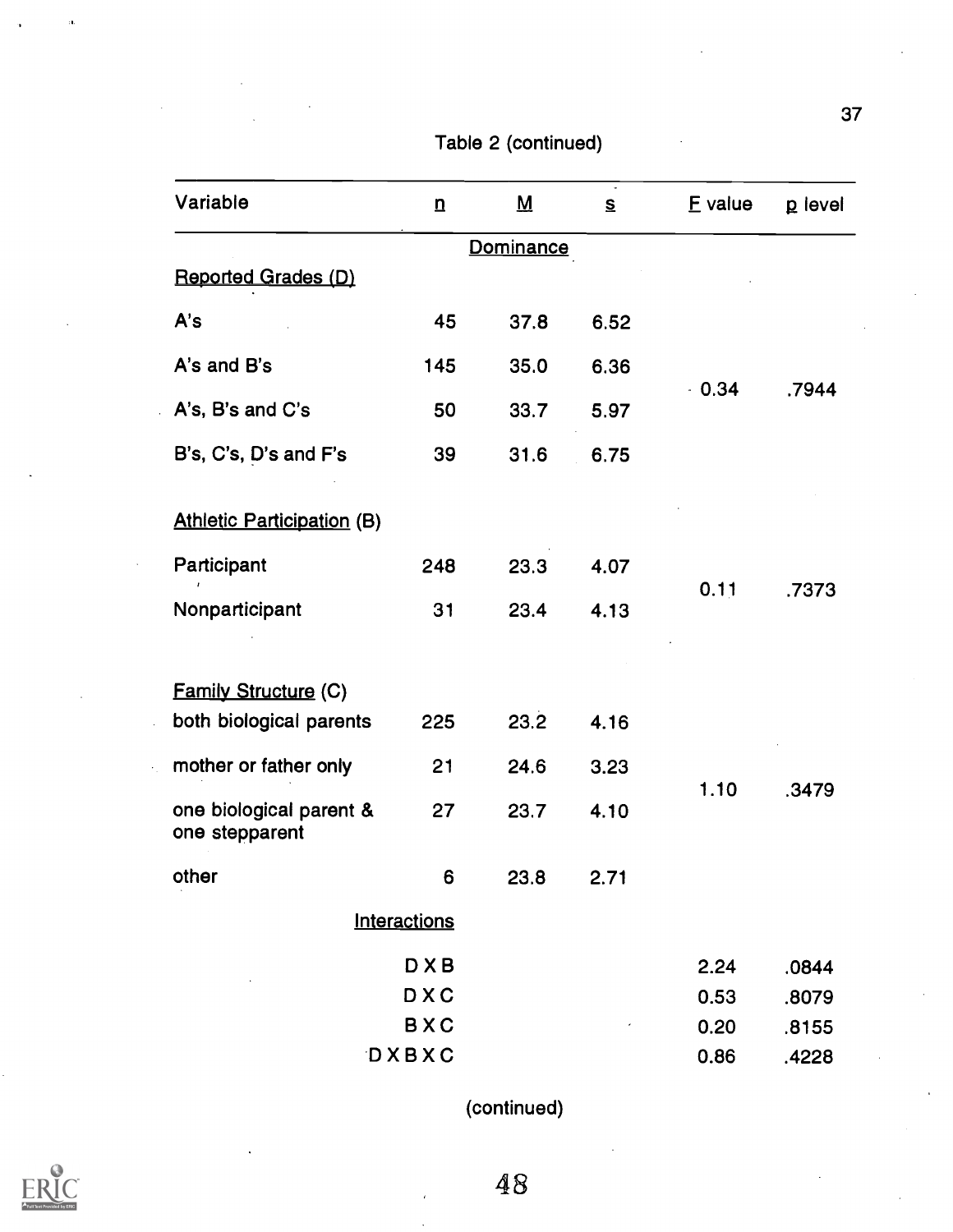Table 2 (continued)

| Variable | n | M | s | F value | p level |
|---|---|---|---|---|---|
| | | Dominance | | | |
| Reported Grades (D) | | | | | |
| A's | 45 | 37.8 | 6.52 | | |
| A's and B's | 145 | 35.0 | 6.36 | 0.34 | .7944 |
| A's, B's and C's | 50 | 33.7 | 5.97 | | |
| B's, C's, D's and F's | 39 | 31.6 | 6.75 | | |
| Athletic Participation (B) | | | | | |
| Participant | 248 | 23.3 | 4.07 | 0.11 | .7373 |
| Nonparticipant | 31 | 23.4 | 4.13 | | |
| Family Structure (C) | | | | | |
| both biological parents | 225 | 23.2 | 4.16 | | |
| mother or father only | 21 | 24.6 | 3.23 | 1.10 | .3479 |
| one biological parent & one stepparent | 27 | 23.7 | 4.10 | | |
| other | 6 | 23.8 | 2.71 | | |
| Interactions | | | | | |
| D X B | | | | 2.24 | .0844 |
| D X C | | | | 0.53 | .8079 |
| B X C | | | | 0.20 | .8155 |
| D X B X C | | | | 0.86 | .4228 |

(continued)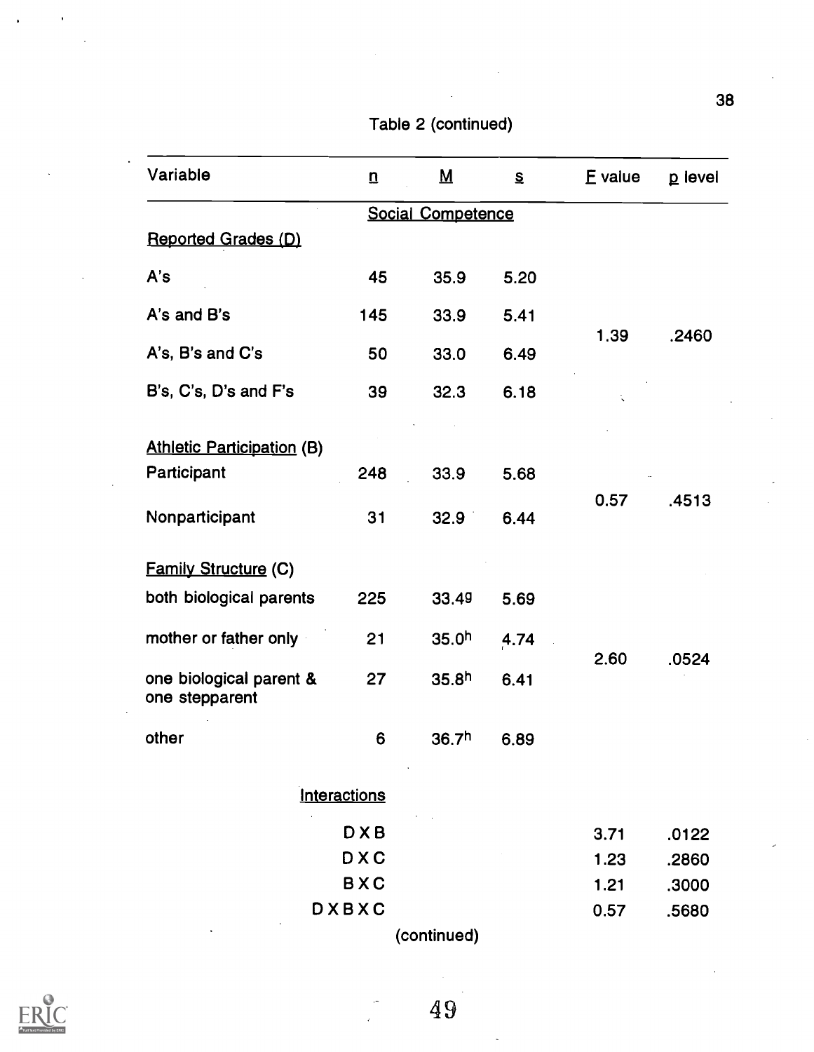Table 2 (continued)

| Variable | n | M | s | F value | p level |
|---|---|---|---|---|---|
| | | Social Competence | | | |
| Reported Grades (D) | | | | | |
| A's | 45 | 35.9 | 5.20 | | |
| A's and B's | 145 | 33.9 | 5.41 | 1.39 | .2460 |
| A's, B's and C's | 50 | 33.0 | 6.49 | | |
| B's, C's, D's and F's | 39 | 32.3 | 6.18 | | |
| Athletic Participation (B) | | | | | |
| Participant | 248 | 33.9 | 5.68 | 0.57 | .4513 |
| Nonparticipant | 31 | 32.9 | 6.44 | | |
| Family Structure (C) | | | | | |
| both biological parents | 225 | 33.4[g] | 5.69 | | |
| mother or father only | 21 | 35.0[h] | 4.74 | 2.60 | .0524 |
| one biological parent & one stepparent | 27 | 35.8[h] | 6.41 | | |
| other | 6 | 36.7[h] | 6.89 | | |
| Interactions | | | | | |
| D X B | | | | 3.71 | .0122 |
| D X C | | | | 1.23 | .2860 |
| B X C | | | | 1.21 | .3000 |
| D X B X C | | | | 0.57 | .5680 |

(continued)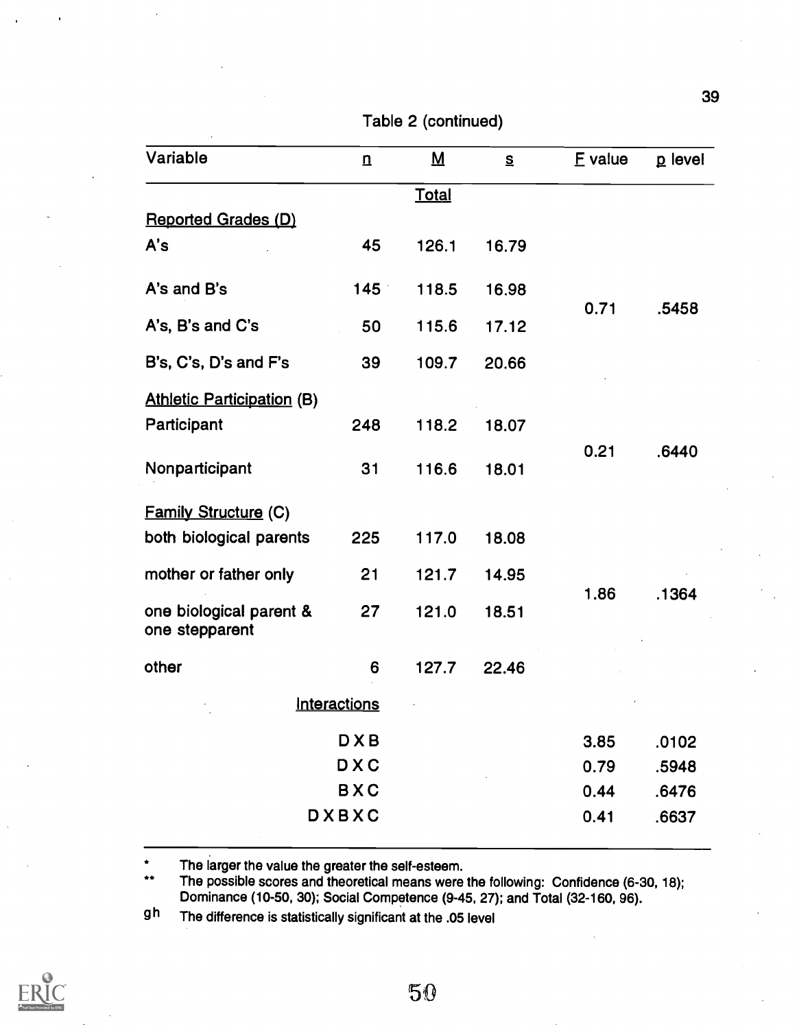Table 2 (continued)

| Variable | n | M | s | F value | p level |
|---|---|---|---|---|---|
| | | Total | | | |
| Reported Grades (D) | | | | | |
| A's | 45 | 126.1 | 16.79 | | |
| A's and B's | 145 | 118.5 | 16.98 | 0.71 | .5458 |
| A's, B's and C's | 50 | 115.6 | 17.12 | | |
| B's, C's, D's and F's | 39 | 109.7 | 20.66 | | |
| Athletic Participation (B) | | | | | |
| Participant | 248 | 118.2 | 18.07 | 0.21 | .6440 |
| Nonparticipant | 31 | 116.6 | 18.01 | | |
| Family Structure (C) | | | | | |
| both biological parents | 225 | 117.0 | 18.08 | | |
| mother or father only | 21 | 121.7 | 14.95 | 1.86 | .1364 |
| one biological parent & one stepparent | 27 | 121.0 | 18.51 | | |
| other | 6 | 127.7 | 22.46 | | |
| Interactions | | | | | |
| D X B | | | | 3.85 | .0102 |
| D X C | | | | 0.79 | .5948 |
| B X C | | | | 0.44 | .6476 |
| D X B X C | | | | 0.41 | .6637 |

\* The larger the value the greater the self-esteem.

\*\* The possible scores and theoretical means were the following: Confidence (6-30, 18); Dominance (10-50, 30); Social Competence (9-45, 27); and Total (32-160, 96).

gh The difference is statistically significant at the .05 level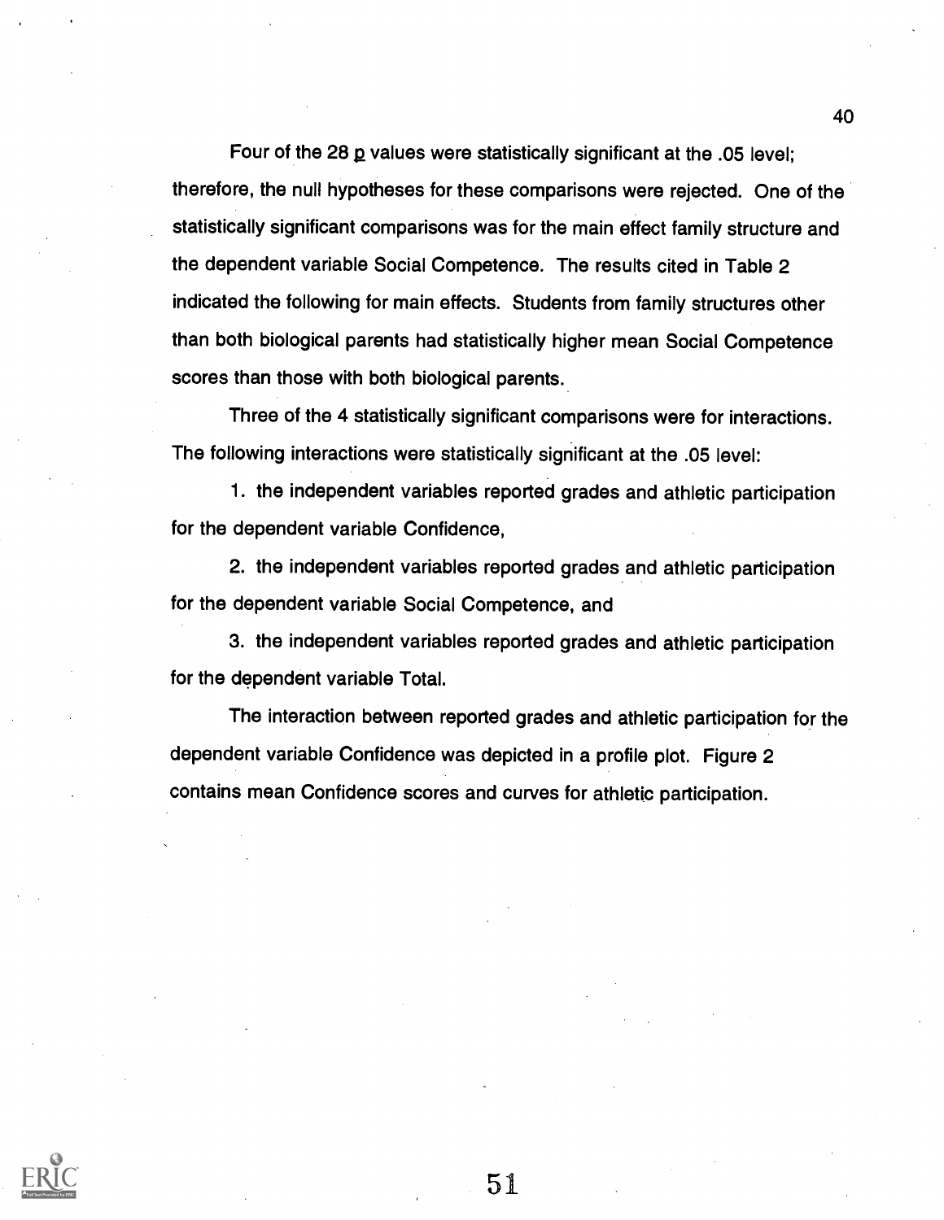Four of the 28 p values were statistically significant at the .05 level; therefore, the null hypotheses for these comparisons were rejected. One of the statistically significant comparisons was for the main effect family structure and the dependent variable Social Competence. The results cited in Table 2 indicated the following for main effects. Students from family structures other than both biological parents had statistically higher mean Social Competence scores than those with both biological parents.

Three of the 4 statistically significant comparisons were for interactions. The following interactions were statistically significant at the .05 level:

1. the independent variables reported grades and athletic participation for the dependent variable Confidence,

2. the independent variables reported grades and athletic participation for the dependent variable Social Competence, and

3. the independent variables reported grades and athletic participation for the dependent variable Total.

The interaction between reported grades and athletic participation for the dependent variable Confidence was depicted in a profile plot. Figure 2 contains mean Confidence scores and curves for athletic participation.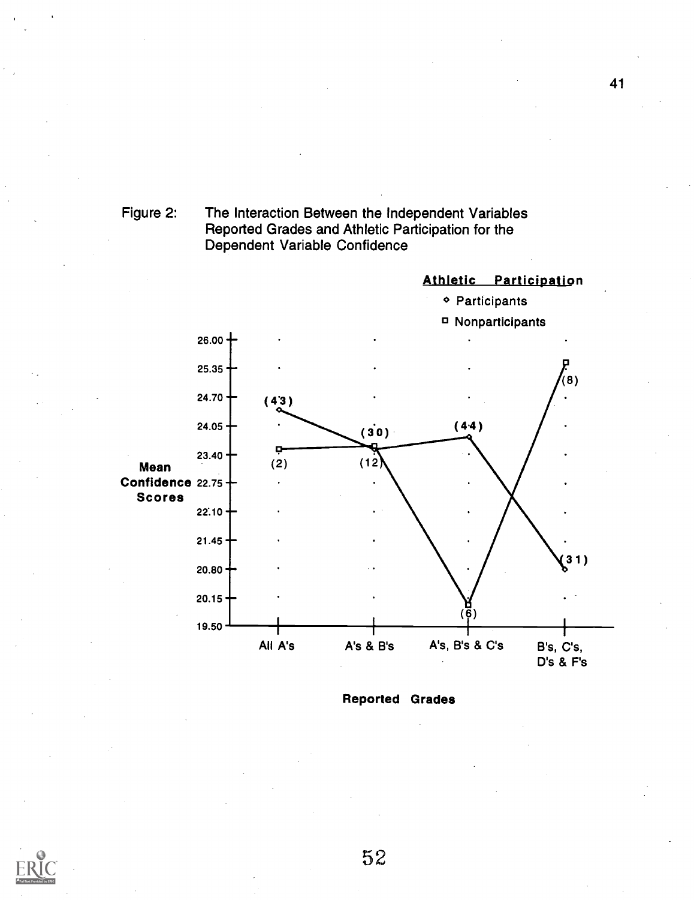Figure 2: The Interaction Between the Independent Variables Reported Grades and Athletic Participation for the Dependent Variable Confidence

**Athletic Participation**

◇ Participants

□ Nonparticipants

Mean Confidence Scores

Reported Grades

| Reported Grades | Participants (n) | Nonparticipants (n) |
|---|---|---|
| All A's | (43) | (2) |
| A's & B's | (30) | (12) |
| A's, B's & C's | (44) | (6) |
| B's, C's, D's & F's | (31) | (8) |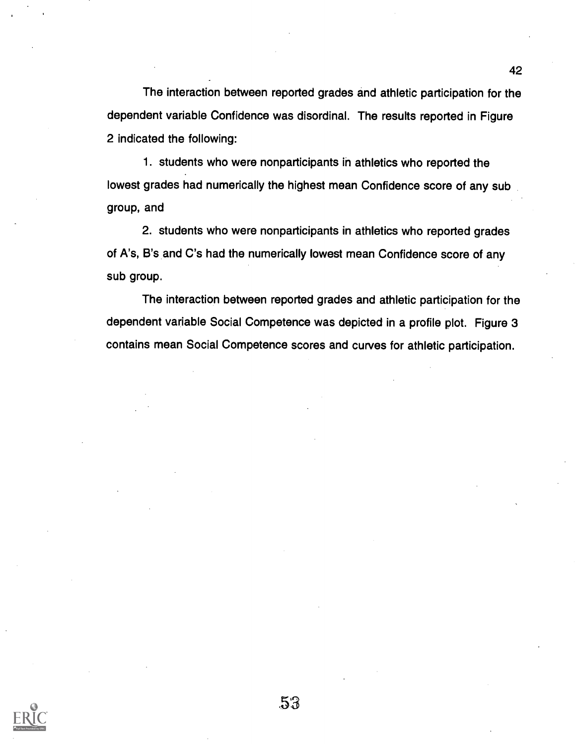The interaction between reported grades and athletic participation for the dependent variable Confidence was disordinal. The results reported in Figure 2 indicated the following:

1. students who were nonparticipants in athletics who reported the lowest grades had numerically the highest mean Confidence score of any sub group, and

2. students who were nonparticipants in athletics who reported grades of A's, B's and C's had the numerically lowest mean Confidence score of any sub group.

The interaction between reported grades and athletic participation for the dependent variable Social Competence was depicted in a profile plot. Figure 3 contains mean Social Competence scores and curves for athletic participation.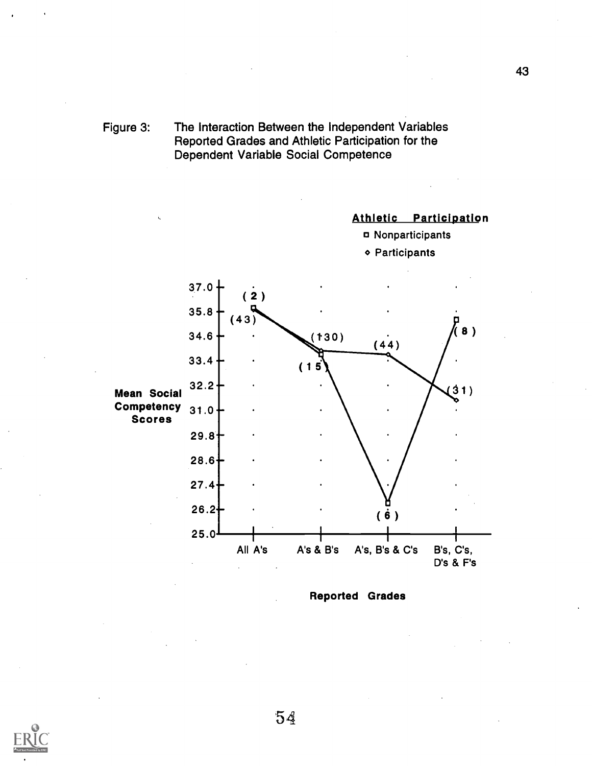Figure 3: The Interaction Between the Independent Variables Reported Grades and Athletic Participation for the Dependent Variable Social Competence

**Athletic Participation**

- □ Nonparticipants
- ◇ Participants

Mean Social Competency Scores

37.0, 35.8, 34.6, 33.4, 32.2, 31.0, 29.8, 28.6, 27.4, 26.2, 25.0

(2) (43) (130) (15) (44) (6) (8) (31)

All A's | A's & B's | A's, B's & C's | B's, C's, D's & F's

**Reported Grades**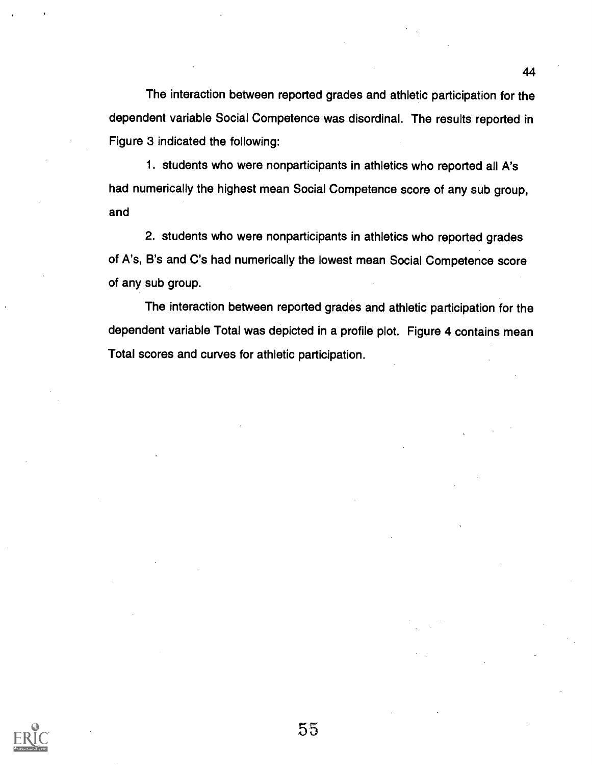The interaction between reported grades and athletic participation for the dependent variable Social Competence was disordinal. The results reported in Figure 3 indicated the following:

1. students who were nonparticipants in athletics who reported all A's had numerically the highest mean Social Competence score of any sub group, and

2. students who were nonparticipants in athletics who reported grades of A's, B's and C's had numerically the lowest mean Social Competence score of any sub group.

The interaction between reported grades and athletic participation for the dependent variable Total was depicted in a profile plot. Figure 4 contains mean Total scores and curves for athletic participation.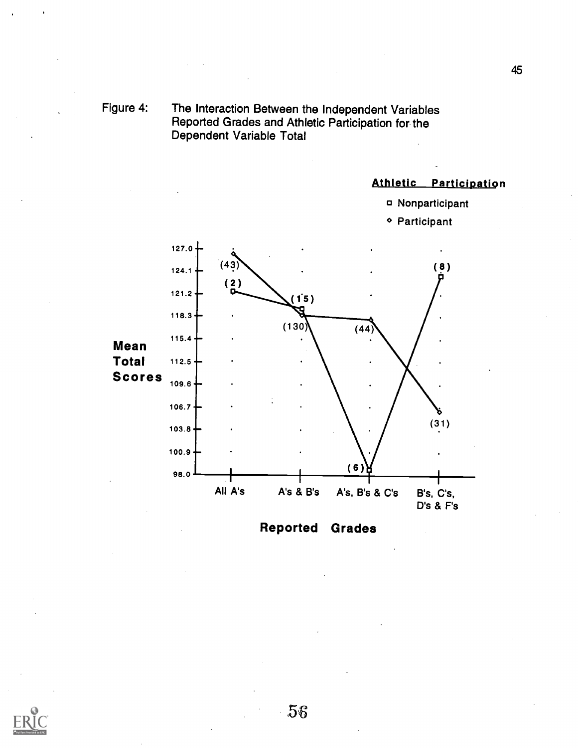Figure 4: The Interaction Between the Independent Variables Reported Grades and Athletic Participation for the Dependent Variable Total

Athletic Participation

- Nonparticipant
- Participant

| Reported Grades | Nonparticipant (n) | Participant (n) |
|---|---|---|
| All A's | (2) | (43) |
| A's & B's | (15) | (130) |
| A's, B's & C's | (6) | (44) |
| B's, C's, D's & F's | (8) | (31) |

Mean Total Scores (y-axis: 98.0, 100.9, 103.8, 106.7, 109.6, 112.5, 115.4, 118.3, 121.2, 124.1, 127.0)

Reported Grades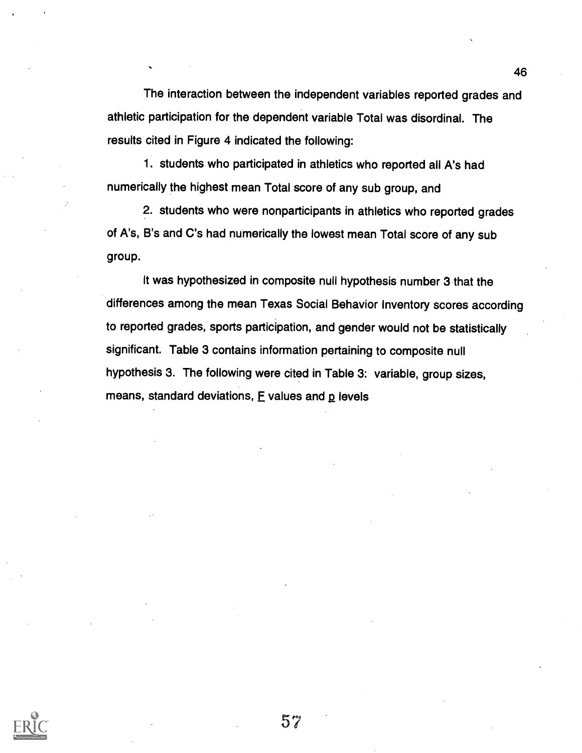The interaction between the independent variables reported grades and athletic participation for the dependent variable Total was disordinal. The results cited in Figure 4 indicated the following:

1. students who participated in athletics who reported all A's had numerically the highest mean Total score of any sub group, and

2. students who were nonparticipants in athletics who reported grades of A's, B's and C's had numerically the lowest mean Total score of any sub group.

It was hypothesized in composite null hypothesis number 3 that the differences among the mean Texas Social Behavior Inventory scores according to reported grades, sports participation, and gender would not be statistically significant. Table 3 contains information pertaining to composite null hypothesis 3. The following were cited in Table 3: variable, group sizes, means, standard deviations, $F$ values and $p$ levels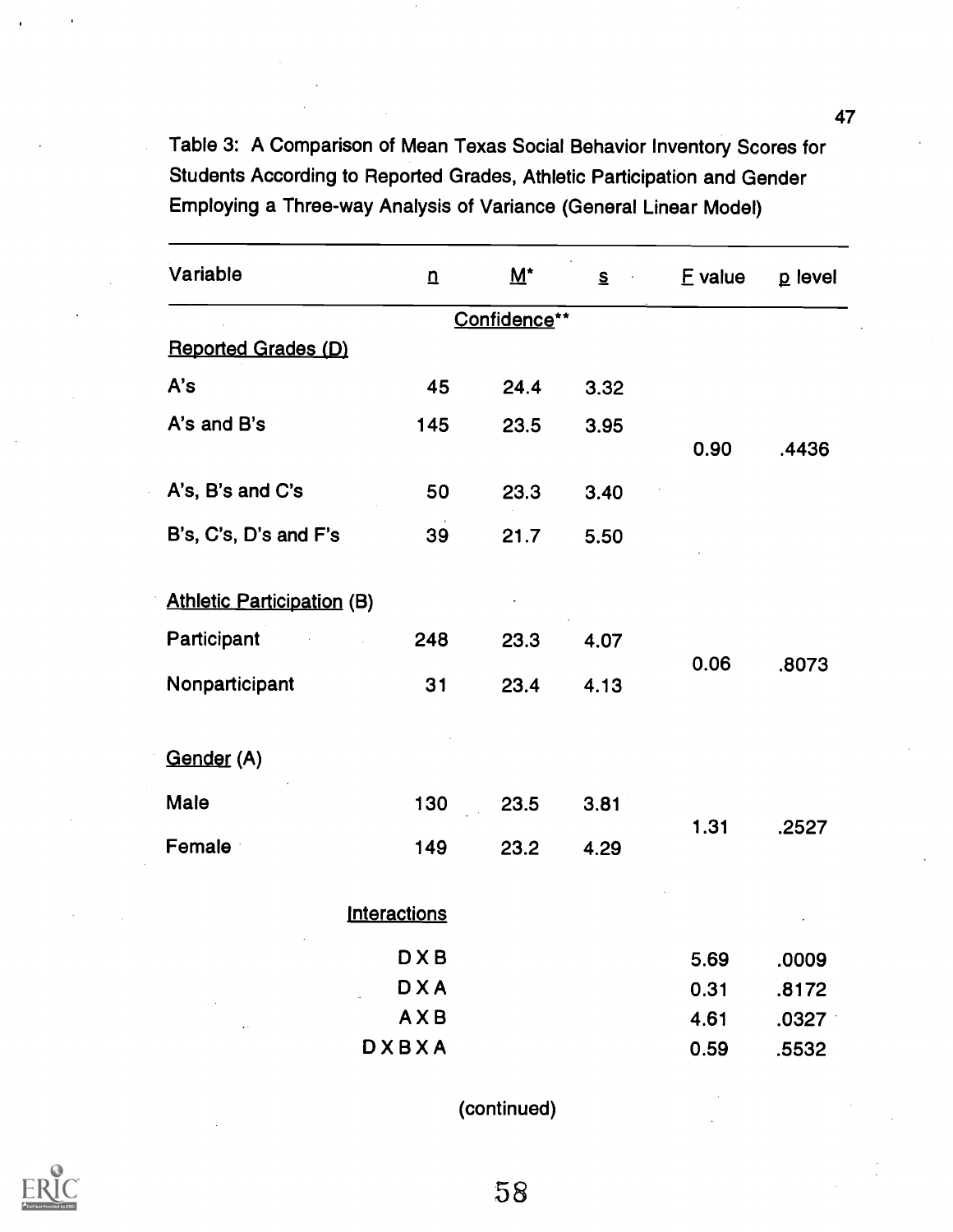Table 3: A Comparison of Mean Texas Social Behavior Inventory Scores for Students According to Reported Grades, Athletic Participation and Gender Employing a Three-way Analysis of Variance (General Linear Model)

| Variable | n | M* | s | F value | p level |
|---|---|---|---|---|---|
| | | Confidence** | | | |
| Reported Grades (D) | | | | | |
| A's | 45 | 24.4 | 3.32 | | |
| A's and B's | 145 | 23.5 | 3.95 | 0.90 | .4436 |
| A's, B's and C's | 50 | 23.3 | 3.40 | | |
| B's, C's, D's and F's | 39 | 21.7 | 5.50 | | |
| Athletic Participation (B) | | | | | |
| Participant | 248 | 23.3 | 4.07 | 0.06 | .8073 |
| Nonparticipant | 31 | 23.4 | 4.13 | | |
| Gender (A) | | | | | |
| Male | 130 | 23.5 | 3.81 | 1.31 | .2527 |
| Female | 149 | 23.2 | 4.29 | | |
| Interactions | | | | | |
| D X B | | | | 5.69 | .0009 |
| D X A | | | | 0.31 | .8172 |
| A X B | | | | 4.61 | .0327 |
| D X B X A | | | | 0.59 | .5532 |

(continued)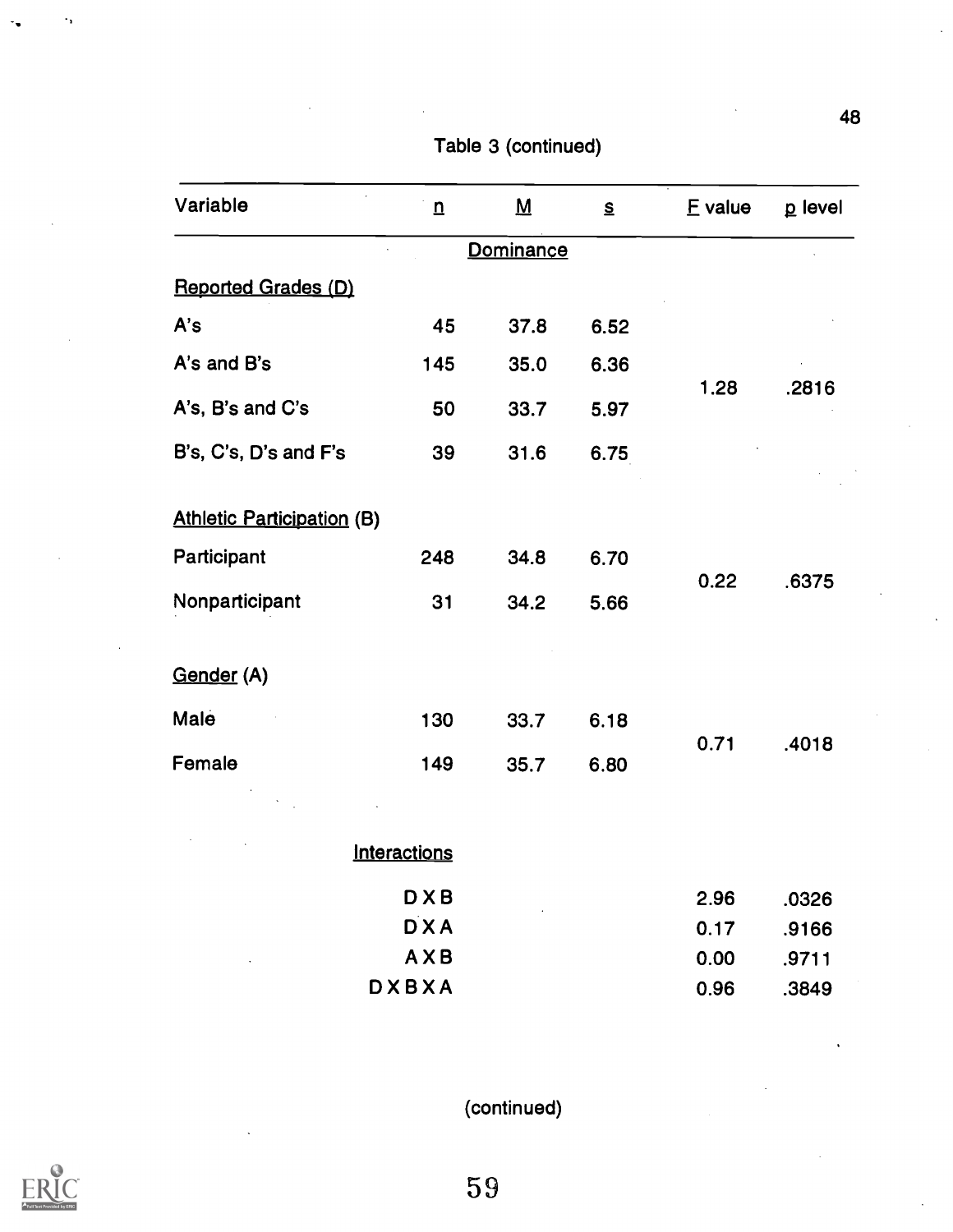Table 3 (continued)

| Variable | n | M | s | F value | p level |
|---|---|---|---|---|---|
| | | Dominance | | | |
| Reported Grades (D) | | | | | |
| A's | 45 | 37.8 | 6.52 | | |
| A's and B's | 145 | 35.0 | 6.36 | 1.28 | .2816 |
| A's, B's and C's | 50 | 33.7 | 5.97 | | |
| B's, C's, D's and F's | 39 | 31.6 | 6.75 | | |
| Athletic Participation (B) | | | | | |
| Participant | 248 | 34.8 | 6.70 | 0.22 | .6375 |
| Nonparticipant | 31 | 34.2 | 5.66 | | |
| Gender (A) | | | | | |
| Male | 130 | 33.7 | 6.18 | 0.71 | .4018 |
| Female | 149 | 35.7 | 6.80 | | |
| Interactions | | | | | |
| D X B | | | | 2.96 | .0326 |
| D X A | | | | 0.17 | .9166 |
| A X B | | | | 0.00 | .9711 |
| D X B X A | | | | 0.96 | .3849 |

(continued)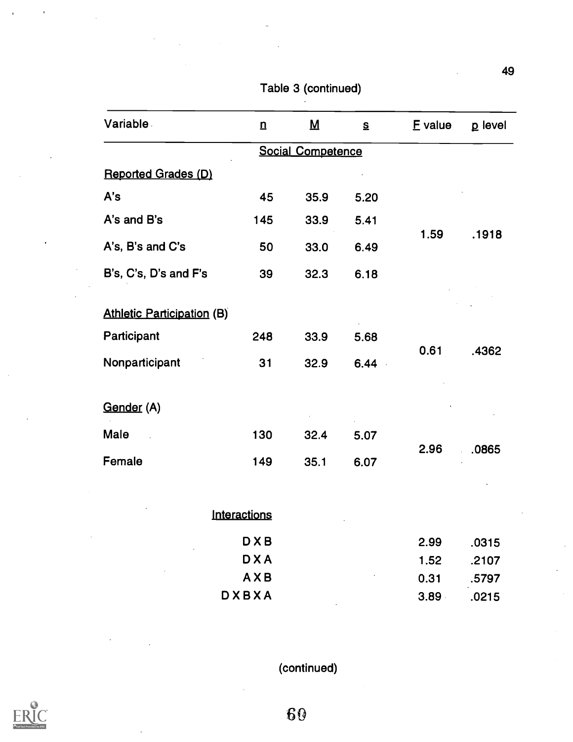Table 3 (continued)

| Variable | n | M | s | F value | p level |
|---|---|---|---|---|---|
| | | Social Competence | | | |
| Reported Grades (D) | | | | | |
| A's | 45 | 35.9 | 5.20 | | |
| A's and B's | 145 | 33.9 | 5.41 | 1.59 | .1918 |
| A's, B's and C's | 50 | 33.0 | 6.49 | | |
| B's, C's, D's and F's | 39 | 32.3 | 6.18 | | |
| Athletic Participation (B) | | | | | |
| Participant | 248 | 33.9 | 5.68 | 0.61 | .4362 |
| Nonparticipant | 31 | 32.9 | 6.44 | | |
| Gender (A) | | | | | |
| Male | 130 | 32.4 | 5.07 | 2.96 | .0865 |
| Female | 149 | 35.1 | 6.07 | | |
| Interactions | | | | | |
| D X B | | | | 2.99 | .0315 |
| D X A | | | | 1.52 | .2107 |
| A X B | | | | 0.31 | .5797 |
| D X B X A | | | | 3.89 | .0215 |

(continued)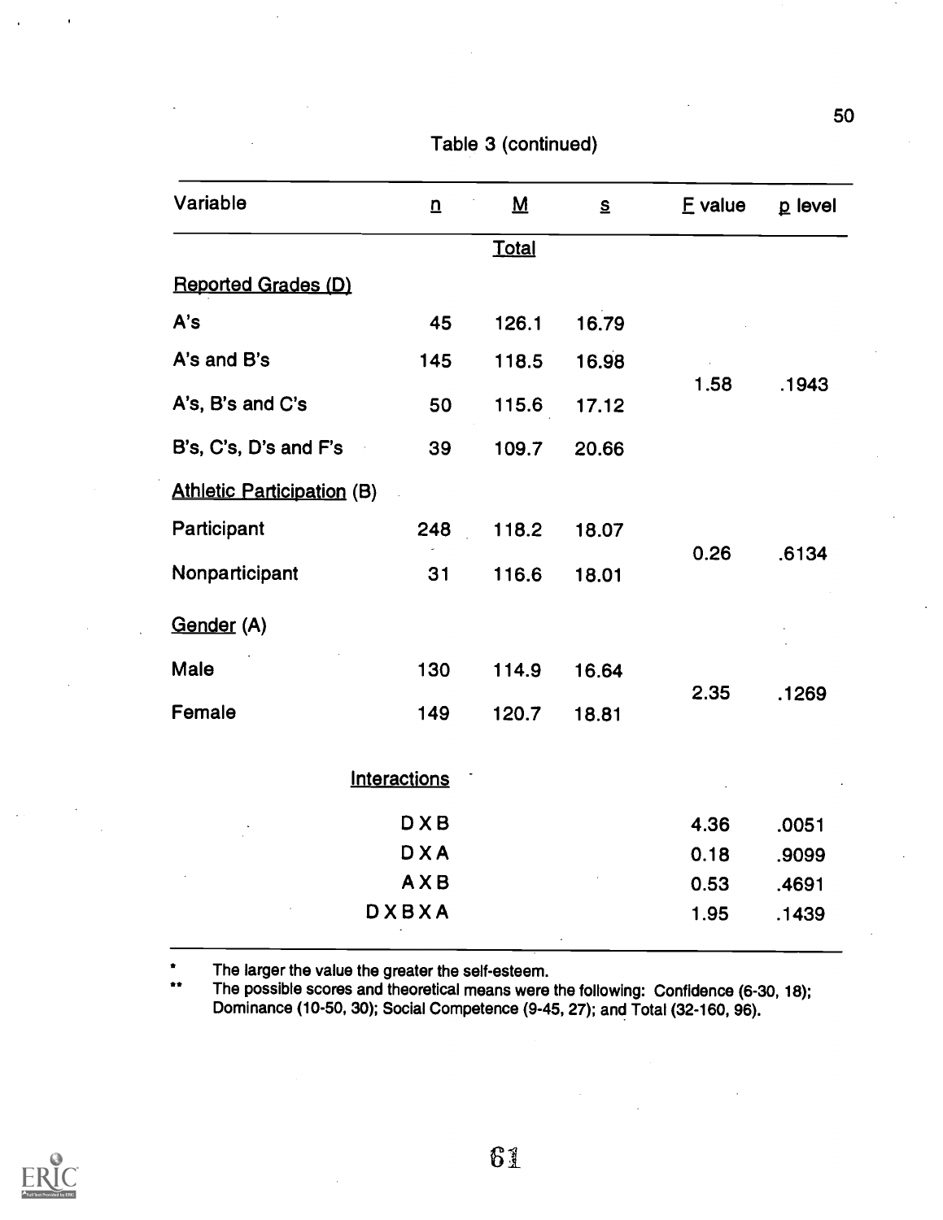Table 3 (continued)

| Variable | n | M | s | F value | p level |
|---|---|---|---|---|---|
| | | Total | | | |
| Reported Grades (D) | | | | | |
| A's | 45 | 126.1 | 16.79 | | |
| A's and B's | 145 | 118.5 | 16.98 | 1.58 | .1943 |
| A's, B's and C's | 50 | 115.6 | 17.12 | | |
| B's, C's, D's and F's | 39 | 109.7 | 20.66 | | |
| Athletic Participation (B) | | | | | |
| Participant | 248 | 118.2 | 18.07 | 0.26 | .6134 |
| Nonparticipant | 31 | 116.6 | 18.01 | | |
| Gender (A) | | | | | |
| Male | 130 | 114.9 | 16.64 | 2.35 | .1269 |
| Female | 149 | 120.7 | 18.81 | | |
| Interactions | | | | | |
| D X B | | | | 4.36 | .0051 |
| D X A | | | | 0.18 | .9099 |
| A X B | | | | 0.53 | .4691 |
| D X B X A | | | | 1.95 | .1439 |

\* The larger the value the greater the self-esteem.

\*\* The possible scores and theoretical means were the following: Confidence (6-30, 18); Dominance (10-50, 30); Social Competence (9-45, 27); and Total (32-160, 96).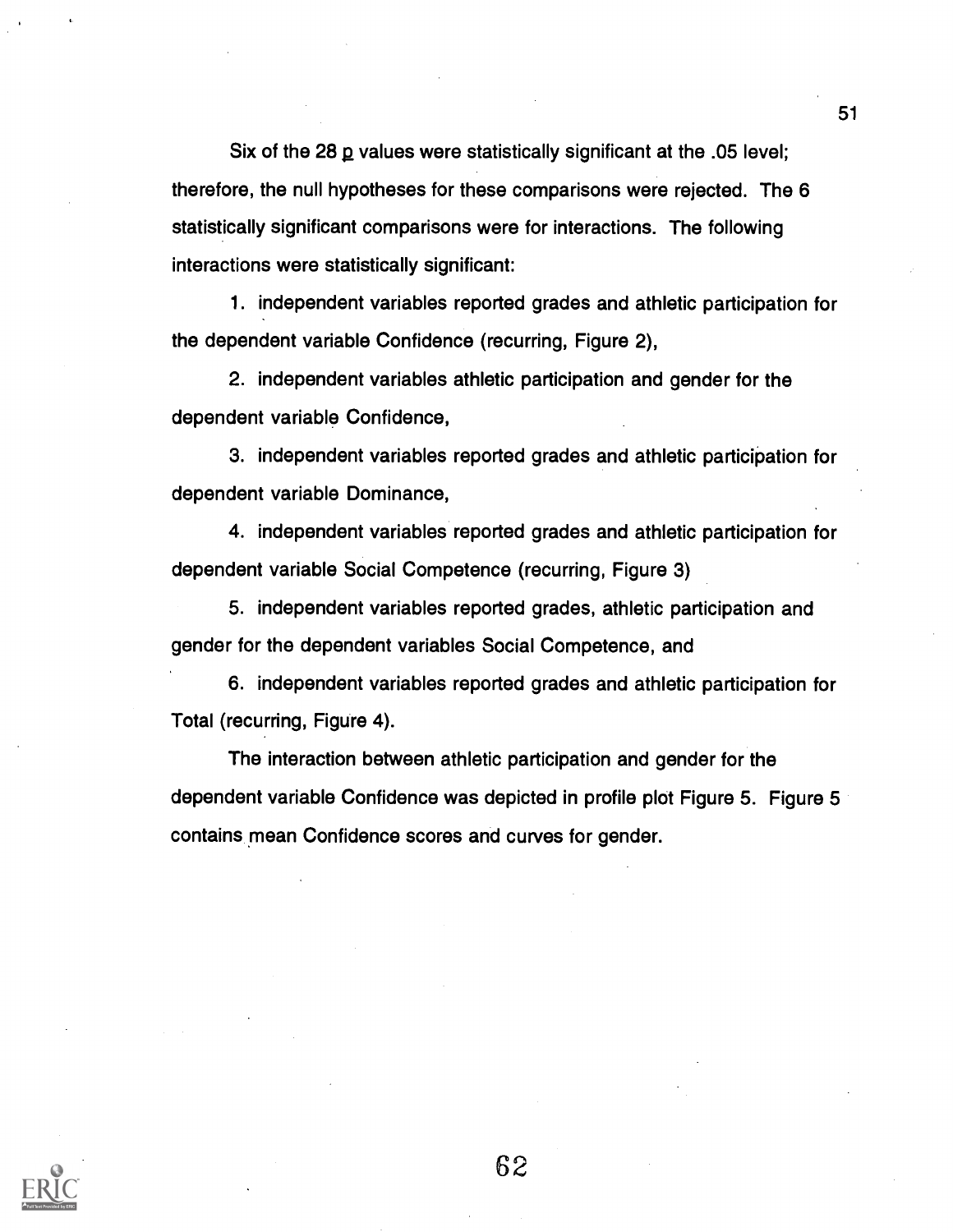Six of the 28 *p* values were statistically significant at the .05 level; therefore, the null hypotheses for these comparisons were rejected. The 6 statistically significant comparisons were for interactions. The following interactions were statistically significant:

1. independent variables reported grades and athletic participation for the dependent variable Confidence (recurring, Figure 2),

2. independent variables athletic participation and gender for the dependent variable Confidence,

3. independent variables reported grades and athletic participation for dependent variable Dominance,

4. independent variables reported grades and athletic participation for dependent variable Social Competence (recurring, Figure 3)

5. independent variables reported grades, athletic participation and gender for the dependent variables Social Competence, and

6. independent variables reported grades and athletic participation for Total (recurring, Figure 4).

The interaction between athletic participation and gender for the dependent variable Confidence was depicted in profile plot Figure 5. Figure 5 contains mean Confidence scores and curves for gender.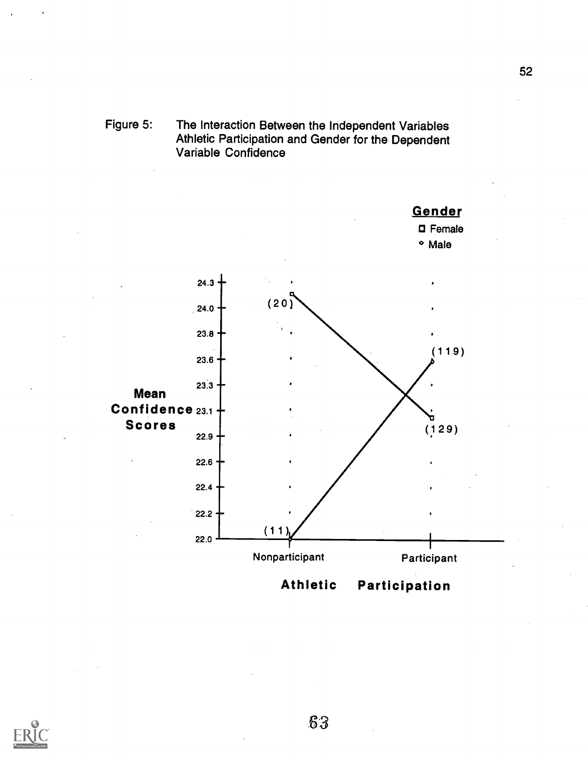Figure 5: The Interaction Between the Independent Variables Athletic Participation and Gender for the Dependent Variable Confidence

Gender

□ Female

◇ Male

Mean Confidence Scores

24.3
24.0
23.8
23.6
23.3
23.1
22.9
22.6
22.4
22.2
22.0

(20)
(11)
(119)
(129)

Nonparticipant
Participant

Athletic Participation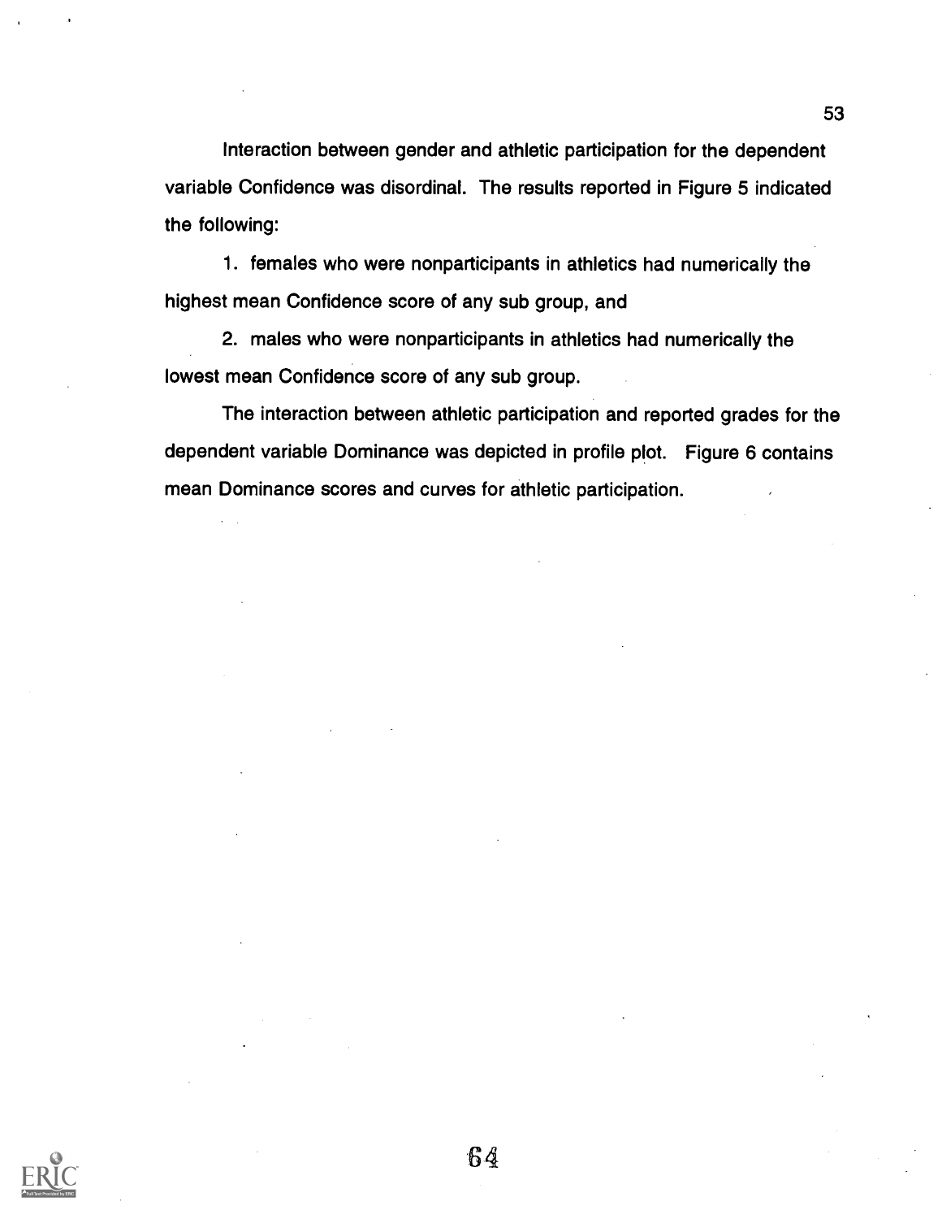Interaction between gender and athletic participation for the dependent variable Confidence was disordinal. The results reported in Figure 5 indicated the following:

1. females who were nonparticipants in athletics had numerically the highest mean Confidence score of any sub group, and

2. males who were nonparticipants in athletics had numerically the lowest mean Confidence score of any sub group.

The interaction between athletic participation and reported grades for the dependent variable Dominance was depicted in profile plot. Figure 6 contains mean Dominance scores and curves for athletic participation.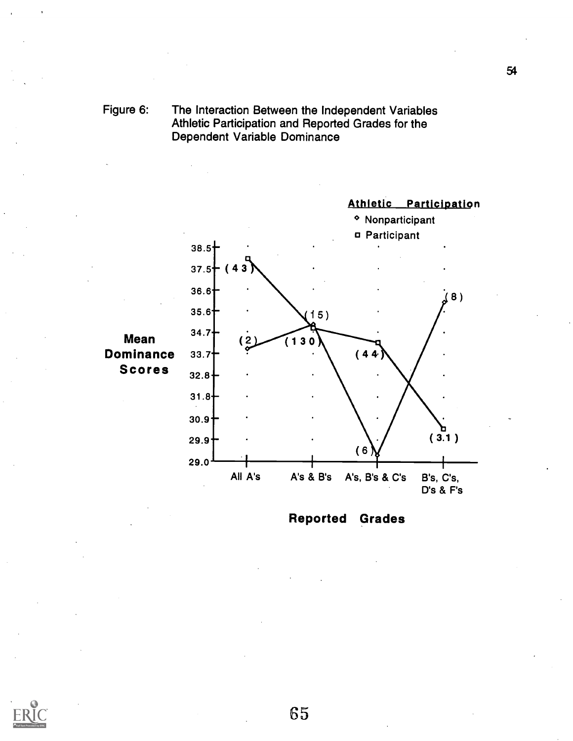Figure 6: The Interaction Between the Independent Variables Athletic Participation and Reported Grades for the Dependent Variable Dominance

**Athletic Participation**

◇ Nonparticipant

□ Participant

**Mean Dominance Scores**

38.5, 37.5, 36.6, 35.6, 34.7, 33.7, 32.8, 31.8, 30.9, 29.9, 29.0

(43) (2) (15) (130) (44) (6) (8) (3.1)

All A's | A's & B's | A's, B's & C's | B's, C's, D's & F's

**Reported Grades**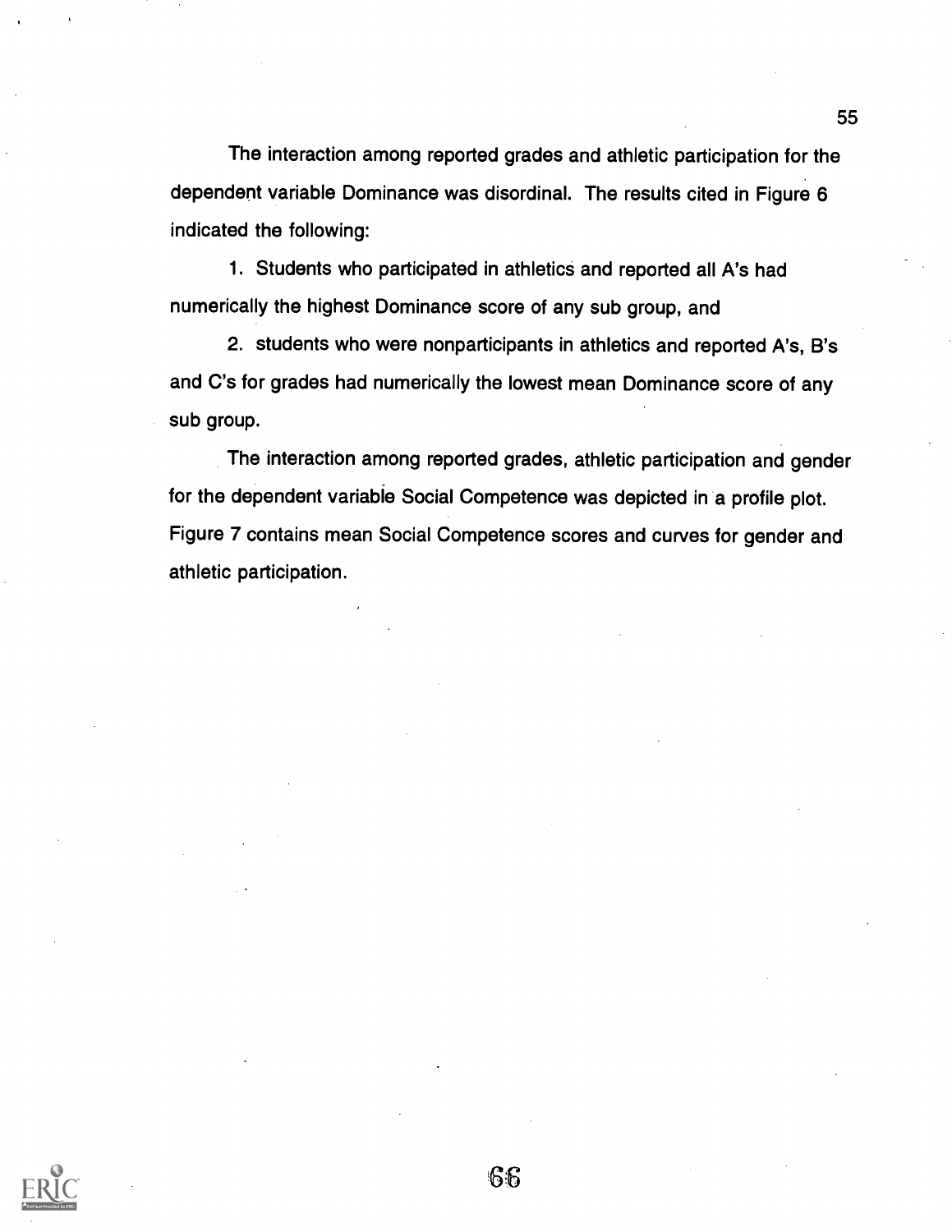The interaction among reported grades and athletic participation for the dependent variable Dominance was disordinal. The results cited in Figure 6 indicated the following:

1. Students who participated in athletics and reported all A's had numerically the highest Dominance score of any sub group, and

2. students who were nonparticipants in athletics and reported A's, B's and C's for grades had numerically the lowest mean Dominance score of any sub group.

The interaction among reported grades, athletic participation and gender for the dependent variable Social Competence was depicted in a profile plot. Figure 7 contains mean Social Competence scores and curves for gender and athletic participation.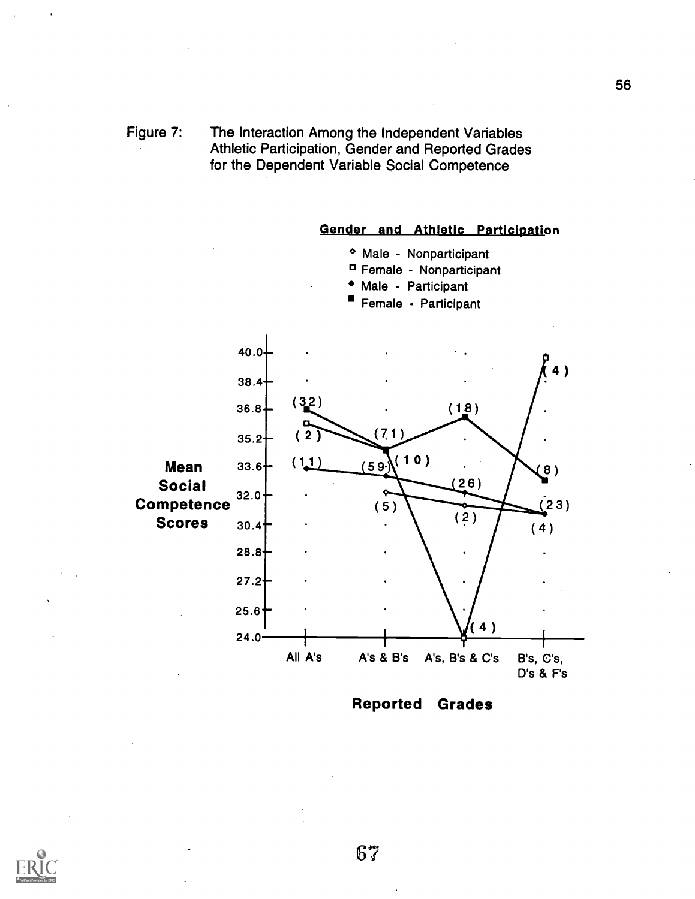Figure 7: The Interaction Among the Independent Variables Athletic Participation, Gender and Reported Grades for the Dependent Variable Social Competence

**Gender and Athletic Participation**

- ◇ Male - Nonparticipant
- □ Female - Nonparticipant
- ◆ Male - Participant
- ■ Female - Participant

Mean Social Competence Scores (y-axis: 24.0, 25.6, 27.2, 28.8, 30.4, 32.0, 33.6, 35.2, 36.8, 38.4, 40.0)

Reported Grades (x-axis): All A's, A's & B's, A's, B's & C's, B's, C's, D's & F's

Group sizes shown at each point: Female - Participant (32), (71), (18), (8); Female - Nonparticipant (2), (10), (4), (4); Male - Participant (11), (59), (26), (23); Male - Nonparticipant (5), (2), (4)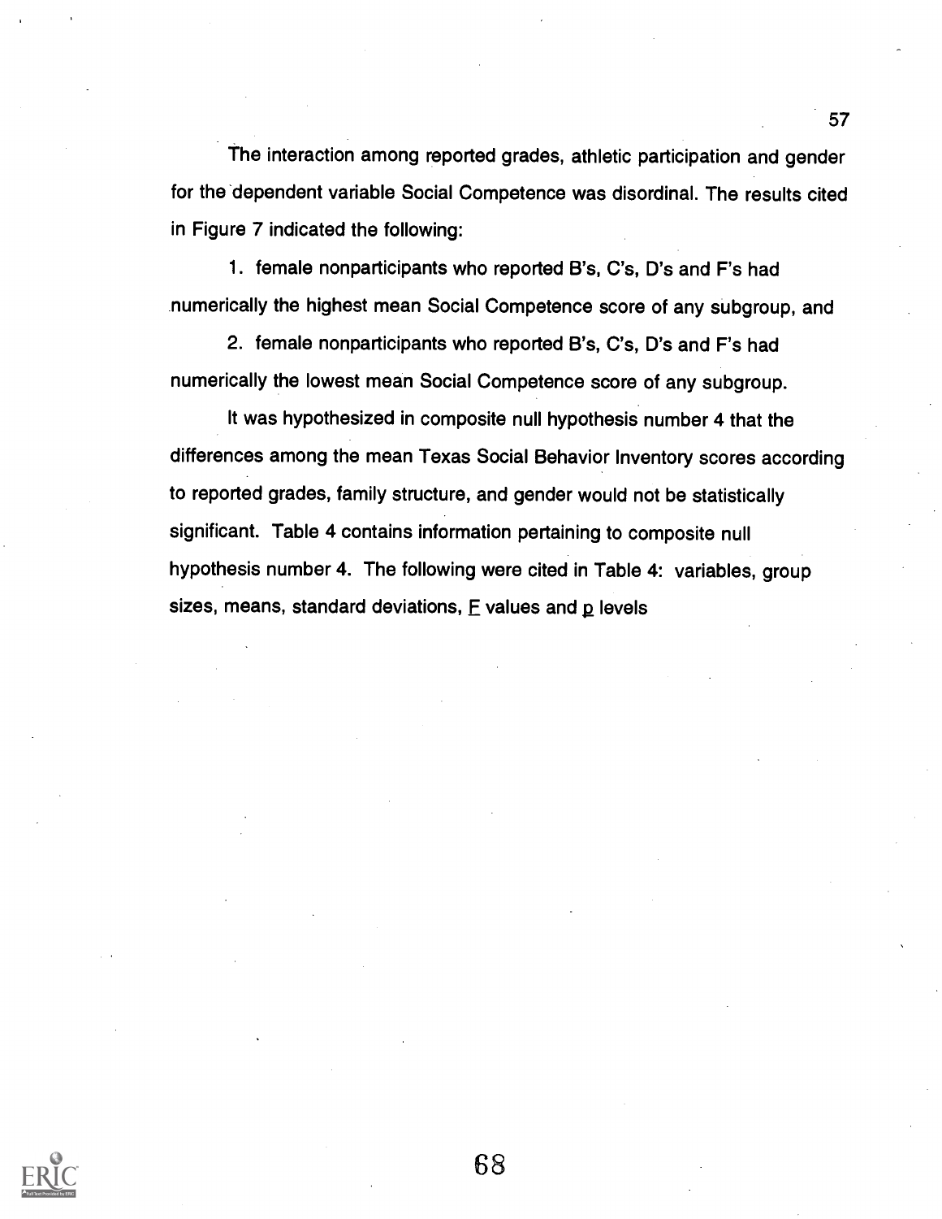The interaction among reported grades, athletic participation and gender for the dependent variable Social Competence was disordinal. The results cited in Figure 7 indicated the following:

1. female nonparticipants who reported B's, C's, D's and F's had numerically the highest mean Social Competence score of any subgroup, and

2. female nonparticipants who reported B's, C's, D's and F's had numerically the lowest mean Social Competence score of any subgroup.

It was hypothesized in composite null hypothesis number 4 that the differences among the mean Texas Social Behavior Inventory scores according to reported grades, family structure, and gender would not be statistically significant. Table 4 contains information pertaining to composite null hypothesis number 4. The following were cited in Table 4: variables, group sizes, means, standard deviations, $F$ values and $p$ levels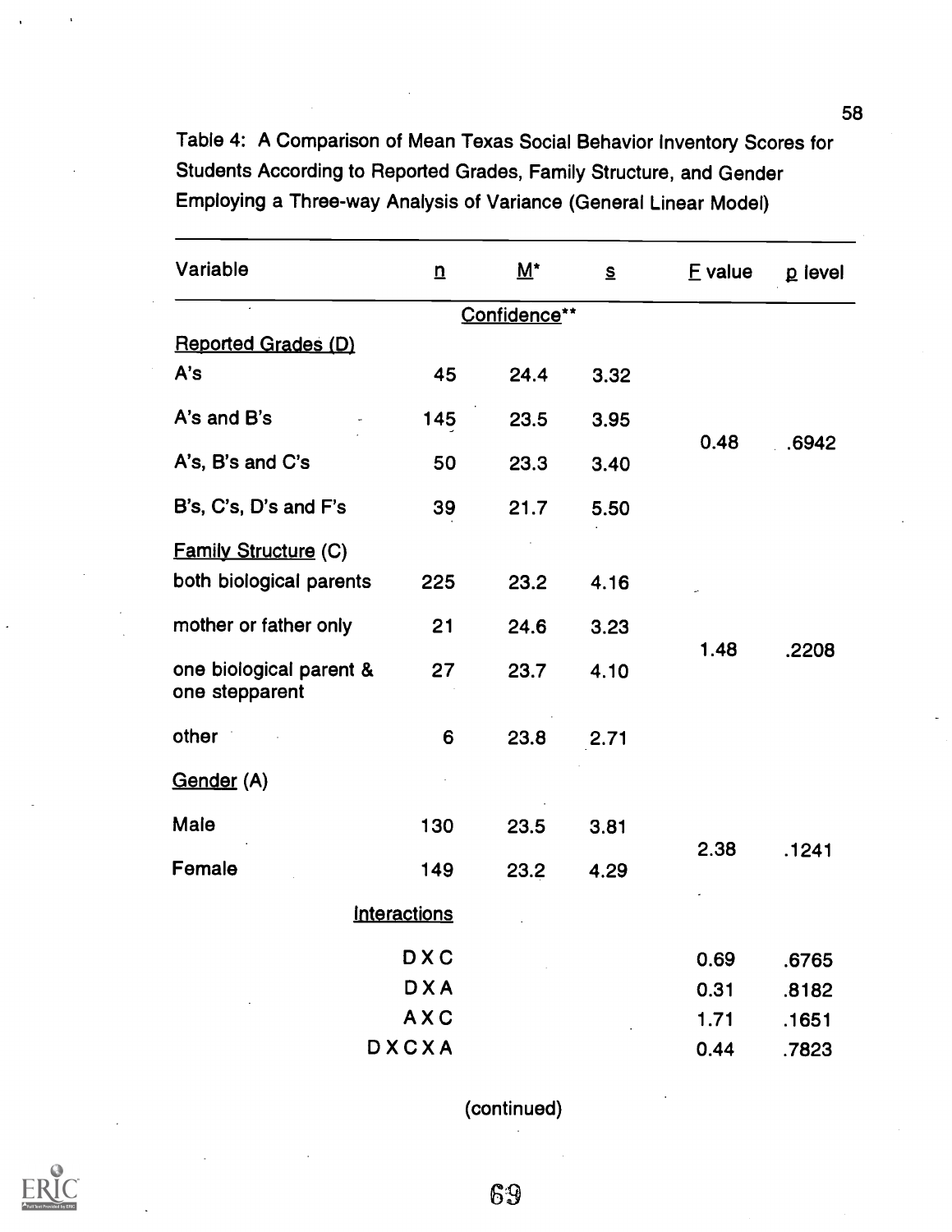Table 4: A Comparison of Mean Texas Social Behavior Inventory Scores for Students According to Reported Grades, Family Structure, and Gender Employing a Three-way Analysis of Variance (General Linear Model)

| Variable | n | M* | s | F value | p level |
|---|---|---|---|---|---|
| | | Confidence** | | | |
| Reported Grades (D) | | | | | |
| A's | 45 | 24.4 | 3.32 | | |
| A's and B's | 145 | 23.5 | 3.95 | 0.48 | .6942 |
| A's, B's and C's | 50 | 23.3 | 3.40 | | |
| B's, C's, D's and F's | 39 | 21.7 | 5.50 | | |
| Family Structure (C) | | | | | |
| both biological parents | 225 | 23.2 | 4.16 | | |
| mother or father only | 21 | 24.6 | 3.23 | 1.48 | .2208 |
| one biological parent & one stepparent | 27 | 23.7 | 4.10 | | |
| other | 6 | 23.8 | 2.71 | | |
| Gender (A) | | | | | |
| Male | 130 | 23.5 | 3.81 | 2.38 | .1241 |
| Female | 149 | 23.2 | 4.29 | | |
| Interactions | | | | | |
| D X C | | | | 0.69 | .6765 |
| D X A | | | | 0.31 | .8182 |
| A X C | | | | 1.71 | .1651 |
| D X C X A | | | | 0.44 | .7823 |

(continued)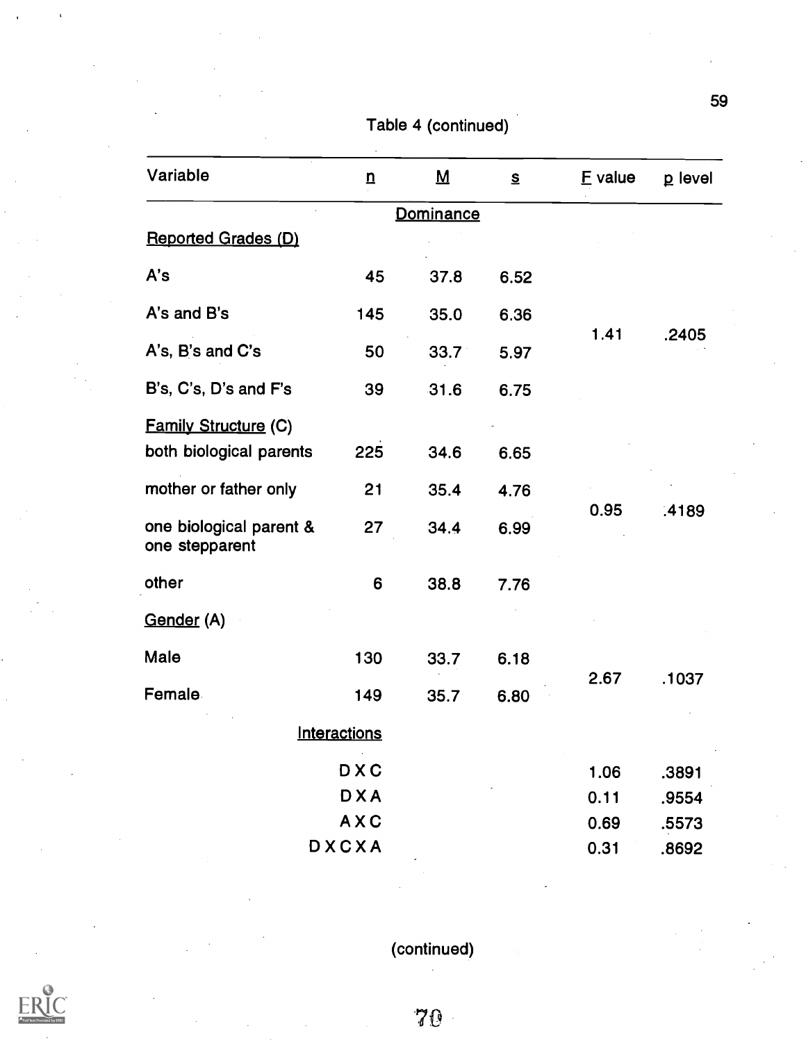Table 4 (continued)

| Variable | n | M | s | F value | p level |
|---|---|---|---|---|---|
| | | Dominance | | | |
| Reported Grades (D) | | | | | |
| A's | 45 | 37.8 | 6.52 | | |
| A's and B's | 145 | 35.0 | 6.36 | 1.41 | .2405 |
| A's, B's and C's | 50 | 33.7 | 5.97 | | |
| B's, C's, D's and F's | 39 | 31.6 | 6.75 | | |
| Family Structure (C) | | | | | |
| both biological parents | 225 | 34.6 | 6.65 | | |
| mother or father only | 21 | 35.4 | 4.76 | 0.95 | .4189 |
| one biological parent & one stepparent | 27 | 34.4 | 6.99 | | |
| other | 6 | 38.8 | 7.76 | | |
| Gender (A) | | | | | |
| Male | 130 | 33.7 | 6.18 | 2.67 | .1037 |
| Female | 149 | 35.7 | 6.80 | | |
| Interactions | | | | | |
| D X C | | | | 1.06 | .3891 |
| D X A | | | | 0.11 | .9554 |
| A X C | | | | 0.69 | .5573 |
| D X C X A | | | | 0.31 | .8692 |

(continued)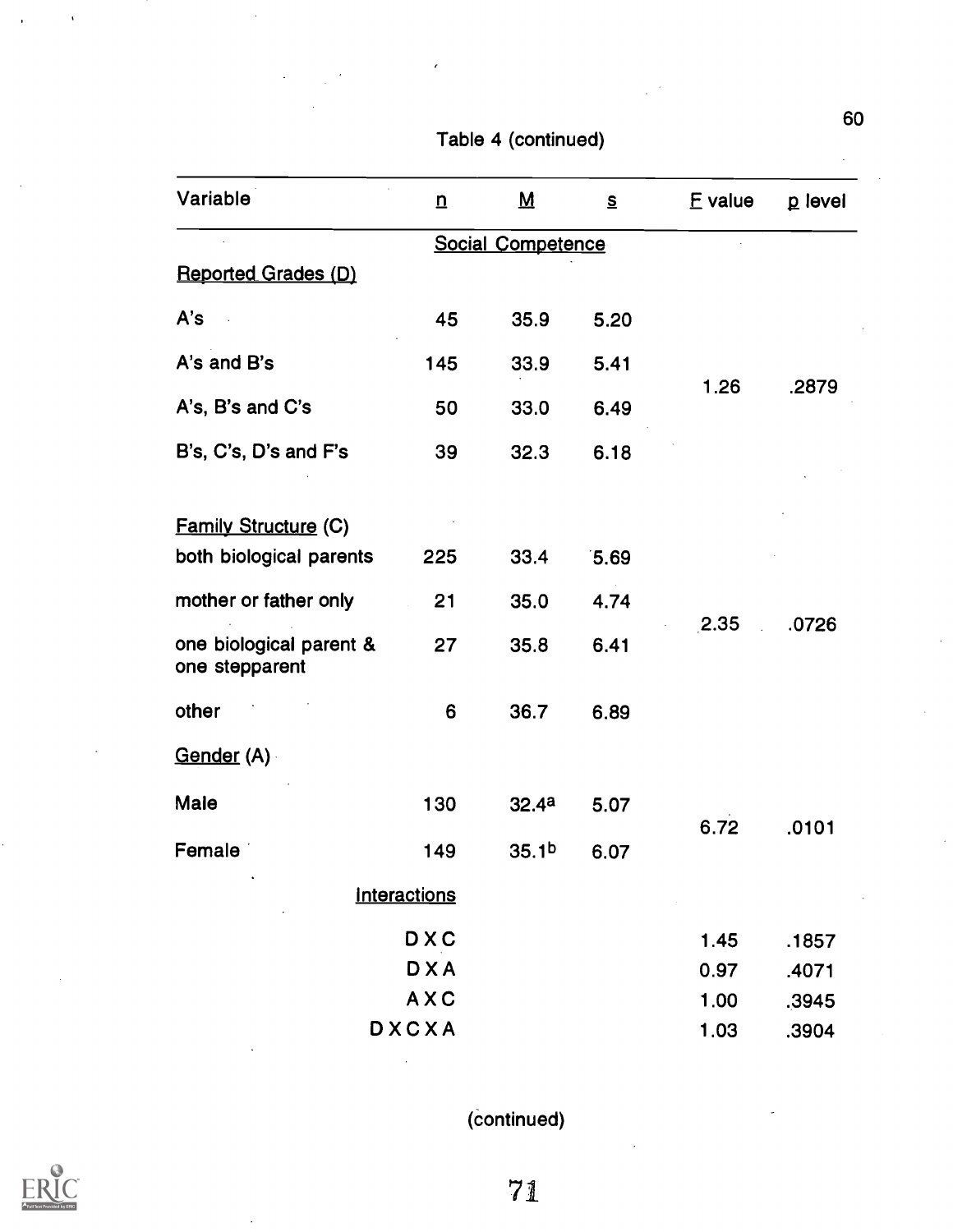Table 4 (continued)

| Variable | n | M | s | F value | p level |
|---|---|---|---|---|---|
| | | Social Competence | | | |
| Reported Grades (D) | | | | | |
| A's | 45 | 35.9 | 5.20 | | |
| A's and B's | 145 | 33.9 | 5.41 | 1.26 | .2879 |
| A's, B's and C's | 50 | 33.0 | 6.49 | | |
| B's, C's, D's and F's | 39 | 32.3 | 6.18 | | |
| Family Structure (C) | | | | | |
| both biological parents | 225 | 33.4 | 5.69 | | |
| mother or father only | 21 | 35.0 | 4.74 | 2.35 | .0726 |
| one biological parent & one stepparent | 27 | 35.8 | 6.41 | | |
| other | 6 | 36.7 | 6.89 | | |
| Gender (A) | | | | | |
| Male | 130 | 32.4[a] | 5.07 | 6.72 | .0101 |
| Female | 149 | 35.1[b] | 6.07 | | |
| Interactions | | | | | |
| | D X C | | | 1.45 | .1857 |
| | D X A | | | 0.97 | .4071 |
| | A X C | | | 1.00 | .3945 |
| | D X C X A | | | 1.03 | .3904 |

(continued)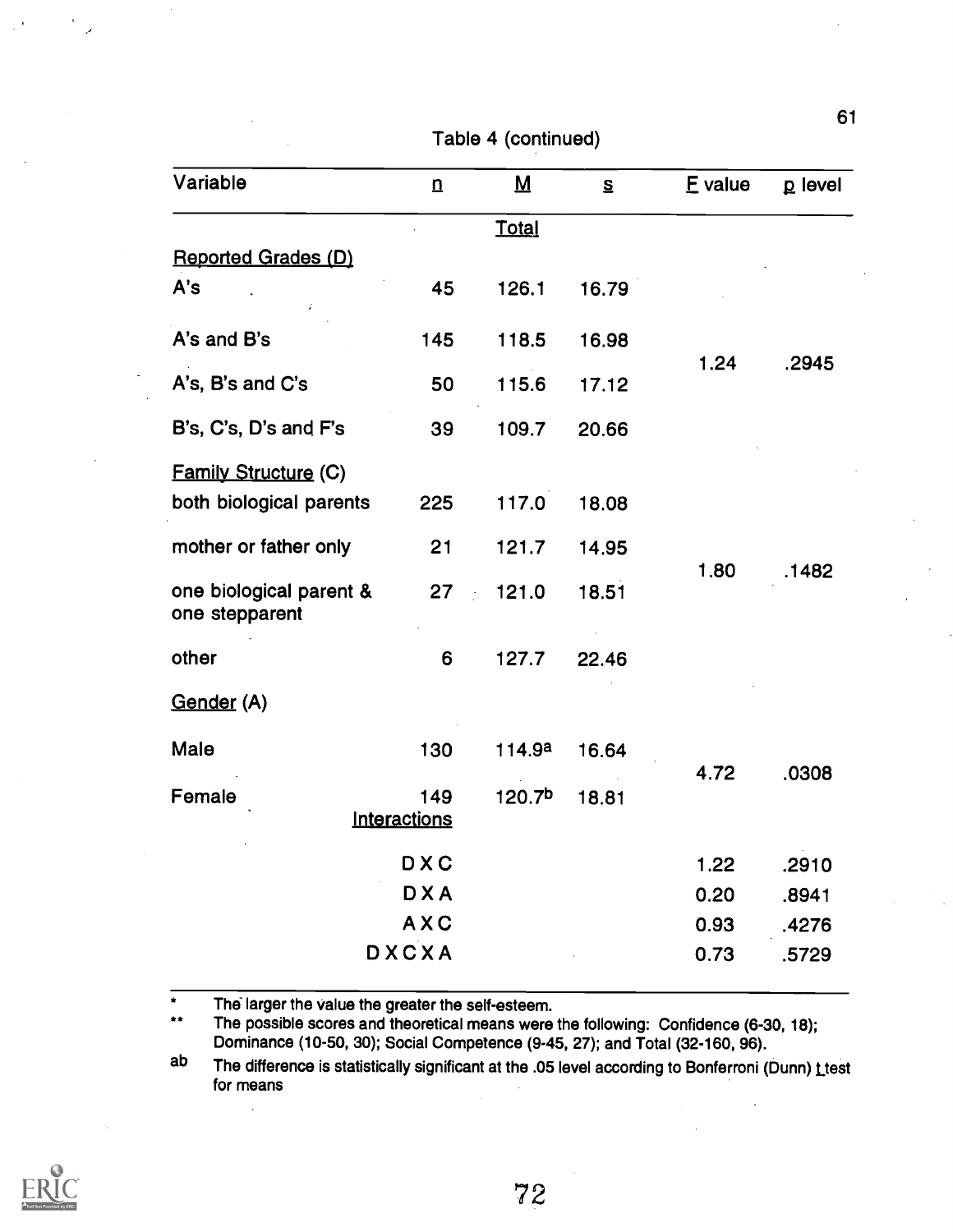Table 4 (continued)

| Variable | n | M | s | F value | p level |
|---|---|---|---|---|---|
| | | Total | | | |
| Reported Grades (D) | | | | | |
| A's | 45 | 126.1 | 16.79 | | |
| A's and B's | 145 | 118.5 | 16.98 | 1.24 | .2945 |
| A's, B's and C's | 50 | 115.6 | 17.12 | | |
| B's, C's, D's and F's | 39 | 109.7 | 20.66 | | |
| Family Structure (C) | | | | | |
| both biological parents | 225 | 117.0 | 18.08 | | |
| mother or father only | 21 | 121.7 | 14.95 | 1.80 | .1482 |
| one biological parent & one stepparent | 27 | 121.0 | 18.51 | | |
| other | 6 | 127.7 | 22.46 | | |
| Gender (A) | | | | | |
| Male | 130 | 114.9[a] | 16.64 | 4.72 | .0308 |
| Female | 149 | 120.7[b] | 18.81 | | |
| | Interactions | | | | |
| | D X C | | | 1.22 | .2910 |
| | D X A | | | 0.20 | .8941 |
| | A X C | | | 0.93 | .4276 |
| | D X C X A | | | 0.73 | .5729 |

\* The larger the value the greater the self-esteem.

\*\* The possible scores and theoretical means were the following: Confidence (6-30, 18); Dominance (10-50, 30); Social Competence (9-45, 27); and Total (32-160, 96).

ab The difference is statistically significant at the .05 level according to Bonferroni (Dunn) t test for means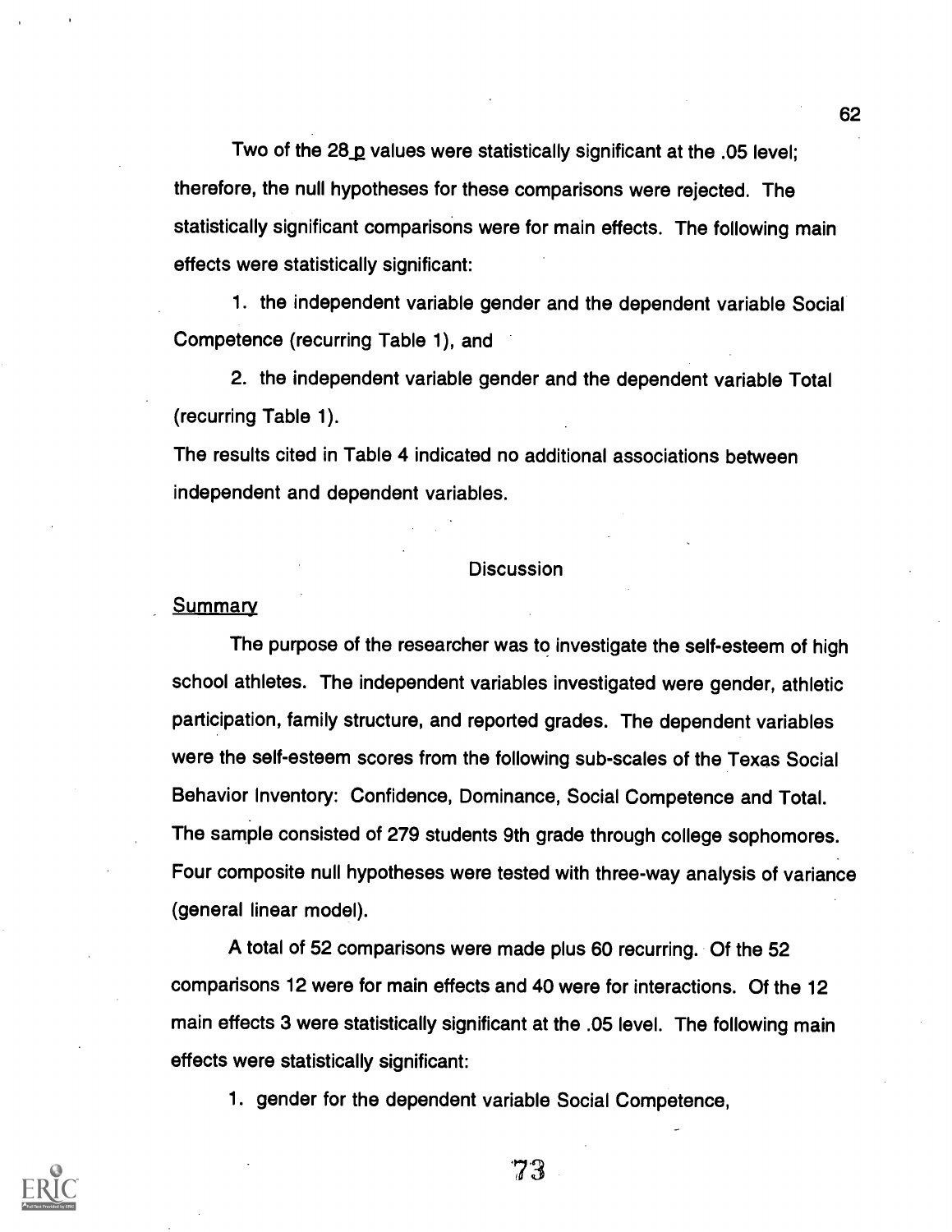Two of the 28 *p* values were statistically significant at the .05 level; therefore, the null hypotheses for these comparisons were rejected. The statistically significant comparisons were for main effects. The following main effects were statistically significant:

1. the independent variable gender and the dependent variable Social Competence (recurring Table 1), and

2. the independent variable gender and the dependent variable Total (recurring Table 1).

The results cited in Table 4 indicated no additional associations between independent and dependent variables.

## Discussion

### Summary

The purpose of the researcher was to investigate the self-esteem of high school athletes. The independent variables investigated were gender, athletic participation, family structure, and reported grades. The dependent variables were the self-esteem scores from the following sub-scales of the Texas Social Behavior Inventory: Confidence, Dominance, Social Competence and Total. The sample consisted of 279 students 9th grade through college sophomores. Four composite null hypotheses were tested with three-way analysis of variance (general linear model).

A total of 52 comparisons were made plus 60 recurring. Of the 52 comparisons 12 were for main effects and 40 were for interactions. Of the 12 main effects 3 were statistically significant at the .05 level. The following main effects were statistically significant:

1. gender for the dependent variable Social Competence,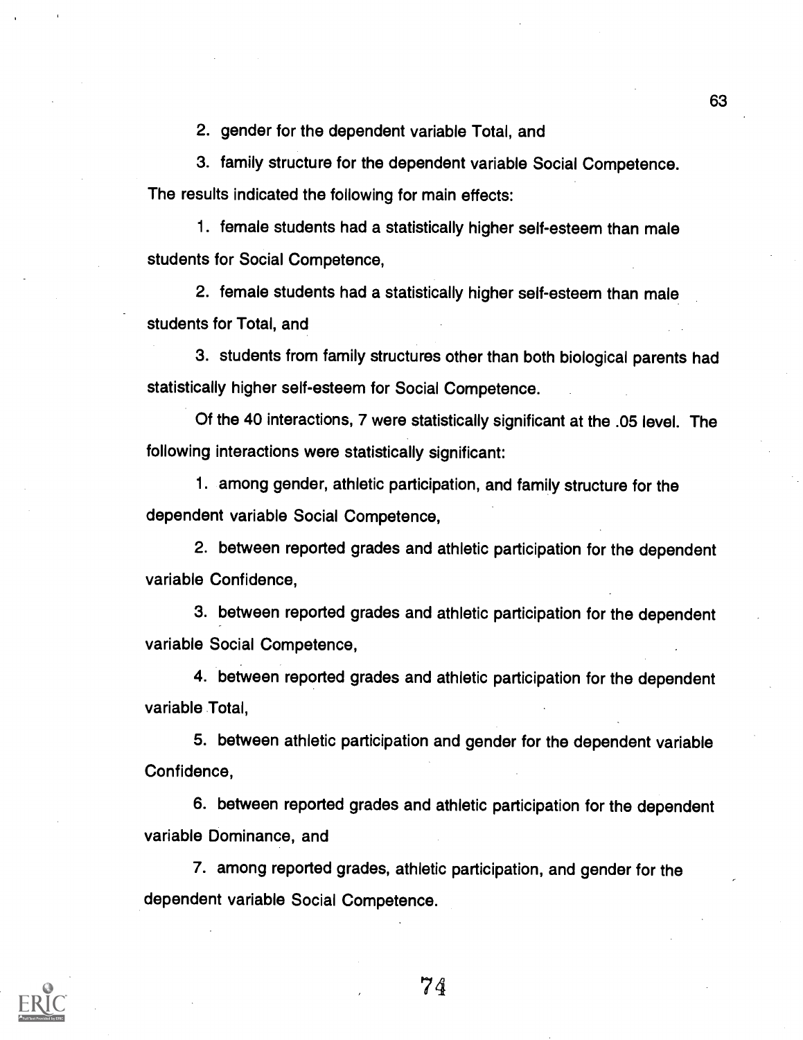2. gender for the dependent variable Total, and

3. family structure for the dependent variable Social Competence.

The results indicated the following for main effects:

1. female students had a statistically higher self-esteem than male students for Social Competence,

2. female students had a statistically higher self-esteem than male students for Total, and

3. students from family structures other than both biological parents had statistically higher self-esteem for Social Competence.

Of the 40 interactions, 7 were statistically significant at the .05 level. The following interactions were statistically significant:

1. among gender, athletic participation, and family structure for the dependent variable Social Competence,

2. between reported grades and athletic participation for the dependent variable Confidence,

3. between reported grades and athletic participation for the dependent variable Social Competence,

4. between reported grades and athletic participation for the dependent variable Total,

5. between athletic participation and gender for the dependent variable Confidence,

6. between reported grades and athletic participation for the dependent variable Dominance, and

7. among reported grades, athletic participation, and gender for the dependent variable Social Competence.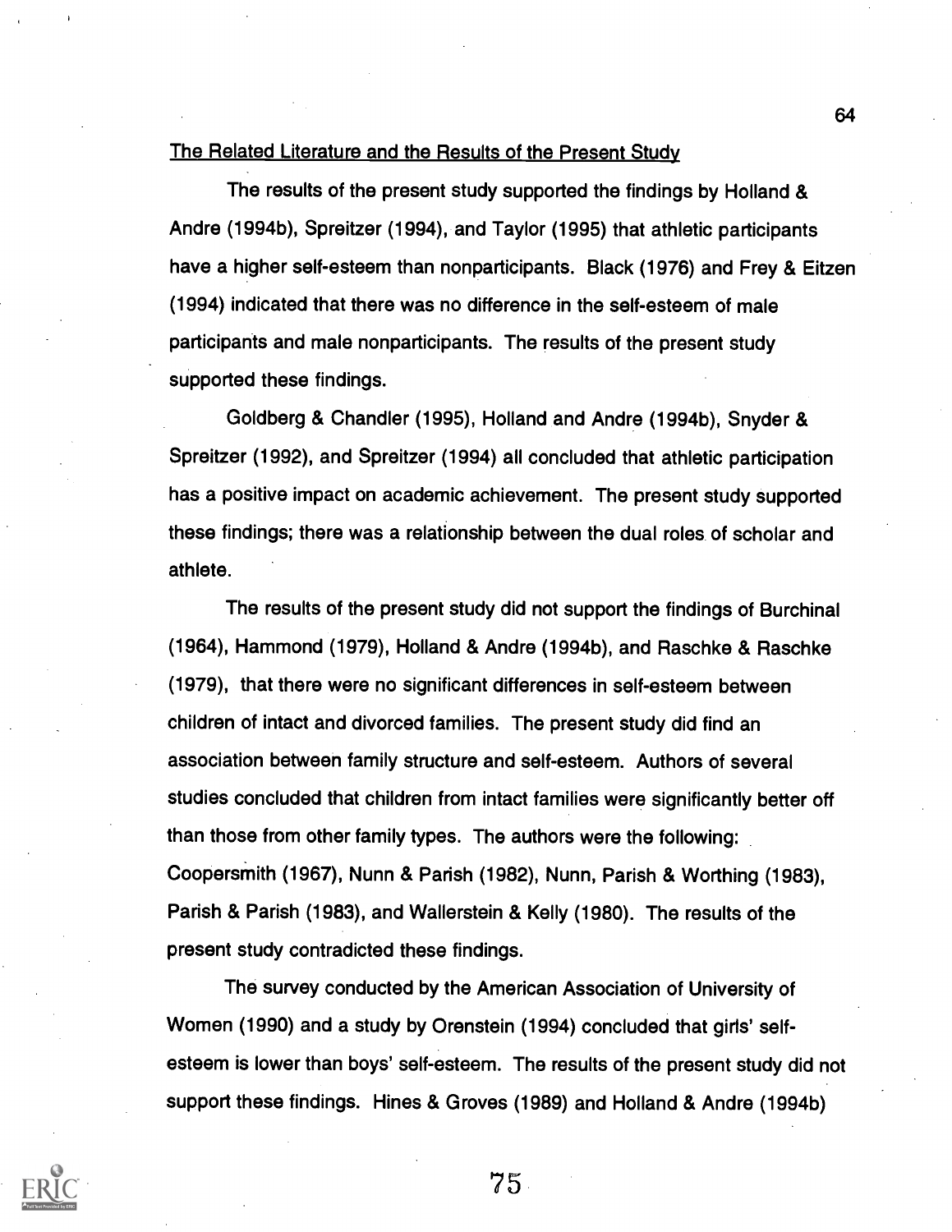The Related Literature and the Results of the Present Study

The results of the present study supported the findings by Holland & Andre (1994b), Spreitzer (1994), and Taylor (1995) that athletic participants have a higher self-esteem than nonparticipants. Black (1976) and Frey & Eitzen (1994) indicated that there was no difference in the self-esteem of male participants and male nonparticipants. The results of the present study supported these findings.

Goldberg & Chandler (1995), Holland and Andre (1994b), Snyder & Spreitzer (1992), and Spreitzer (1994) all concluded that athletic participation has a positive impact on academic achievement. The present study supported these findings; there was a relationship between the dual roles of scholar and athlete.

The results of the present study did not support the findings of Burchinal (1964), Hammond (1979), Holland & Andre (1994b), and Raschke & Raschke (1979), that there were no significant differences in self-esteem between children of intact and divorced families. The present study did find an association between family structure and self-esteem. Authors of several studies concluded that children from intact families were significantly better off than those from other family types. The authors were the following: Coopersmith (1967), Nunn & Parish (1982), Nunn, Parish & Worthing (1983), Parish & Parish (1983), and Wallerstein & Kelly (1980). The results of the present study contradicted these findings.

The survey conducted by the American Association of University of Women (1990) and a study by Orenstein (1994) concluded that girls' self-esteem is lower than boys' self-esteem. The results of the present study did not support these findings. Hines & Groves (1989) and Holland & Andre (1994b)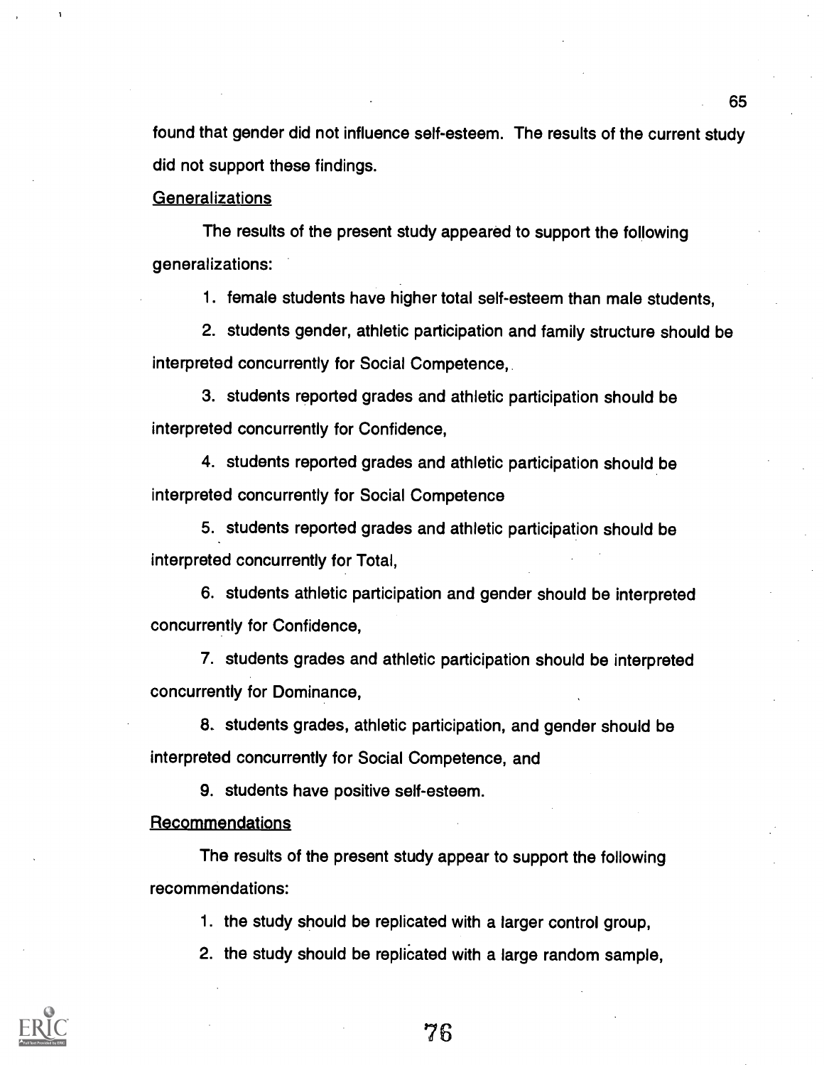found that gender did not influence self-esteem. The results of the current study did not support these findings.

<u>Generalizations</u>

The results of the present study appeared to support the following generalizations:

1. female students have higher total self-esteem than male students,

2. students gender, athletic participation and family structure should be interpreted concurrently for Social Competence,

3. students reported grades and athletic participation should be interpreted concurrently for Confidence,

4. students reported grades and athletic participation should be interpreted concurrently for Social Competence

5. students reported grades and athletic participation should be interpreted concurrently for Total,

6. students athletic participation and gender should be interpreted concurrently for Confidence,

7. students grades and athletic participation should be interpreted concurrently for Dominance,

8. students grades, athletic participation, and gender should be interpreted concurrently for Social Competence, and

9. students have positive self-esteem.

<u>Recommendations</u>

The results of the present study appear to support the following recommendations:

1. the study should be replicated with a larger control group,

2. the study should be replicated with a large random sample,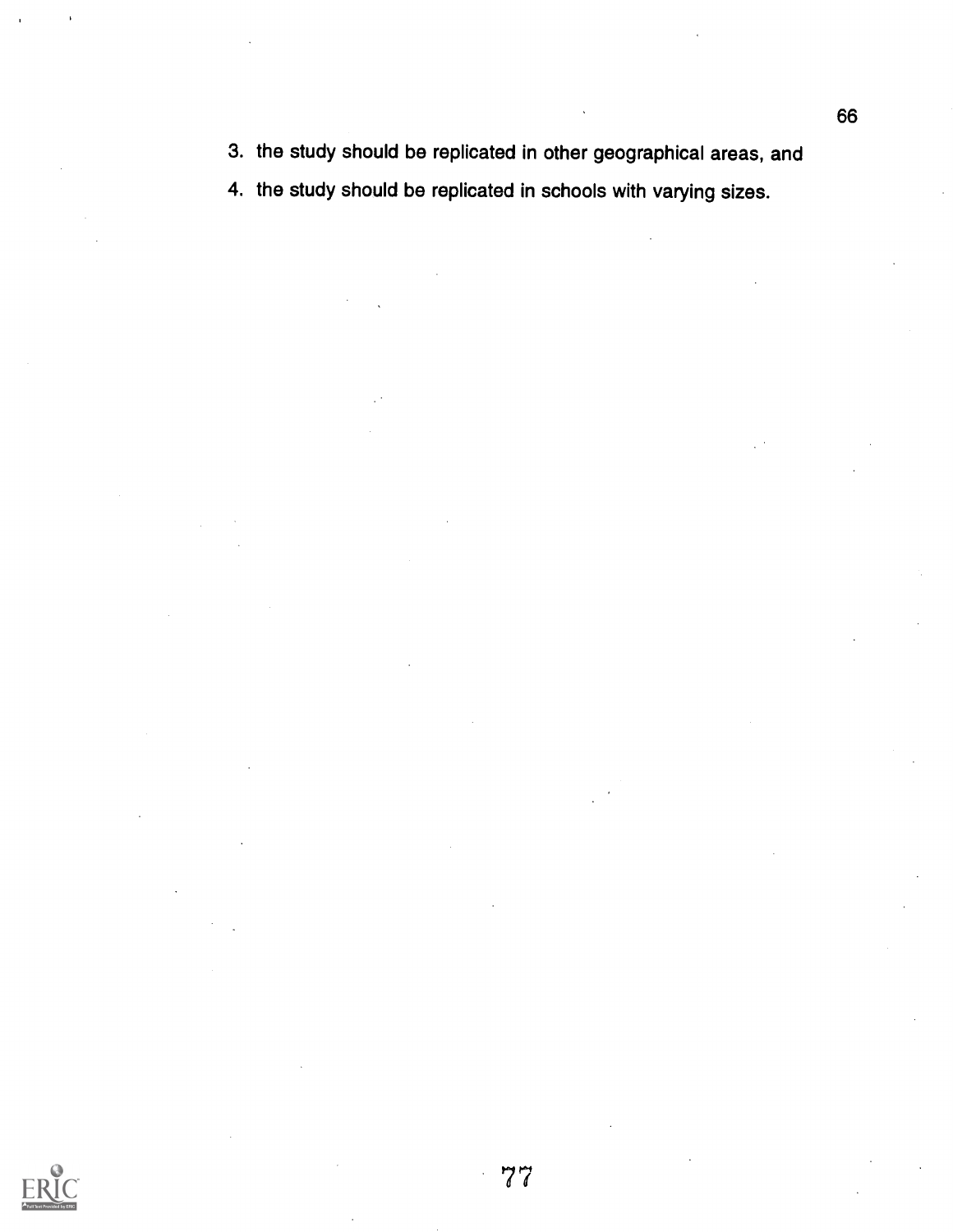3. the study should be replicated in other geographical areas, and
4. the study should be replicated in schools with varying sizes.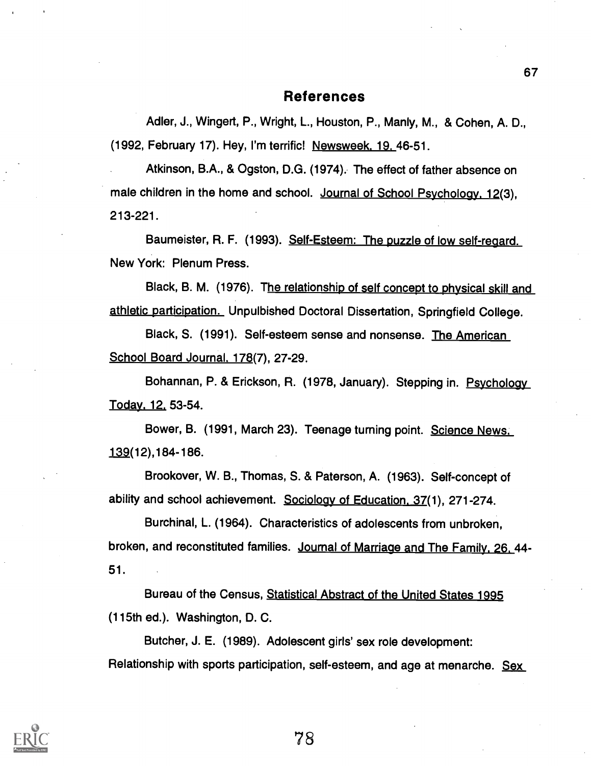## References

Adler, J., Wingert, P., Wright, L., Houston, P., Manly, M., & Cohen, A. D., (1992, February 17). Hey, I'm terrific! Newsweek, 19, 46-51.

Atkinson, B.A., & Ogston, D.G. (1974). The effect of father absence on male children in the home and school. Journal of School Psychology, 12(3), 213-221.

Baumeister, R. F. (1993). Self-Esteem: The puzzle of low self-regard. New York: Plenum Press.

Black, B. M. (1976). The relationship of self concept to physical skill and athletic participation. Unpulbished Doctoral Dissertation, Springfield College.

Black, S. (1991). Self-esteem sense and nonsense. The American School Board Journal, 178(7), 27-29.

Bohannan, P. & Erickson, R. (1978, January). Stepping in. Psychology Today, 12, 53-54.

Bower, B. (1991, March 23). Teenage turning point. Science News, 139(12),184-186.

Brookover, W. B., Thomas, S. & Paterson, A. (1963). Self-concept of ability and school achievement. Sociology of Education, 37(1), 271-274.

Burchinal, L. (1964). Characteristics of adolescents from unbroken, broken, and reconstituted families. Journal of Marriage and The Family, 26, 44-51.

Bureau of the Census, Statistical Abstract of the United States 1995 (115th ed.). Washington, D. C.

Butcher, J. E. (1989). Adolescent girls' sex role development: Relationship with sports participation, self-esteem, and age at menarche. Sex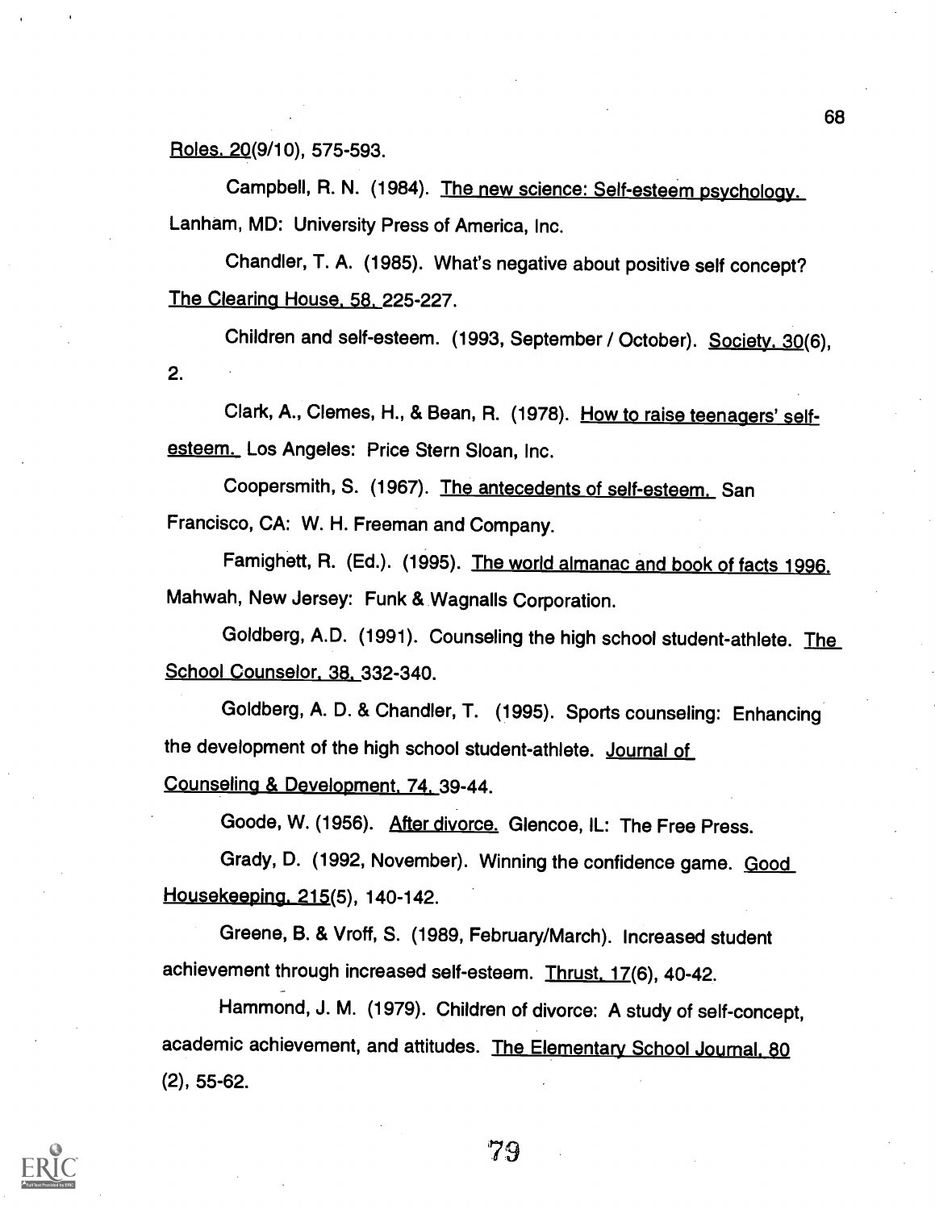Roles. 20(9/10), 575-593.

Campbell, R. N. (1984). The new science: Self-esteem psychology. Lanham, MD: University Press of America, Inc.

Chandler, T. A. (1985). What's negative about positive self concept? The Clearing House, 58, 225-227.

Children and self-esteem. (1993, September / October). Society, 30(6), 2.

Clark, A., Clemes, H., & Bean, R. (1978). How to raise teenagers' self-esteem. Los Angeles: Price Stern Sloan, Inc.

Coopersmith, S. (1967). The antecedents of self-esteem. San Francisco, CA: W. H. Freeman and Company.

Famighett, R. (Ed.). (1995). The world almanac and book of facts 1996. Mahwah, New Jersey: Funk & Wagnalls Corporation.

Goldberg, A.D. (1991). Counseling the high school student-athlete. The School Counselor, 38, 332-340.

Goldberg, A. D. & Chandler, T. (1995). Sports counseling: Enhancing the development of the high school student-athlete. Journal of Counseling & Development, 74, 39-44.

Goode, W. (1956). After divorce. Glencoe, IL: The Free Press.

Grady, D. (1992, November). Winning the confidence game. Good Housekeeping, 215(5), 140-142.

Greene, B. & Vroff, S. (1989, February/March). Increased student achievement through increased self-esteem. Thrust, 17(6), 40-42.

Hammond, J. M. (1979). Children of divorce: A study of self-concept, academic achievement, and attitudes. The Elementary School Journal, 80 (2), 55-62.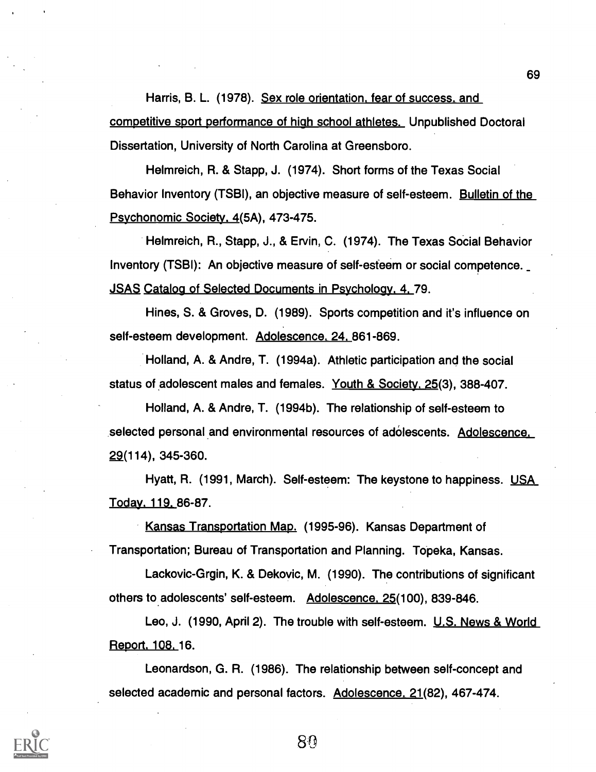Harris, B. L. (1978). Sex role orientation, fear of success, and competitive sport performance of high school athletes. Unpublished Doctoral Dissertation, University of North Carolina at Greensboro.

Helmreich, R. & Stapp, J. (1974). Short forms of the Texas Social Behavior Inventory (TSBI), an objective measure of self-esteem. Bulletin of the Psychonomic Society, 4(5A), 473-475.

Helmreich, R., Stapp, J., & Ervin, C. (1974). The Texas Social Behavior Inventory (TSBI): An objective measure of self-esteem or social competence. JSAS Catalog of Selected Documents in Psychology, 4, 79.

Hines, S. & Groves, D. (1989). Sports competition and it's influence on self-esteem development. Adolescence, 24, 861-869.

Holland, A. & Andre, T. (1994a). Athletic participation and the social status of adolescent males and females. Youth & Society, 25(3), 388-407.

Holland, A. & Andre, T. (1994b). The relationship of self-esteem to selected personal and environmental resources of adolescents. Adolescence, 29(114), 345-360.

Hyatt, R. (1991, March). Self-esteem: The keystone to happiness. USA Today, 119, 86-87.

Kansas Transportation Map. (1995-96). Kansas Department of Transportation; Bureau of Transportation and Planning. Topeka, Kansas.

Lackovic-Grgin, K. & Dekovic, M. (1990). The contributions of significant others to adolescents' self-esteem. Adolescence, 25(100), 839-846.

Leo, J. (1990, April 2). The trouble with self-esteem. U.S. News & World Report, 108, 16.

Leonardson, G. R. (1986). The relationship between self-concept and selected academic and personal factors. Adolescence, 21(82), 467-474.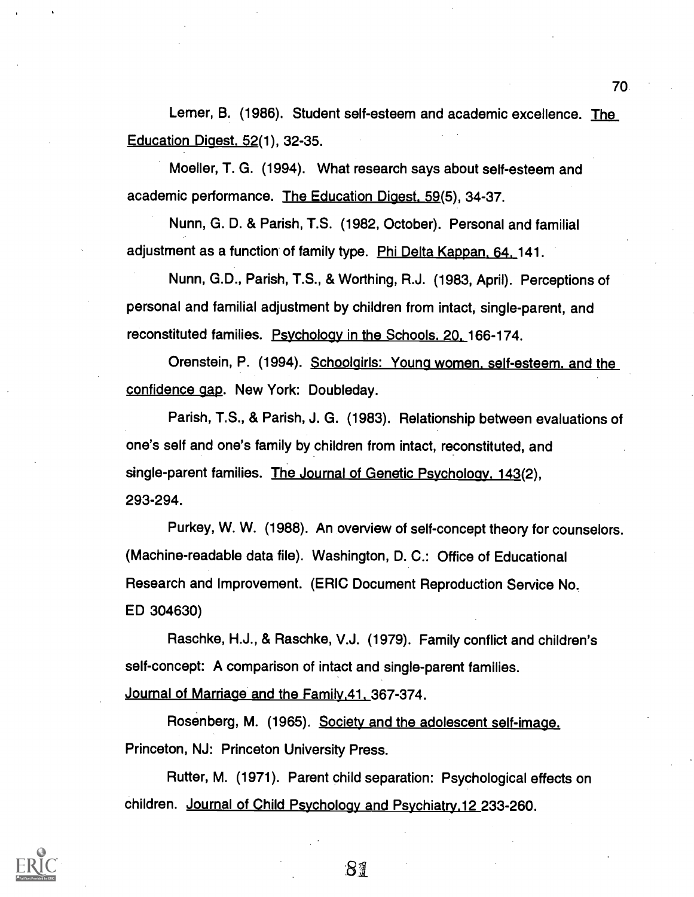Lerner, B. (1986). Student self-esteem and academic excellence. The Education Digest, 52(1), 32-35.

Moeller, T. G. (1994). What research says about self-esteem and academic performance. The Education Digest, 59(5), 34-37.

Nunn, G. D. & Parish, T.S. (1982, October). Personal and familial adjustment as a function of family type. Phi Delta Kappan, 64, 141.

Nunn, G.D., Parish, T.S., & Worthing, R.J. (1983, April). Perceptions of personal and familial adjustment by children from intact, single-parent, and reconstituted families. Psychology in the Schools, 20, 166-174.

Orenstein, P. (1994). Schoolgirls: Young women, self-esteem, and the confidence gap. New York: Doubleday.

Parish, T.S., & Parish, J. G. (1983). Relationship between evaluations of one's self and one's family by children from intact, reconstituted, and single-parent families. The Journal of Genetic Psychology, 143(2), 293-294.

Purkey, W. W. (1988). An overview of self-concept theory for counselors. (Machine-readable data file). Washington, D. C.: Office of Educational Research and Improvement. (ERIC Document Reproduction Service No. ED 304630)

Raschke, H.J., & Raschke, V.J. (1979). Family conflict and children's self-concept: A comparison of intact and single-parent families. Journal of Marriage and the Family, 41, 367-374.

Rosenberg, M. (1965). Society and the adolescent self-image. Princeton, NJ: Princeton University Press.

Rutter, M. (1971). Parent child separation: Psychological effects on children. Journal of Child Psychology and Psychiatry, 12 233-260.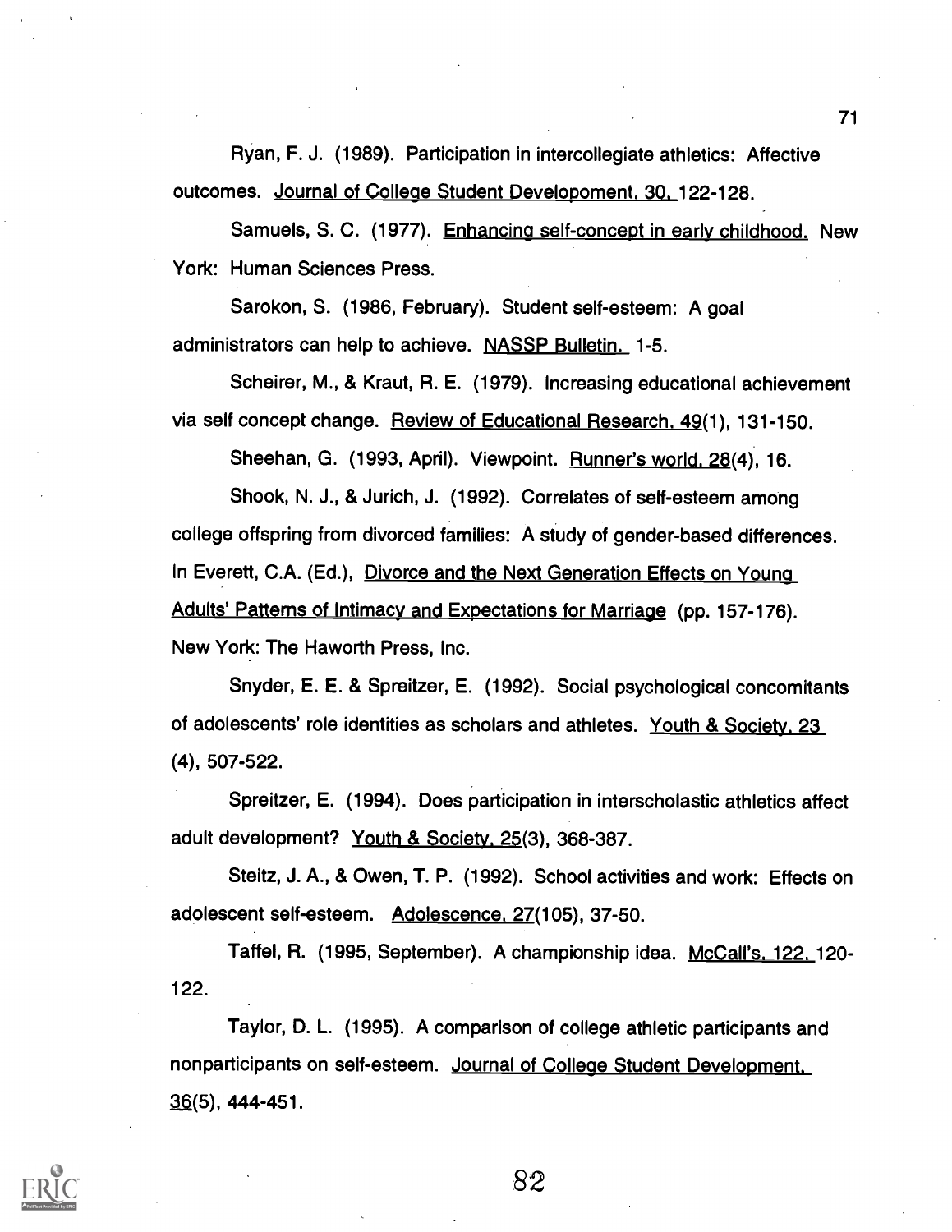Ryan, F. J. (1989). Participation in intercollegiate athletics: Affective outcomes. Journal of College Student Developoment, 30, 122-128.

Samuels, S. C. (1977). Enhancing self-concept in early childhood. New York: Human Sciences Press.

Sarokon, S. (1986, February). Student self-esteem: A goal administrators can help to achieve. NASSP Bulletin, 1-5.

Scheirer, M., & Kraut, R. E. (1979). Increasing educational achievement via self concept change. Review of Educational Research, 49(1), 131-150.

Sheehan, G. (1993, April). Viewpoint. Runner's world, 28(4), 16.

Shook, N. J., & Jurich, J. (1992). Correlates of self-esteem among college offspring from divorced families: A study of gender-based differences. In Everett, C.A. (Ed.), Divorce and the Next Generation Effects on Young Adults' Patterns of Intimacy and Expectations for Marriage (pp. 157-176). New York: The Haworth Press, Inc.

Snyder, E. E. & Spreitzer, E. (1992). Social psychological concomitants of adolescents' role identities as scholars and athletes. Youth & Society, 23 (4), 507-522.

Spreitzer, E. (1994). Does participation in interscholastic athletics affect adult development? Youth & Society, 25(3), 368-387.

Steitz, J. A., & Owen, T. P. (1992). School activities and work: Effects on adolescent self-esteem. Adolescence, 27(105), 37-50.

Taffel, R. (1995, September). A championship idea. McCall's, 122, 120-122.

Taylor, D. L. (1995). A comparison of college athletic participants and nonparticipants on self-esteem. Journal of College Student Development, 36(5), 444-451.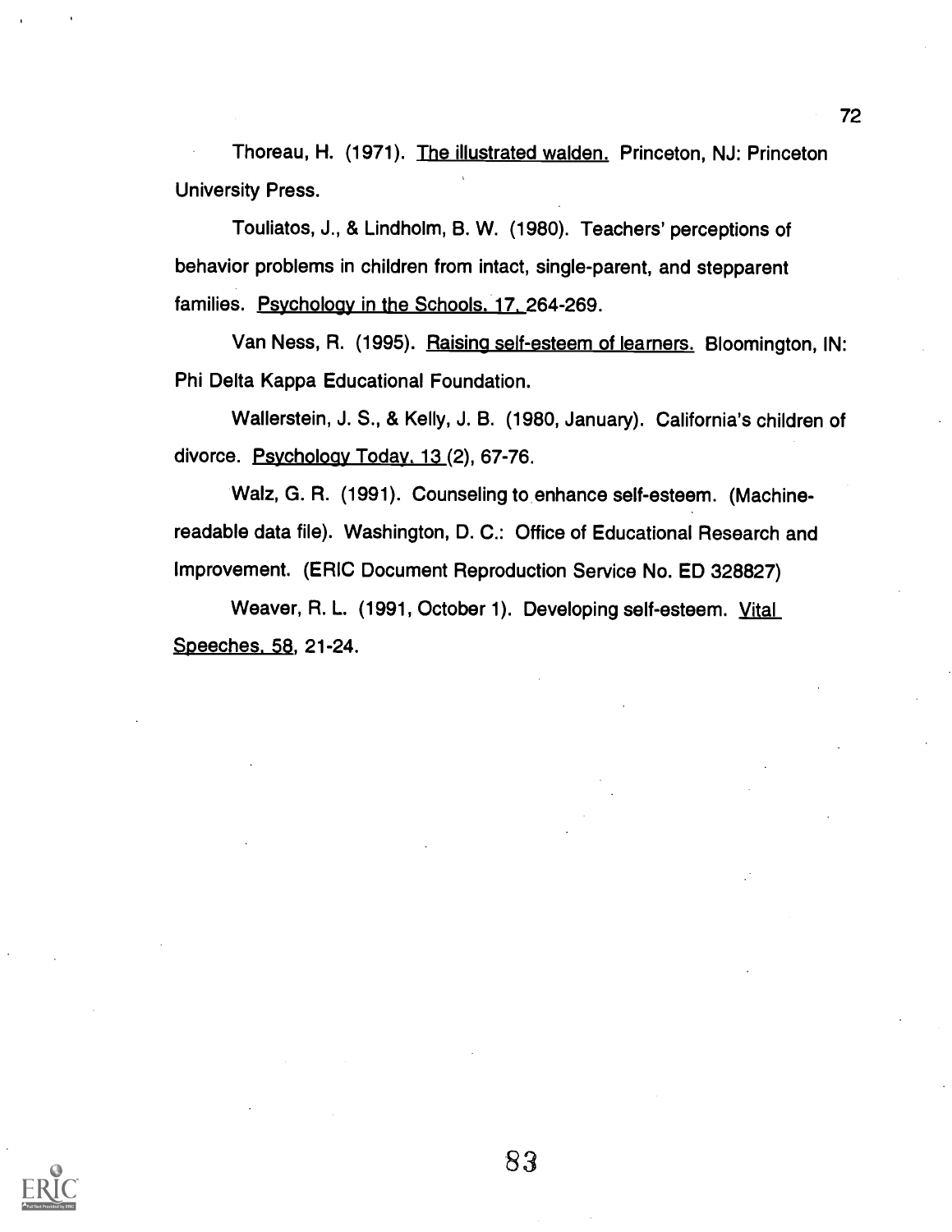Thoreau, H. (1971). The illustrated walden. Princeton, NJ: Princeton University Press.

Touliatos, J., & Lindholm, B. W. (1980). Teachers' perceptions of behavior problems in children from intact, single-parent, and stepparent families. Psychology in the Schools, 17, 264-269.

Van Ness, R. (1995). Raising self-esteem of learners. Bloomington, IN: Phi Delta Kappa Educational Foundation.

Wallerstein, J. S., & Kelly, J. B. (1980, January). California's children of divorce. Psychology Today, 13 (2), 67-76.

Walz, G. R. (1991). Counseling to enhance self-esteem. (Machine-readable data file). Washington, D. C.: Office of Educational Research and Improvement. (ERIC Document Reproduction Service No. ED 328827)

Weaver, R. L. (1991, October 1). Developing self-esteem. Vital Speeches, 58, 21-24.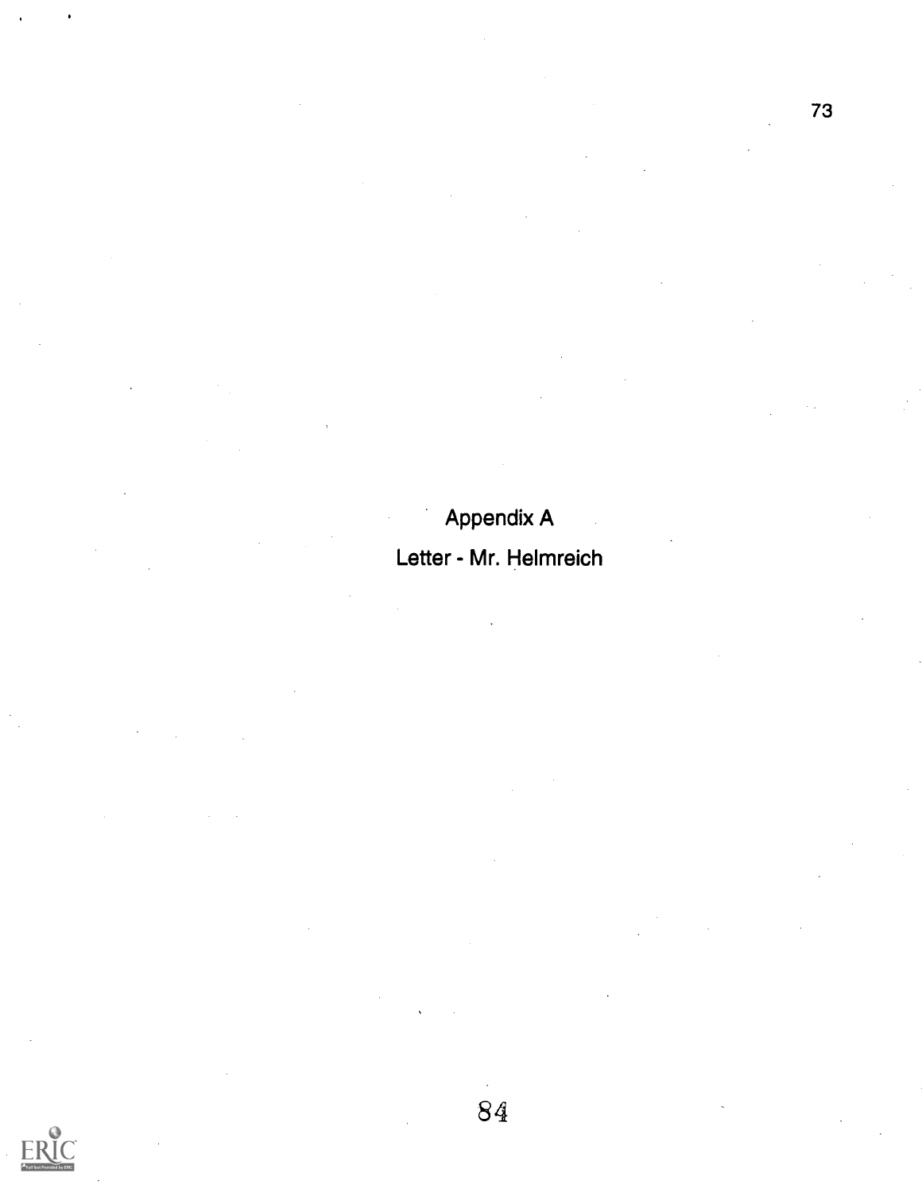# Appendix A

## Letter - Mr. Helmreich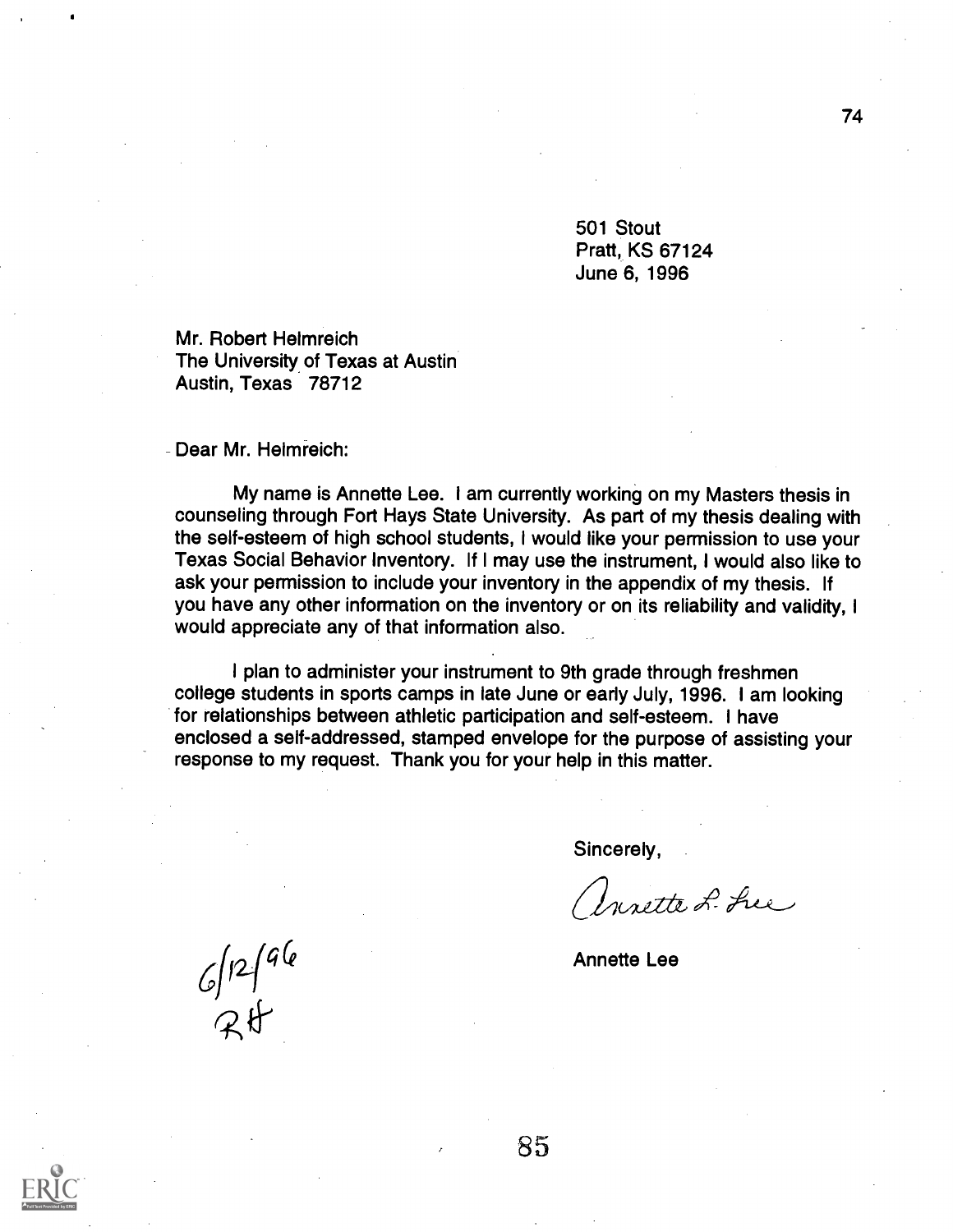501 Stout
Pratt, KS 67124
June 6, 1996

Mr. Robert Helmreich
The University of Texas at Austin
Austin, Texas 78712

Dear Mr. Helmreich:

My name is Annette Lee. I am currently working on my Masters thesis in counseling through Fort Hays State University. As part of my thesis dealing with the self-esteem of high school students, I would like your permission to use your Texas Social Behavior Inventory. If I may use the instrument, I would also like to ask your permission to include your inventory in the appendix of my thesis. If you have any other information on the inventory or on its reliability and validity, I would appreciate any of that information also.

I plan to administer your instrument to 9th grade through freshmen college students in sports camps in late June or early July, 1996. I am looking for relationships between athletic participation and self-esteem. I have enclosed a self-addressed, stamped envelope for the purpose of assisting your response to my request. Thank you for your help in this matter.

Sincerely,

Annette L. Lee

Annette Lee

6/12/96
RH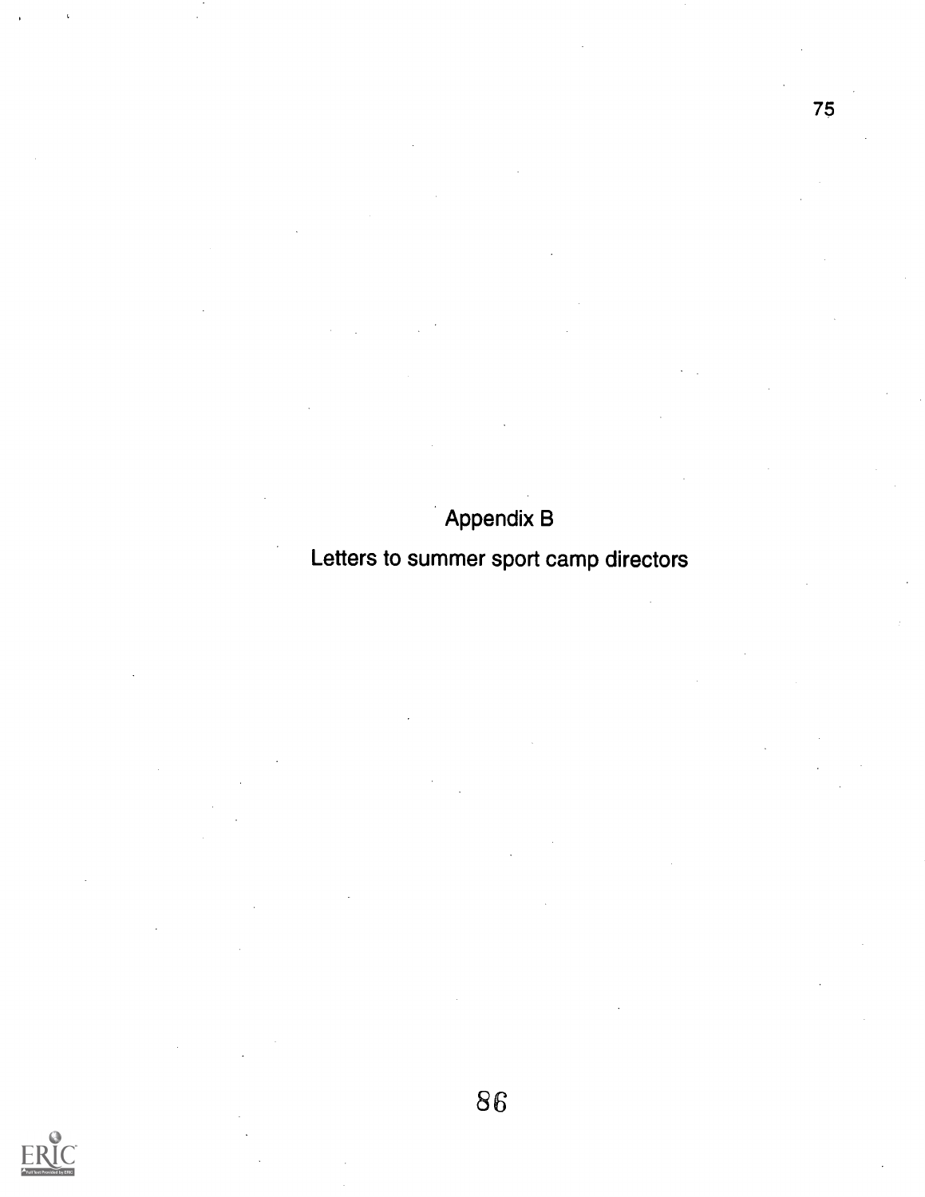# Appendix B

## Letters to summer sport camp directors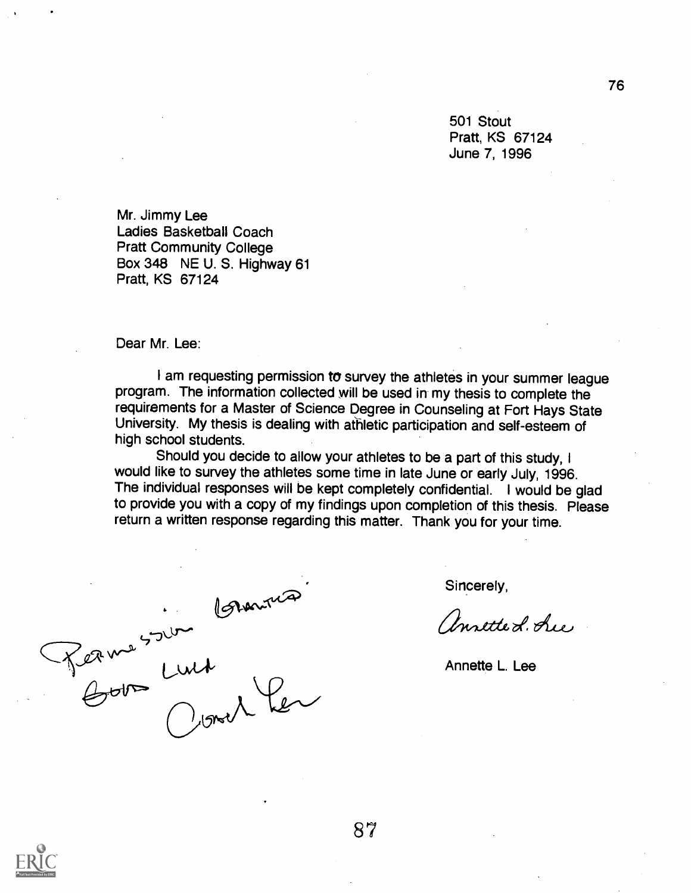501 Stout
Pratt, KS 67124
June 7, 1996

Mr. Jimmy Lee
Ladies Basketball Coach
Pratt Community College
Box 348 NE U. S. Highway 61
Pratt, KS 67124

Dear Mr. Lee:

I am requesting permission to survey the athletes in your summer league program. The information collected will be used in my thesis to complete the requirements for a Master of Science Degree in Counseling at Fort Hays State University. My thesis is dealing with athletic participation and self-esteem of high school students.

Should you decide to allow your athletes to be a part of this study, I would like to survey the athletes some time in late June or early July, 1996. The individual responses will be kept completely confidential. I would be glad to provide you with a copy of my findings upon completion of this thesis. Please return a written response regarding this matter. Thank you for your time.

Sincerely,

Annette L. Lee

Annette L. Lee

Permission Granted.
Good Luck
Coach Lee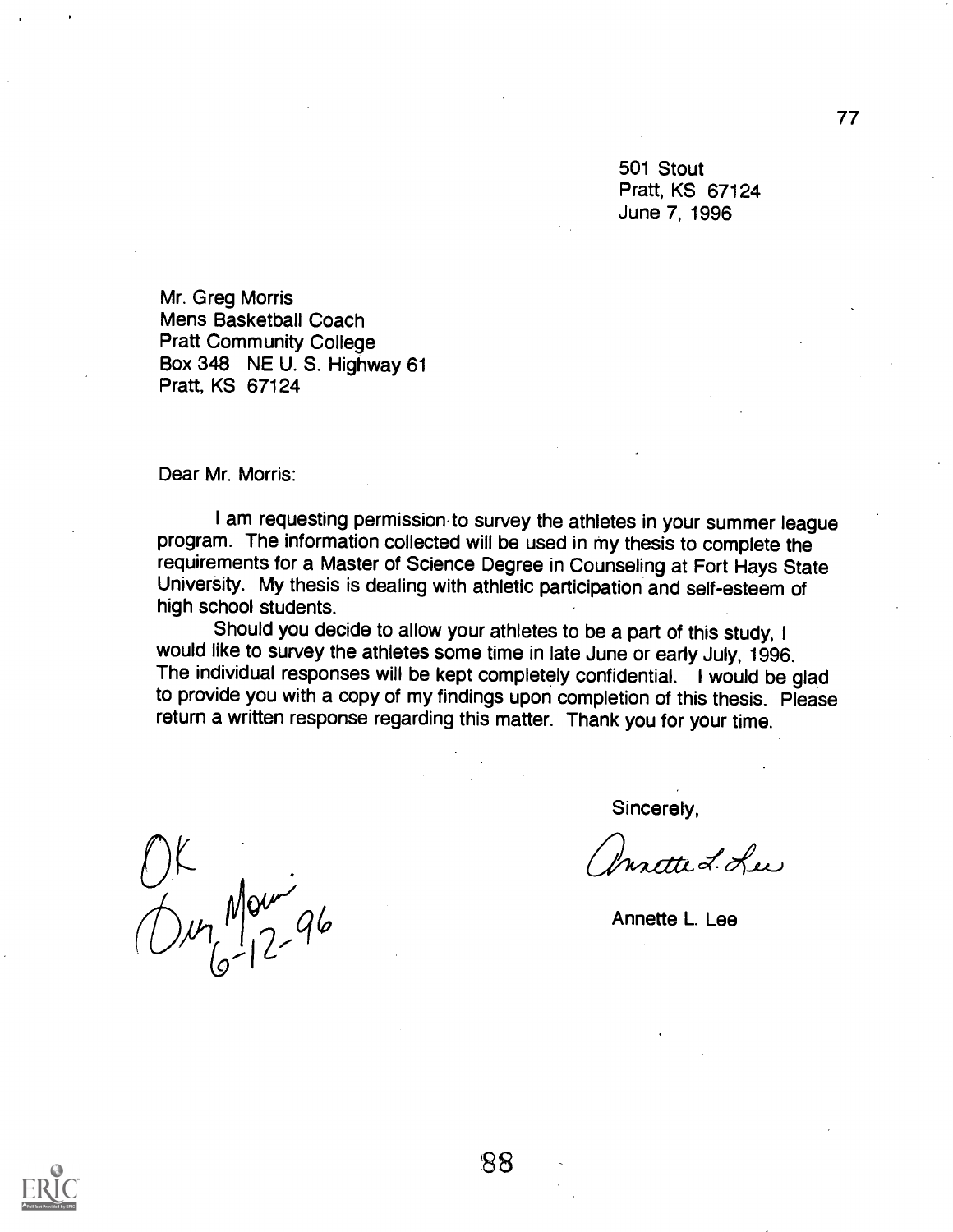501 Stout
Pratt, KS 67124
June 7, 1996

Mr. Greg Morris
Mens Basketball Coach
Pratt Community College
Box 348 NE U. S. Highway 61
Pratt, KS 67124

Dear Mr. Morris:

I am requesting permission to survey the athletes in your summer league program. The information collected will be used in my thesis to complete the requirements for a Master of Science Degree in Counseling at Fort Hays State University. My thesis is dealing with athletic participation and self-esteem of high school students.

Should you decide to allow your athletes to be a part of this study, I would like to survey the athletes some time in late June or early July, 1996. The individual responses will be kept completely confidential. I would be glad to provide you with a copy of my findings upon completion of this thesis. Please return a written response regarding this matter. Thank you for your time.

Sincerely,

Annette L. Lee

Annette L. Lee

OK
Greg Morris
6-12-96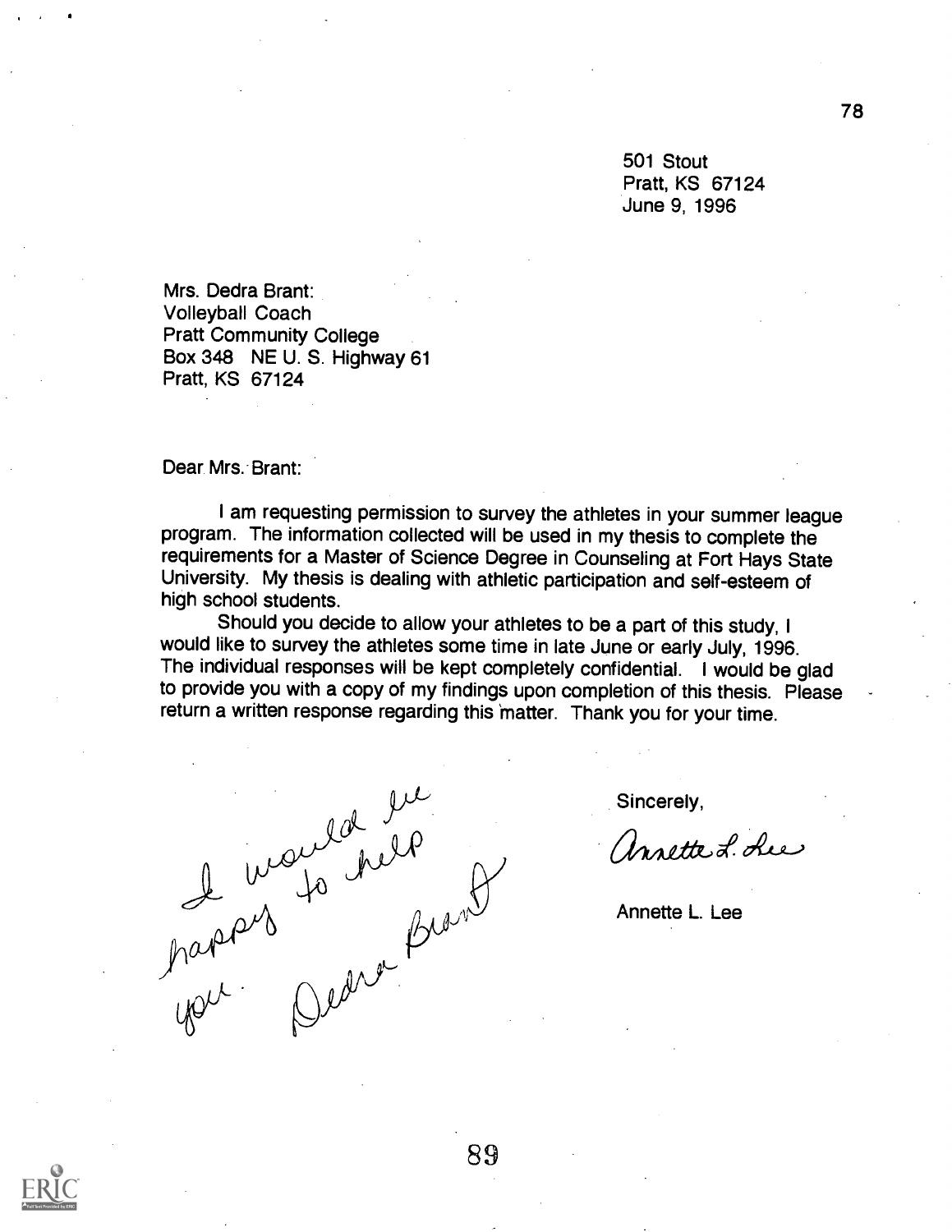501 Stout
Pratt, KS 67124
June 9, 1996

Mrs. Dedra Brant:
Volleyball Coach
Pratt Community College
Box 348 NE U. S. Highway 61
Pratt, KS 67124

Dear Mrs. Brant:

I am requesting permission to survey the athletes in your summer league program. The information collected will be used in my thesis to complete the requirements for a Master of Science Degree in Counseling at Fort Hays State University. My thesis is dealing with athletic participation and self-esteem of high school students.

Should you decide to allow your athletes to be a part of this study, I would like to survey the athletes some time in late June or early July, 1996. The individual responses will be kept completely confidential. I would be glad to provide you with a copy of my findings upon completion of this thesis. Please return a written response regarding this matter. Thank you for your time.

I would be happy to help you. Dedra Brant

Sincerely,

Annette L. Lee

Annette L. Lee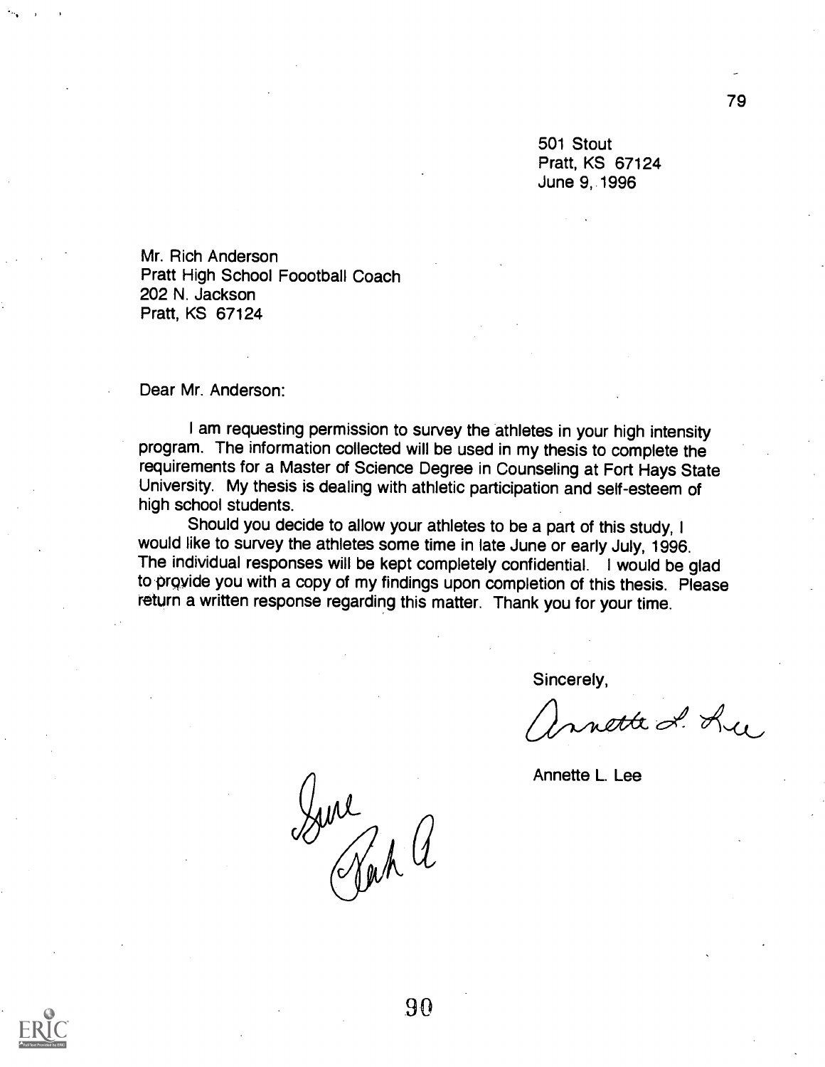501 Stout
Pratt, KS 67124
June 9, 1996

Mr. Rich Anderson
Pratt High School Foootball Coach
202 N. Jackson
Pratt, KS 67124

Dear Mr. Anderson:

I am requesting permission to survey the athletes in your high intensity program. The information collected will be used in my thesis to complete the requirements for a Master of Science Degree in Counseling at Fort Hays State University. My thesis is dealing with athletic participation and self-esteem of high school students.

Should you decide to allow your athletes to be a part of this study, I would like to survey the athletes some time in late June or early July, 1996. The individual responses will be kept completely confidential. I would be glad to provide you with a copy of my findings upon completion of this thesis. Please return a written response regarding this matter. Thank you for your time.

Sincerely,

Annette L. Lee

Annette L. Lee

Sure
Rich A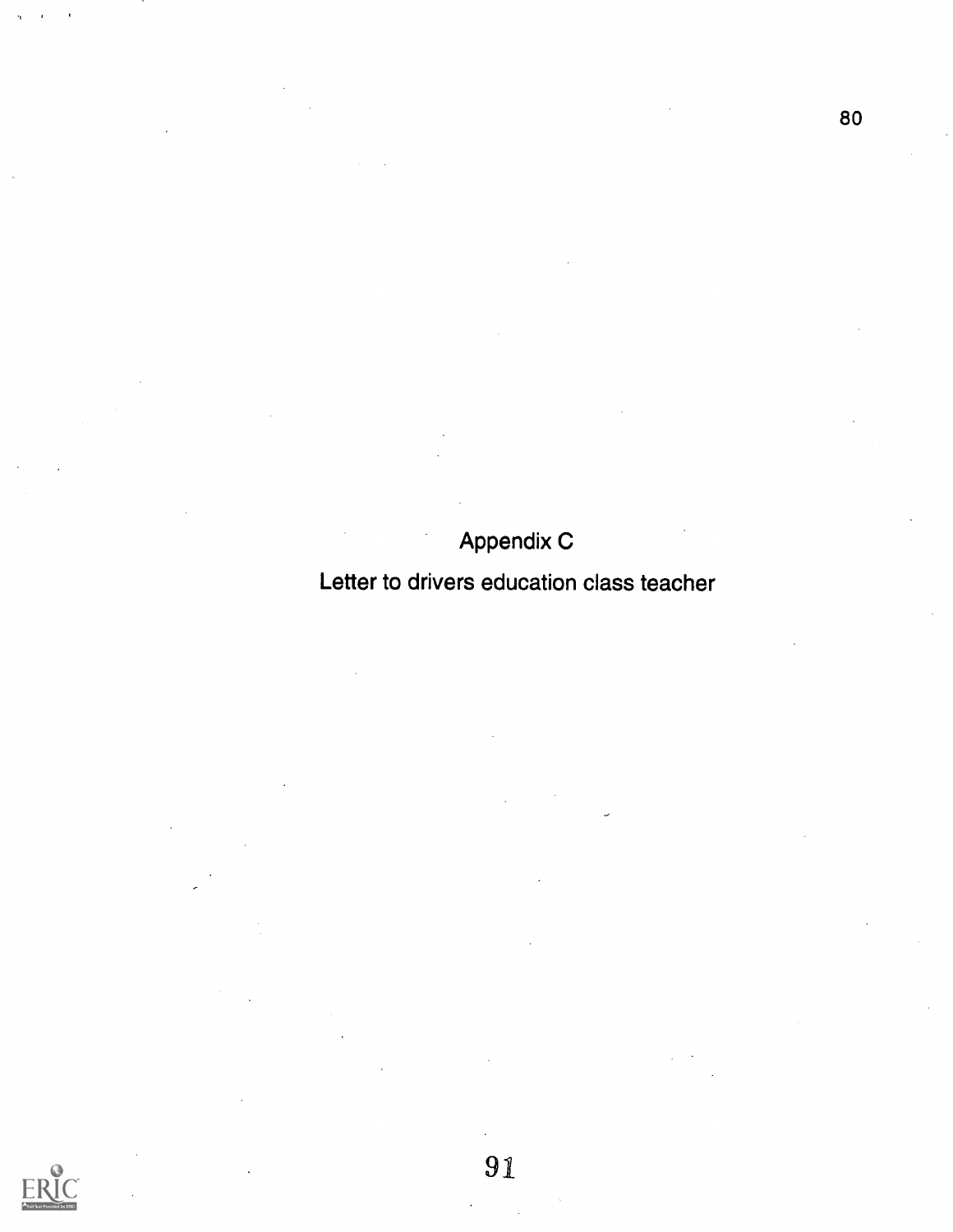# Appendix C

## Letter to drivers education class teacher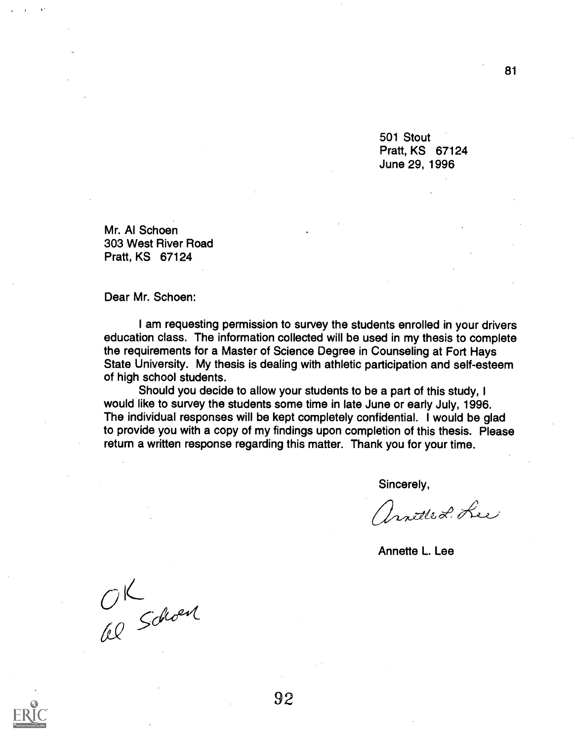501 Stout
Pratt, KS 67124
June 29, 1996

Mr. Al Schoen
303 West River Road
Pratt, KS 67124

Dear Mr. Schoen:

I am requesting permission to survey the students enrolled in your drivers education class. The information collected will be used in my thesis to complete the requirements for a Master of Science Degree in Counseling at Fort Hays State University. My thesis is dealing with athletic participation and self-esteem of high school students.

Should you decide to allow your students to be a part of this study, I would like to survey the students some time in late June or early July, 1996. The individual responses will be kept completely confidential. I would be glad to provide you with a copy of my findings upon completion of this thesis. Please return a written response regarding this matter. Thank you for your time.

Sincerely,

Annette L. Lee

Annette L. Lee

OK
Al Schoen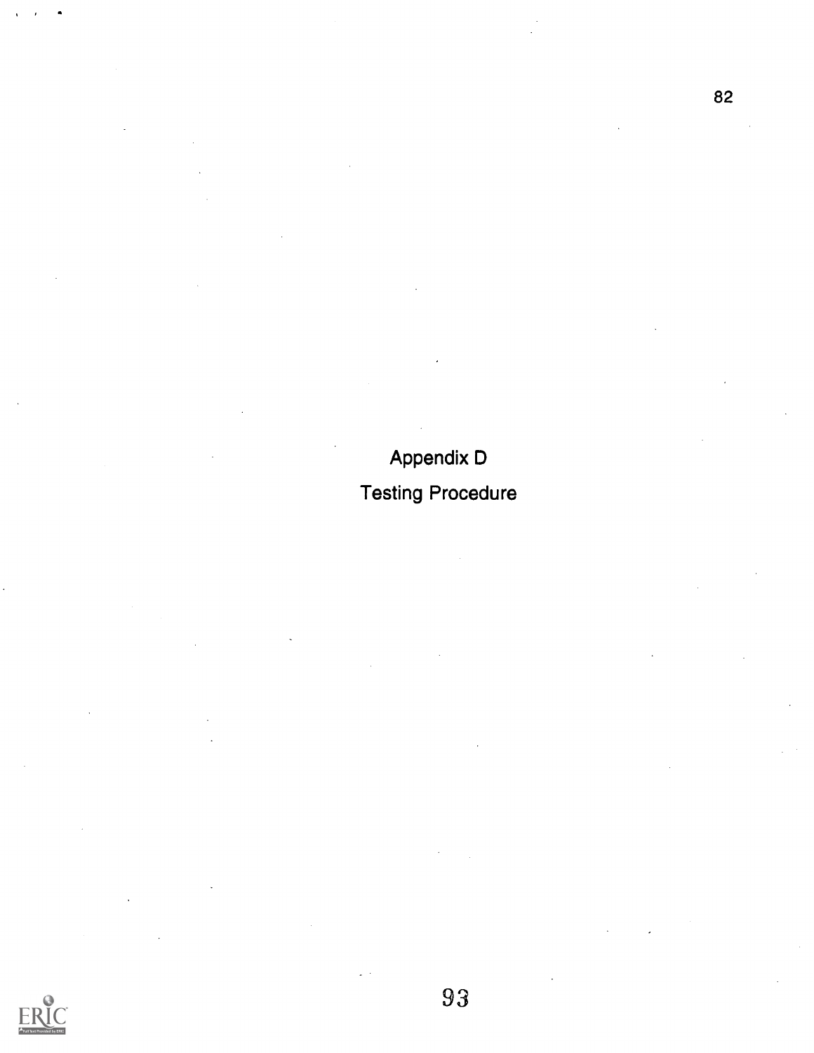# Appendix D

## Testing Procedure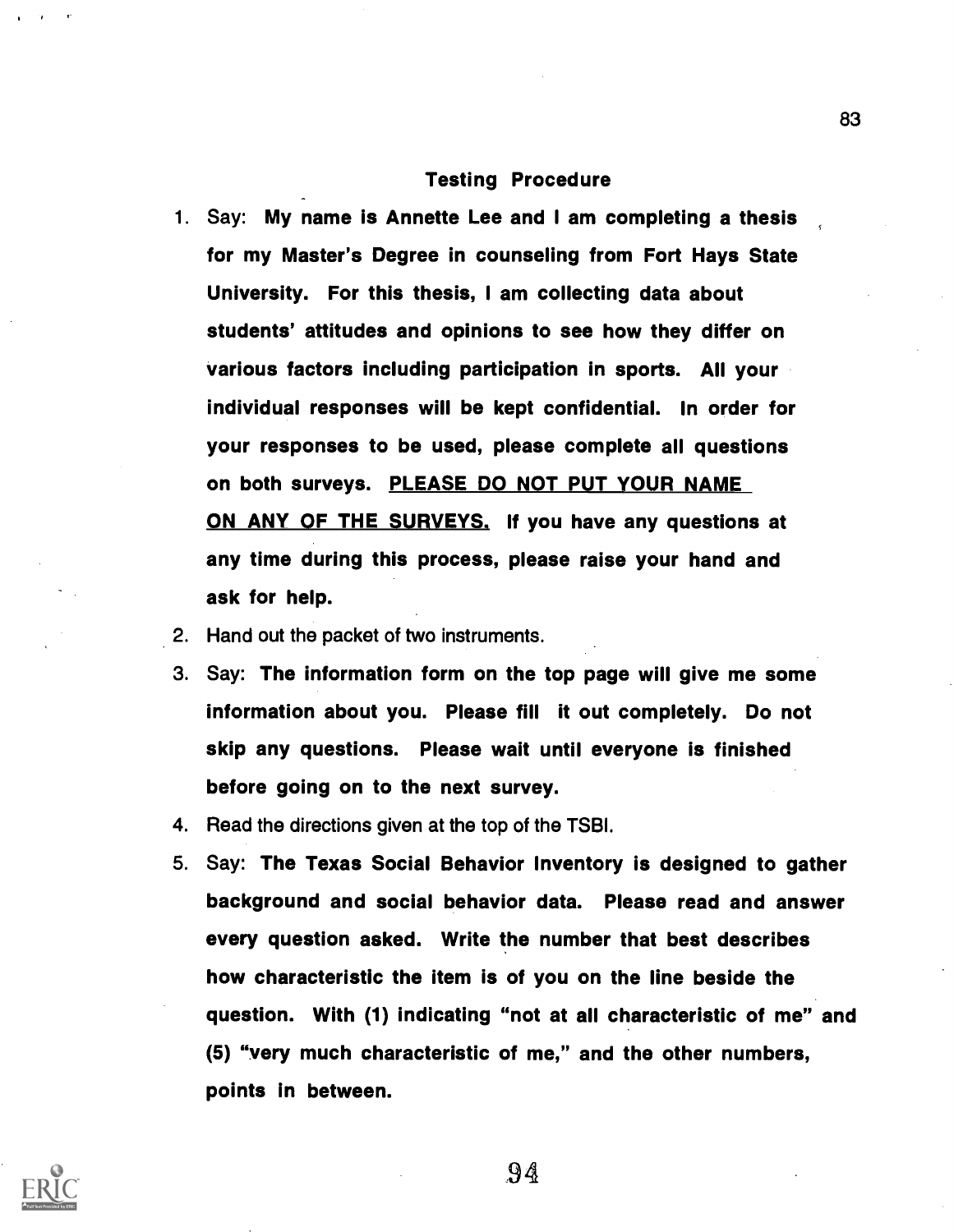## Testing Procedure

1. Say: **My name is Annette Lee and I am completing a thesis for my Master's Degree in counseling from Fort Hays State University. For this thesis, I am collecting data about students' attitudes and opinions to see how they differ on various factors including participation in sports. All your individual responses will be kept confidential. In order for your responses to be used, please complete all questions on both surveys. <u>PLEASE DO NOT PUT YOUR NAME ON ANY OF THE SURVEYS.</u> If you have any questions at any time during this process, please raise your hand and ask for help.**
2. Hand out the packet of two instruments.
3. Say: **The information form on the top page will give me some information about you. Please fill it out completely. Do not skip any questions. Please wait until everyone is finished before going on to the next survey.**
4. Read the directions given at the top of the TSBI.
5. Say: **The Texas Social Behavior Inventory is designed to gather background and social behavior data. Please read and answer every question asked. Write the number that best describes how characteristic the item is of you on the line beside the question. With (1) indicating "not at all characteristic of me" and (5) "very much characteristic of me," and the other numbers, points in between.**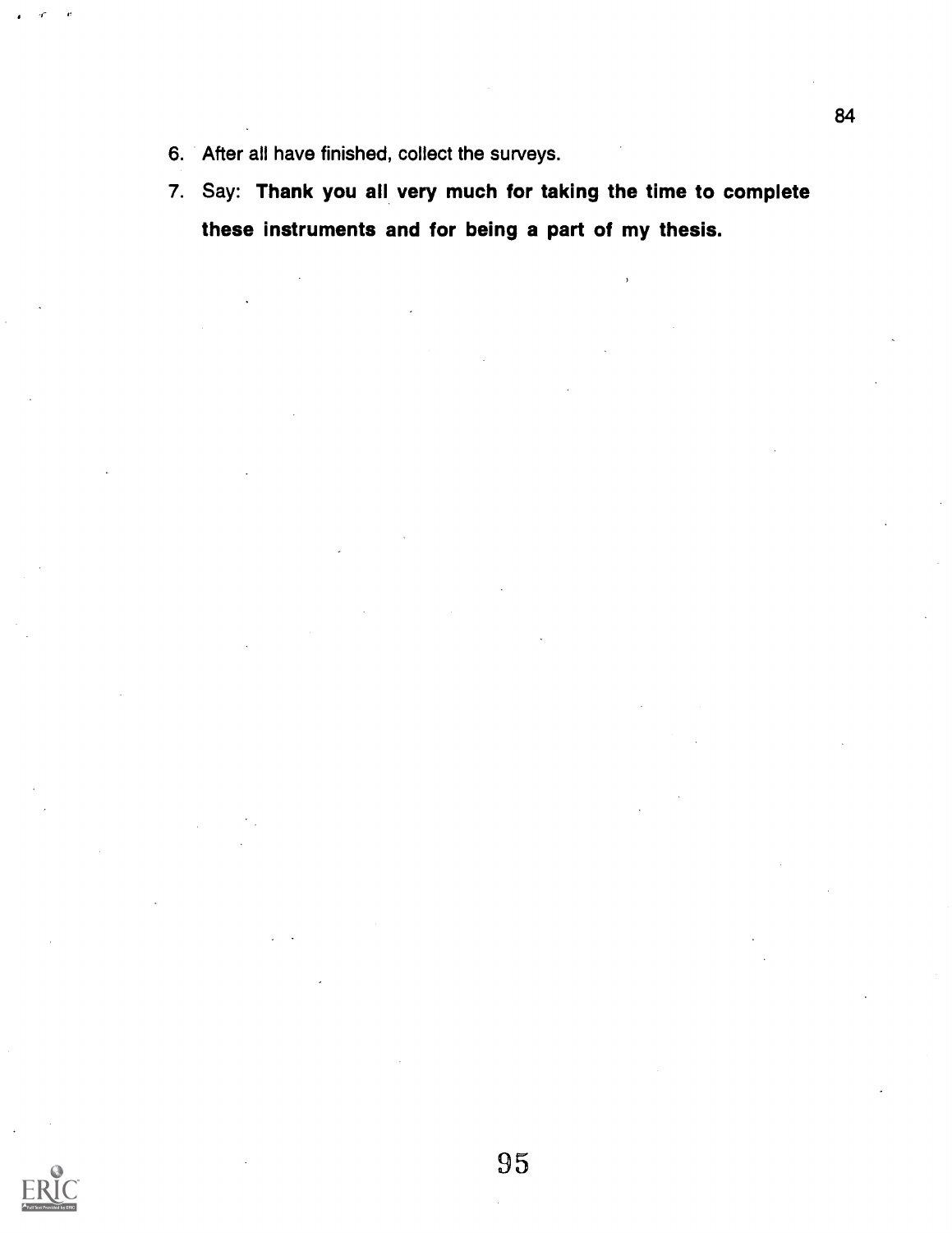6. After all have finished, collect the surveys.
7. Say: **Thank you all very much for taking the time to complete these instruments and for being a part of my thesis.**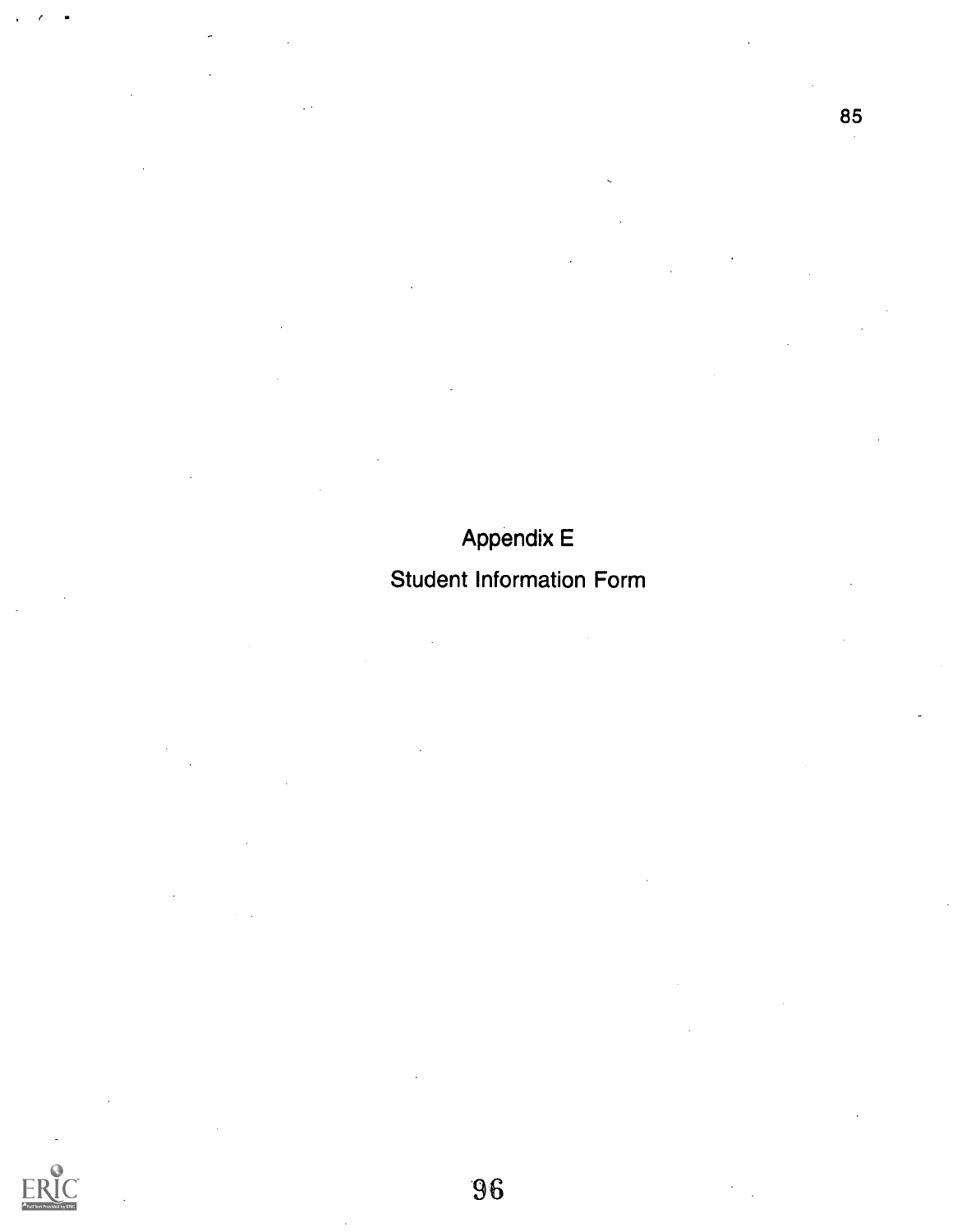Appendix E

Student Information Form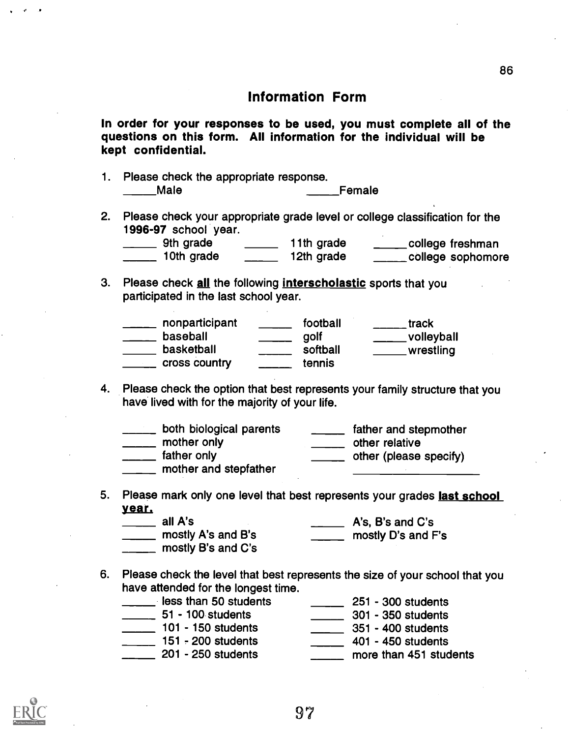## Information Form

**In order for your responses to be used, you must complete all of the questions on this form. All information for the individual will be kept confidential.**

1. Please check the appropriate response.

   _____Male _____Female

2. Please check your appropriate grade level or college classification for the **1996-97** school year.

   _____ 9th grade _____ 11th grade _____college freshman
   _____ 10th grade _____ 12th grade _____college sophomore

3. Please check **all** the following **interscholastic** sports that you participated in the last school year.

   _____ nonparticipant _____ football _____track
   _____ baseball _____ golf _____volleyball
   _____ basketball _____ softball _____wrestling
   _____ cross country _____ tennis

4. Please check the option that best represents your family structure that you have lived with for the majority of your life.

   _____ both biological parents _____ father and stepmother
   _____ mother only _____ other relative
   _____ father only _____ other (please specify)
   _____ mother and stepfather ____________________

5. Please mark only one level that best represents your grades **last school year.**

   _____ all A's _____ A's, B's and C's
   _____ mostly A's and B's _____ mostly D's and F's
   _____ mostly B's and C's

6. Please check the level that best represents the size of your school that you have attended for the longest time.

   _____ less than 50 students _____ 251 - 300 students
   _____ 51 - 100 students _____ 301 - 350 students
   _____ 101 - 150 students _____ 351 - 400 students
   _____ 151 - 200 students _____ 401 - 450 students
   _____ 201 - 250 students _____ more than 451 students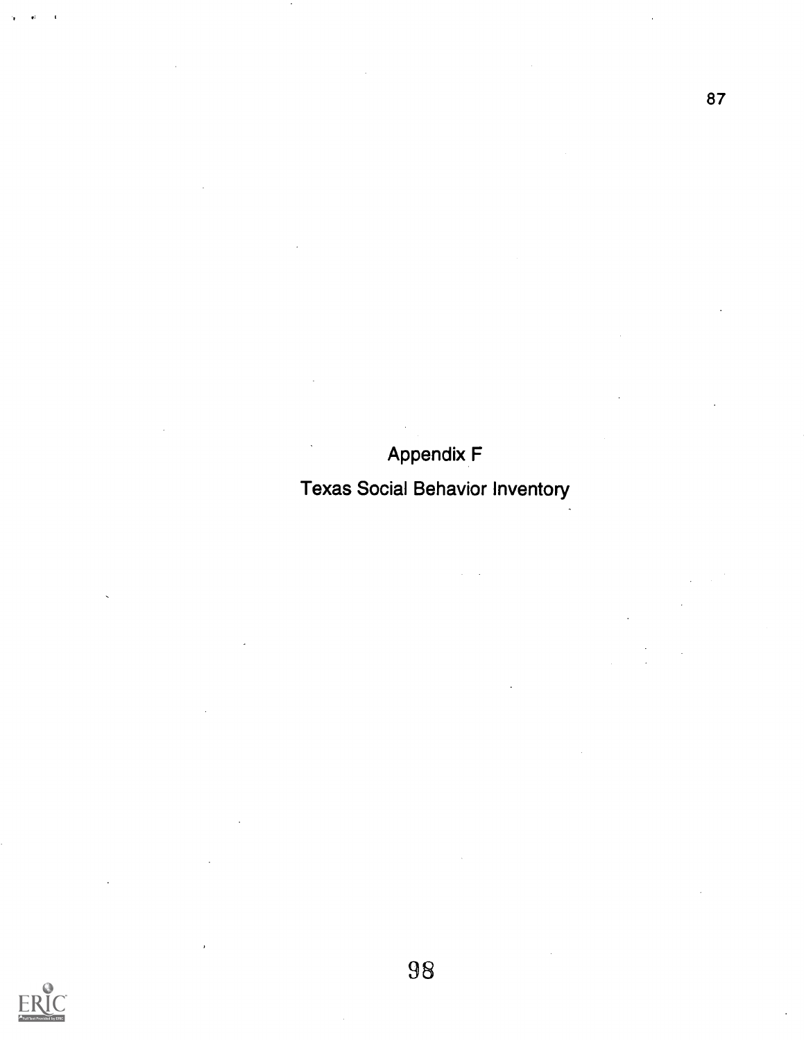# Appendix F

## Texas Social Behavior Inventory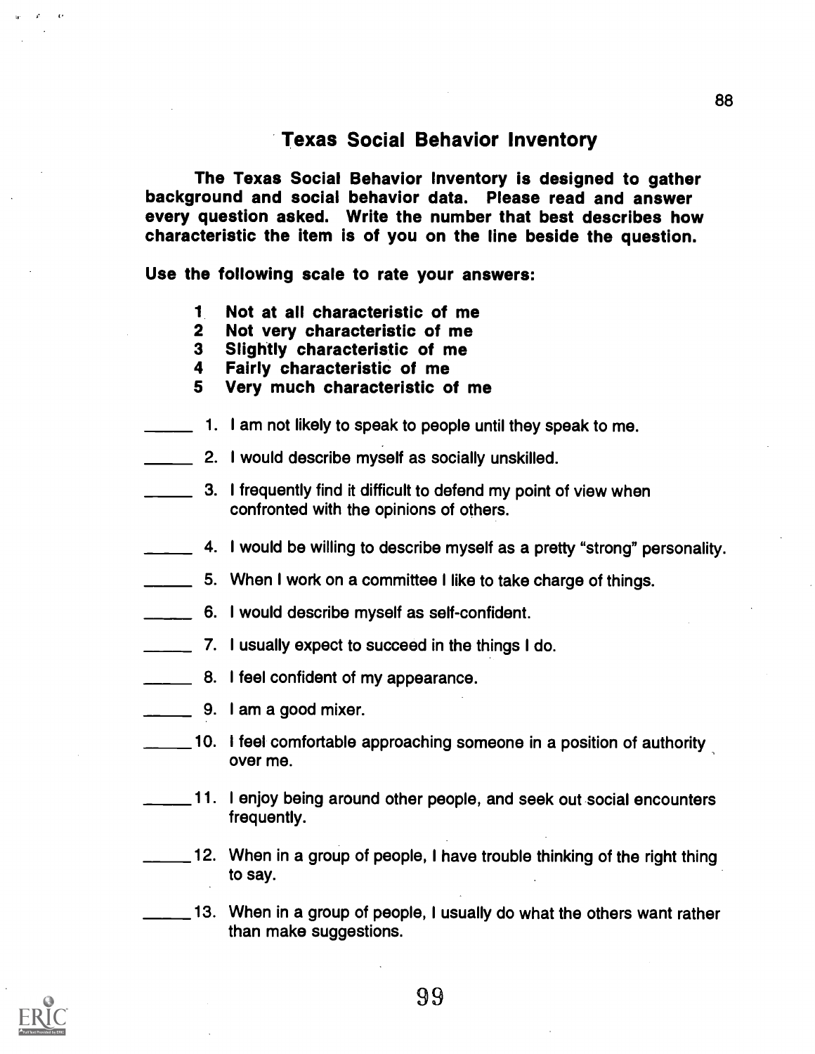# Texas Social Behavior Inventory

**The Texas Social Behavior Inventory is designed to gather background and social behavior data. Please read and answer every question asked. Write the number that best describes how characteristic the item is of you on the line beside the question.**

**Use the following scale to rate your answers:**

**1 Not at all characteristic of me**
**2 Not very characteristic of me**
**3 Slightly characteristic of me**
**4 Fairly characteristic of me**
**5 Very much characteristic of me**

______ 1. I am not likely to speak to people until they speak to me.

______ 2. I would describe myself as socially unskilled.

______ 3. I frequently find it difficult to defend my point of view when confronted with the opinions of others.

______ 4. I would be willing to describe myself as a pretty "strong" personality.

______ 5. When I work on a committee I like to take charge of things.

______ 6. I would describe myself as self-confident.

______ 7. I usually expect to succeed in the things I do.

______ 8. I feel confident of my appearance.

______ 9. I am a good mixer.

______ 10. I feel comfortable approaching someone in a position of authority over me.

______ 11. I enjoy being around other people, and seek out social encounters frequently.

______ 12. When in a group of people, I have trouble thinking of the right thing to say.

______ 13. When in a group of people, I usually do what the others want rather than make suggestions.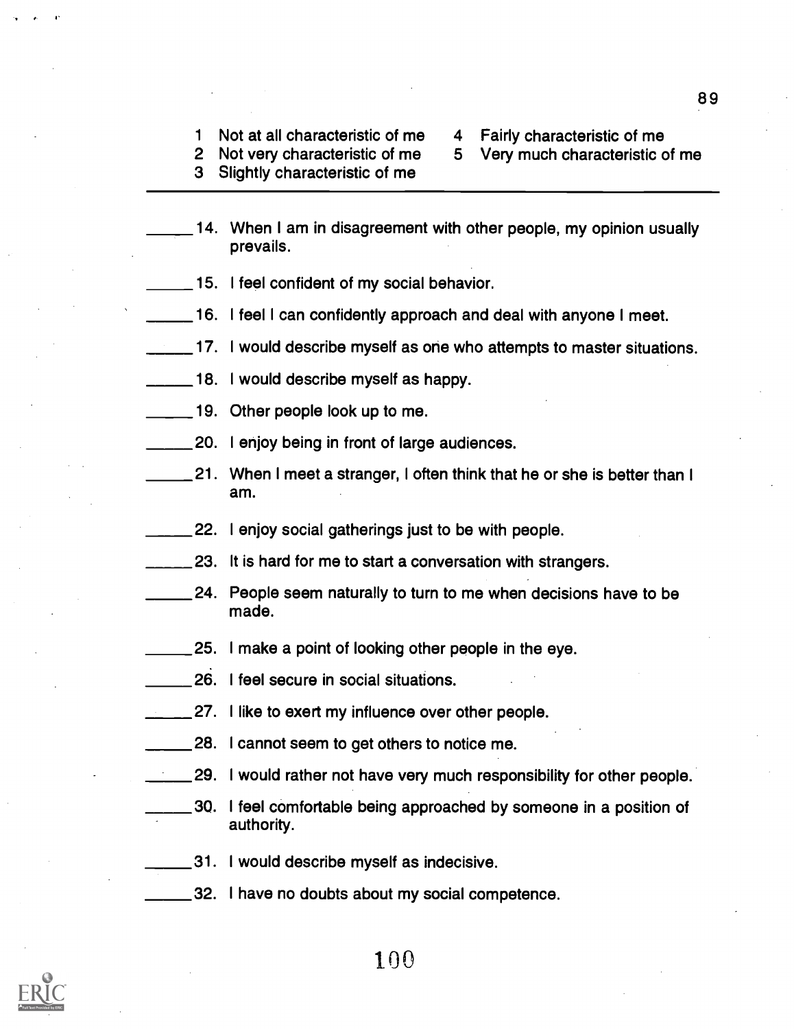1 Not at all characteristic of me
2 Not very characteristic of me
3 Slightly characteristic of me
4 Fairly characteristic of me
5 Very much characteristic of me

---

______14. When I am in disagreement with other people, my opinion usually prevails.

______15. I feel confident of my social behavior.

______16. I feel I can confidently approach and deal with anyone I meet.

______17. I would describe myself as one who attempts to master situations.

______18. I would describe myself as happy.

______19. Other people look up to me.

______20. I enjoy being in front of large audiences.

______21. When I meet a stranger, I often think that he or she is better than I am.

______22. I enjoy social gatherings just to be with people.

______23. It is hard for me to start a conversation with strangers.

______24. People seem naturally to turn to me when decisions have to be made.

______25. I make a point of looking other people in the eye.

______26. I feel secure in social situations.

______27. I like to exert my influence over other people.

______28. I cannot seem to get others to notice me.

______29. I would rather not have very much responsibility for other people.

______30. I feel comfortable being approached by someone in a position of authority.

______31. I would describe myself as indecisive.

______32. I have no doubts about my social competence.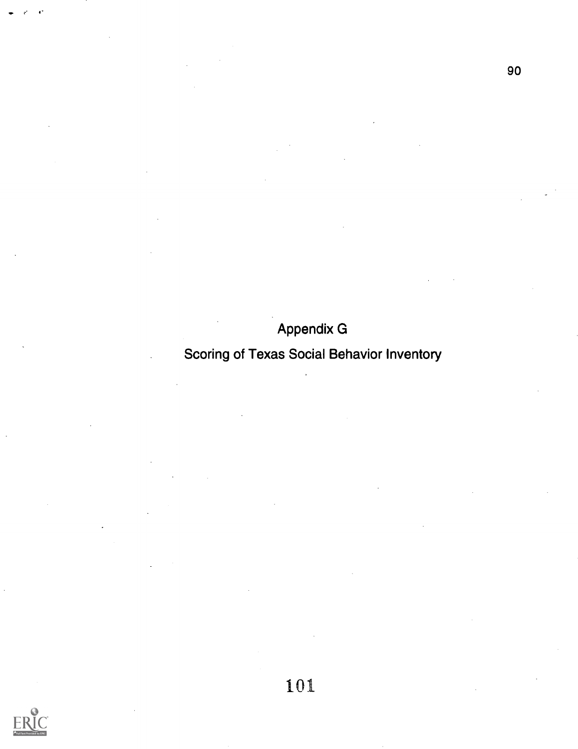# Appendix G

## Scoring of Texas Social Behavior Inventory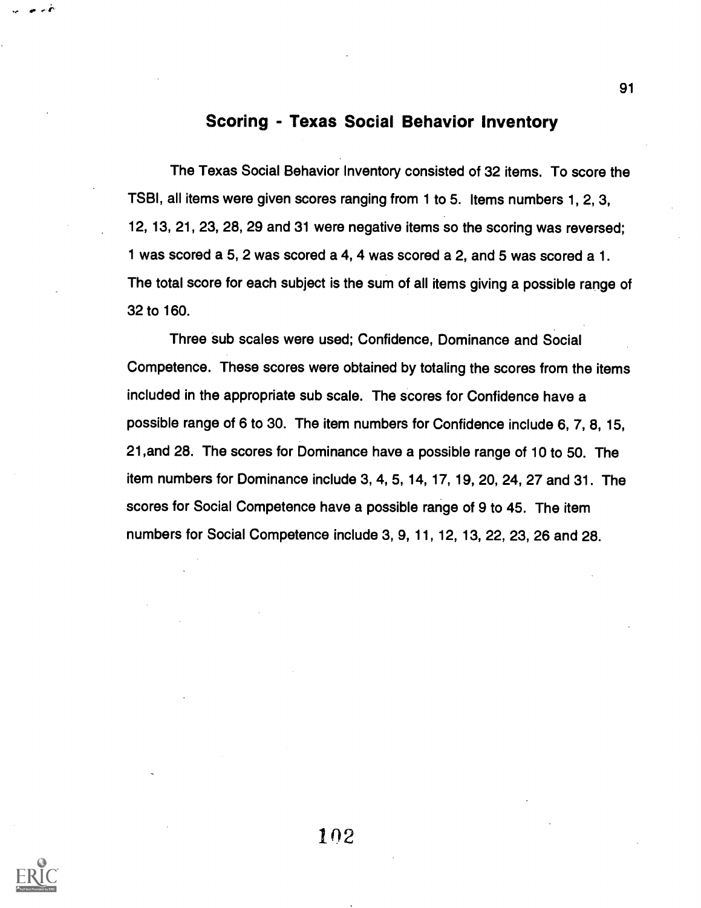## Scoring - Texas Social Behavior Inventory

The Texas Social Behavior Inventory consisted of 32 items. To score the TSBI, all items were given scores ranging from 1 to 5. Items numbers 1, 2, 3, 12, 13, 21, 23, 28, 29 and 31 were negative items so the scoring was reversed; 1 was scored a 5, 2 was scored a 4, 4 was scored a 2, and 5 was scored a 1. The total score for each subject is the sum of all items giving a possible range of 32 to 160.

Three sub scales were used; Confidence, Dominance and Social Competence. These scores were obtained by totaling the scores from the items included in the appropriate sub scale. The scores for Confidence have a possible range of 6 to 30. The item numbers for Confidence include 6, 7, 8, 15, 21,and 28. The scores for Dominance have a possible range of 10 to 50. The item numbers for Dominance include 3, 4, 5, 14, 17, 19, 20, 24, 27 and 31. The scores for Social Competence have a possible range of 9 to 45. The item numbers for Social Competence include 3, 9, 11, 12, 13, 22, 23, 26 and 28.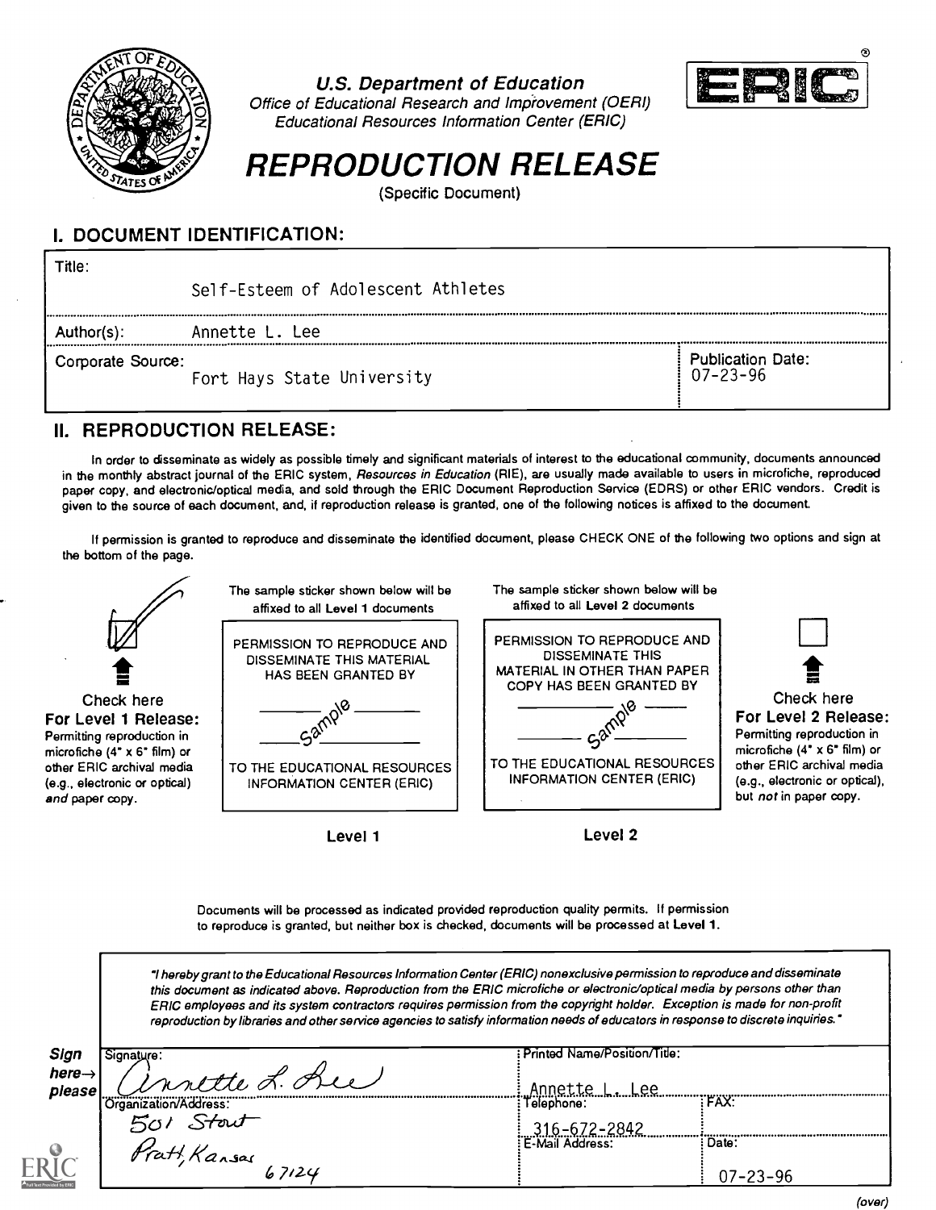U.S. Department of Education
Office of Educational Research and Improvement (OERI)
Educational Resources Information Center (ERIC)

# REPRODUCTION RELEASE

(Specific Document)

## I. DOCUMENT IDENTIFICATION:

Title: Self-Esteem of Adolescent Athletes

Author(s): Annette L. Lee

Corporate Source: Fort Hays State University

Publication Date: 07-23-96

## II. REPRODUCTION RELEASE:

In order to disseminate as widely as possible timely and significant materials of interest to the educational community, documents announced in the monthly abstract journal of the ERIC system, *Resources in Education* (RIE), are usually made available to users in microfiche, reproduced paper copy, and electronic/optical media, and sold through the ERIC Document Reproduction Service (EDRS) or other ERIC vendors. Credit is given to the source of each document, and, if reproduction release is granted, one of the following notices is affixed to the document.

If permission is granted to reproduce and disseminate the identified document, please CHECK ONE of the following two options and sign at the bottom of the page.

[X] Check here
**For Level 1 Release:**
Permitting reproduction in microfiche (4" x 6" film) or other ERIC archival media (e.g., electronic or optical) *and* paper copy.

The sample sticker shown below will be affixed to all Level 1 documents

PERMISSION TO REPRODUCE AND DISSEMINATE THIS MATERIAL HAS BEEN GRANTED BY

Sample

TO THE EDUCATIONAL RESOURCES INFORMATION CENTER (ERIC)

**Level 1**

The sample sticker shown below will be affixed to all Level 2 documents

PERMISSION TO REPRODUCE AND DISSEMINATE THIS MATERIAL IN OTHER THAN PAPER COPY HAS BEEN GRANTED BY

Sample

TO THE EDUCATIONAL RESOURCES INFORMATION CENTER (ERIC)

**Level 2**

[ ] Check here
**For Level 2 Release:**
Permitting reproduction in microfiche (4" x 6" film) or other ERIC archival media (e.g., electronic or optical), but *not* in paper copy.

Documents will be processed as indicated provided reproduction quality permits. If permission to reproduce is granted, but neither box is checked, documents will be processed at Level 1.

*"I hereby grant to the Educational Resources Information Center (ERIC) nonexclusive permission to reproduce and disseminate this document as indicated above. Reproduction from the ERIC microfiche or electronic/optical media by persons other than ERIC employees and its system contractors requires permission from the copyright holder. Exception is made for non-profit reproduction by libraries and other service agencies to satisfy information needs of educators in response to discrete inquiries."*

**Sign here→ please**

| Signature: Annette L. Lee | Printed Name/Position/Title: Annette L. Lee | |
|---|---|---|
| Organization/Address: 501 Stout, Pratt, Kansas 67124 | Telephone: 316-672-2842 | FAX: |
| | E-Mail Address: | Date: 07-23-96 |

(over)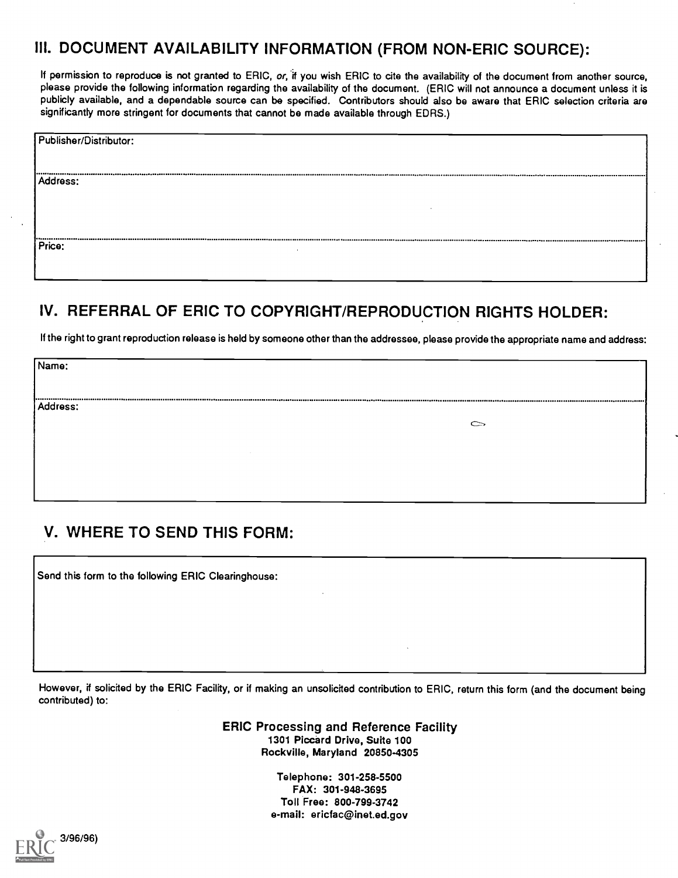## III. DOCUMENT AVAILABILITY INFORMATION (FROM NON-ERIC SOURCE):

If permission to reproduce is not granted to ERIC, *or,* if you wish ERIC to cite the availability of the document from another source, please provide the following information regarding the availability of the document. (ERIC will not announce a document unless it is publicly available, and a dependable source can be specified. Contributors should also be aware that ERIC selection criteria are significantly more stringent for documents that cannot be made available through EDRS.)

Publisher/Distributor:

Address:

Price:

## IV. REFERRAL OF ERIC TO COPYRIGHT/REPRODUCTION RIGHTS HOLDER:

If the right to grant reproduction release is held by someone other than the addressee, please provide the appropriate name and address:

Name:

Address:

## V. WHERE TO SEND THIS FORM:

Send this form to the following ERIC Clearinghouse:

However, if solicited by the ERIC Facility, or if making an unsolicited contribution to ERIC, return this form (and the document being contributed) to:

**ERIC Processing and Reference Facility**
1301 Piccard Drive, Suite 100
Rockville, Maryland 20850-4305

Telephone: 301-258-5500
FAX: 301-948-3695
Toll Free: 800-799-3742
e-mail: ericfac@inet.ed.gov

3/96/96)